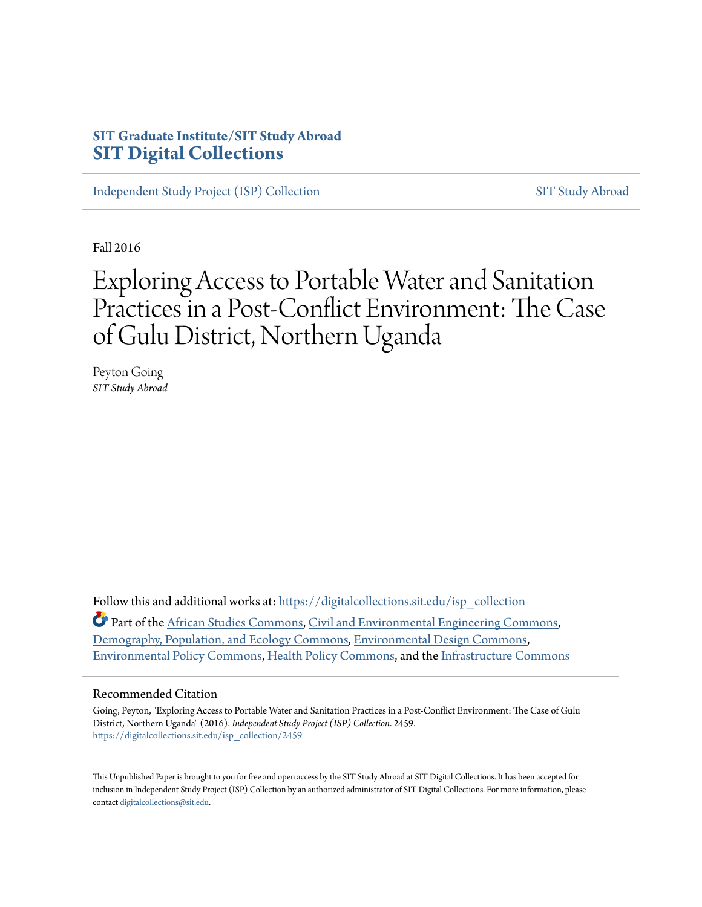**SIT Graduate Institute/SIT Study Abroad**
**SIT Digital Collections**

Independent Study Project (ISP) Collection | SIT Study Abroad

Fall 2016

# Exploring Access to Portable Water and Sanitation Practices in a Post-Conflict Environment: The Case of Gulu District, Northern Uganda

Peyton Going
*SIT Study Abroad*

Follow this and additional works at: https://digitalcollections.sit.edu/isp_collection

Part of the African Studies Commons, Civil and Environmental Engineering Commons, Demography, Population, and Ecology Commons, Environmental Design Commons, Environmental Policy Commons, Health Policy Commons, and the Infrastructure Commons

## Recommended Citation

Going, Peyton, "Exploring Access to Portable Water and Sanitation Practices in a Post-Conflict Environment: The Case of Gulu District, Northern Uganda" (2016). *Independent Study Project (ISP) Collection*. 2459.
https://digitalcollections.sit.edu/isp_collection/2459

This Unpublished Paper is brought to you for free and open access by the SIT Study Abroad at SIT Digital Collections. It has been accepted for inclusion in Independent Study Project (ISP) Collection by an authorized administrator of SIT Digital Collections. For more information, please contact digitalcollections@sit.edu.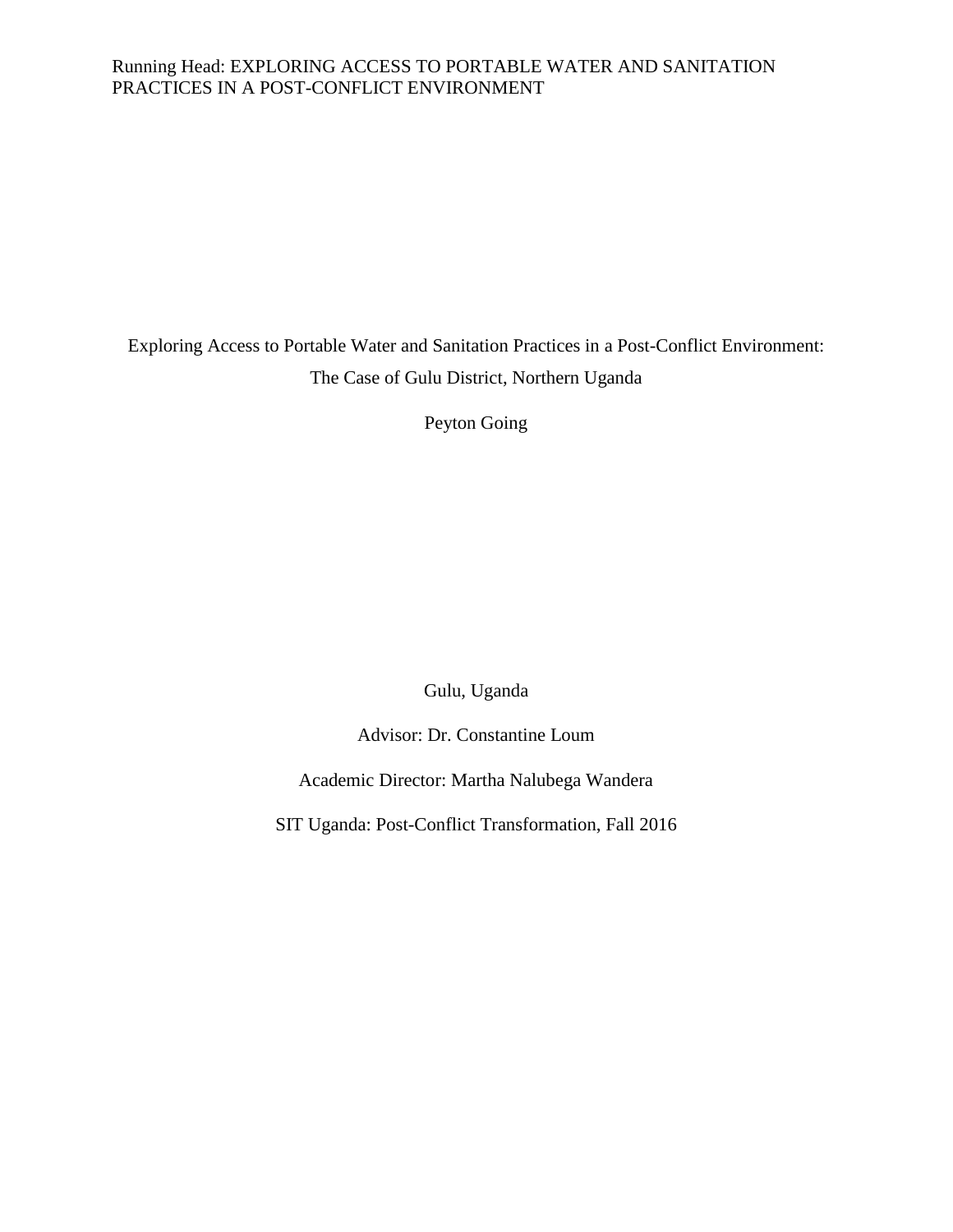Exploring Access to Portable Water and Sanitation Practices in a Post-Conflict Environment: The Case of Gulu District, Northern Uganda

Peyton Going

Gulu, Uganda

Advisor: Dr. Constantine Loum

Academic Director: Martha Nalubega Wandera

SIT Uganda: Post-Conflict Transformation, Fall 2016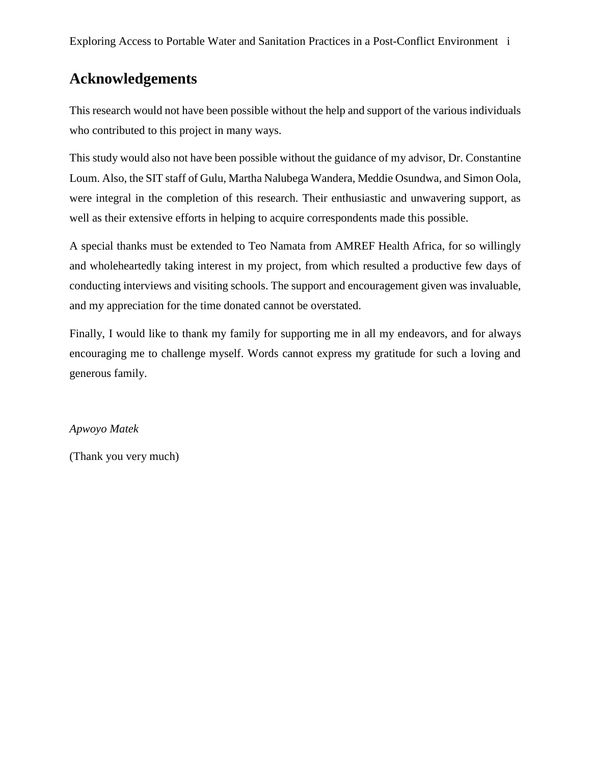# Acknowledgements

This research would not have been possible without the help and support of the various individuals who contributed to this project in many ways.

This study would also not have been possible without the guidance of my advisor, Dr. Constantine Loum. Also, the SIT staff of Gulu, Martha Nalubega Wandera, Meddie Osundwa, and Simon Oola, were integral in the completion of this research. Their enthusiastic and unwavering support, as well as their extensive efforts in helping to acquire correspondents made this possible.

A special thanks must be extended to Teo Namata from AMREF Health Africa, for so willingly and wholeheartedly taking interest in my project, from which resulted a productive few days of conducting interviews and visiting schools. The support and encouragement given was invaluable, and my appreciation for the time donated cannot be overstated.

Finally, I would like to thank my family for supporting me in all my endeavors, and for always encouraging me to challenge myself. Words cannot express my gratitude for such a loving and generous family.

*Apwoyo Matek*

(Thank you very much)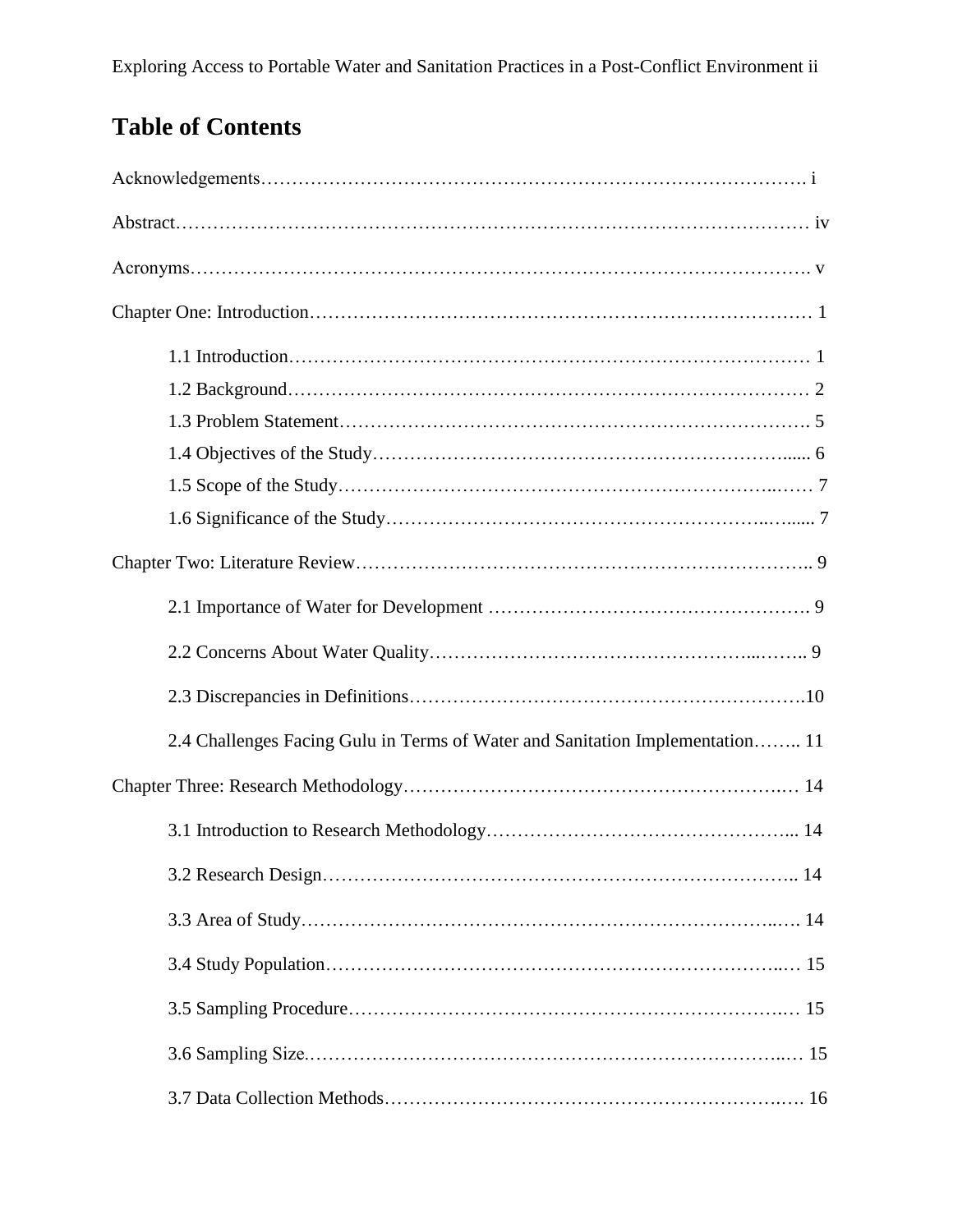# Table of Contents

Acknowledgements………………………………………………………………………………. i

Abstract………………………………………………………………………………………… iv

Acronyms………………………………………………………………………………………. v

Chapter One: Introduction……………………………………………………………………… 1

- 1.1 Introduction………………………………………………………………………… 1
- 1.2 Background………………………………………………………………………… 2
- 1.3 Problem Statement…………………………………………………………………. 5
- 1.4 Objectives of the Study…………………………………………………………...... 6
- 1.5 Scope of the Study……………………………………………………………..…… 7
- 1.6 Significance of the Study…………………………………………………..…..... 7

Chapter Two: Literature Review……………………………………………………………….. 9

- 2.1 Importance of Water for Development ……………………………………………. 9
- 2.2 Concerns About Water Quality……………………………………………...…….. 9
- 2.3 Discrepancies in Definitions……………………………………………………….10
- 2.4 Challenges Facing Gulu in Terms of Water and Sanitation Implementation…….. 11

Chapter Three: Research Methodology…………………………………………………….… 14

- 3.1 Introduction to Research Methodology…………………………………………... 14
- 3.2 Research Design………………………………………………………………….. 14
- 3.3 Area of Study……………………………………………………………………..…. 14
- 3.4 Study Population………………………………………………………………..… 15
- 3.5 Sampling Procedure………………………………………………………………… 15
- 3.6 Sampling Size.…………………………………………………………………..… 15
- 3.7 Data Collection Methods…………………………………………………………. 16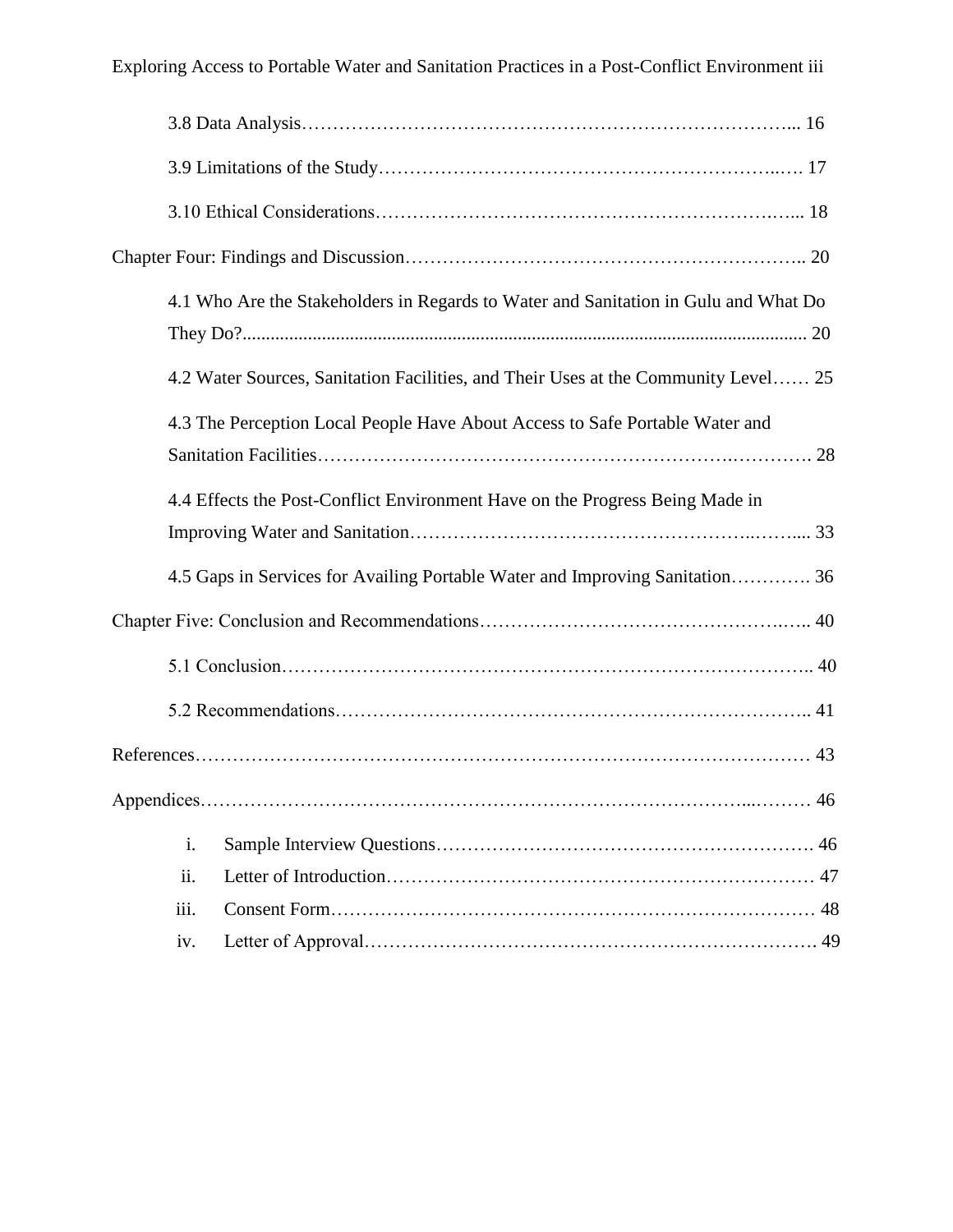3.8 Data Analysis………………………………………………………………………... 16

3.9 Limitations of the Study……………………………………………………..…. 17

3.10 Ethical Considerations……………………………………………………….…... 18

Chapter Four: Findings and Discussion…………………………………………………….. 20

4.1 Who Are the Stakeholders in Regards to Water and Sanitation in Gulu and What Do They Do?...................................................................................................................... 20

4.2 Water Sources, Sanitation Facilities, and Their Uses at the Community Level…… 25

4.3 The Perception Local People Have About Access to Safe Portable Water and Sanitation Facilities…………………………………………………….…………. 28

4.4 Effects the Post-Conflict Environment Have on the Progress Being Made in Improving Water and Sanitation………………………………………………..…….... 33

4.5 Gaps in Services for Availing Portable Water and Improving Sanitation…………. 36

Chapter Five: Conclusion and Recommendations…………………………………………..….. 40

5.1 Conclusion……………………………………………………………………….. 40

5.2 Recommendations……………………………………………………………….. 41

References………………………………………………………………………………………… 43

Appendices………………………………………………………………………...……… 46

i. Sample Interview Questions……………………………………………………. 46
ii. Letter of Introduction…………………………………………………………… 47
iii. Consent Form…………………………………………………………………… 48
iv. Letter of Approval……………………………………………………………… 49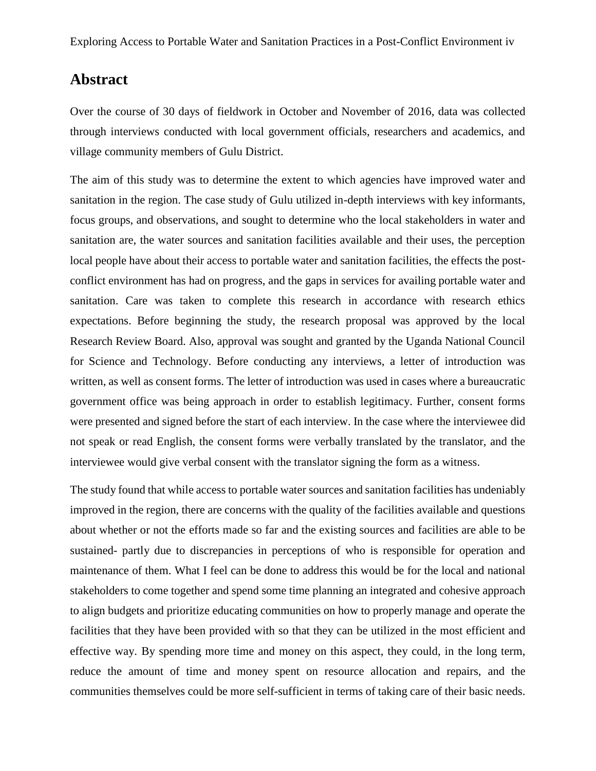## Abstract

Over the course of 30 days of fieldwork in October and November of 2016, data was collected through interviews conducted with local government officials, researchers and academics, and village community members of Gulu District.

The aim of this study was to determine the extent to which agencies have improved water and sanitation in the region. The case study of Gulu utilized in-depth interviews with key informants, focus groups, and observations, and sought to determine who the local stakeholders in water and sanitation are, the water sources and sanitation facilities available and their uses, the perception local people have about their access to portable water and sanitation facilities, the effects the post-conflict environment has had on progress, and the gaps in services for availing portable water and sanitation. Care was taken to complete this research in accordance with research ethics expectations. Before beginning the study, the research proposal was approved by the local Research Review Board. Also, approval was sought and granted by the Uganda National Council for Science and Technology. Before conducting any interviews, a letter of introduction was written, as well as consent forms. The letter of introduction was used in cases where a bureaucratic government office was being approach in order to establish legitimacy. Further, consent forms were presented and signed before the start of each interview. In the case where the interviewee did not speak or read English, the consent forms were verbally translated by the translator, and the interviewee would give verbal consent with the translator signing the form as a witness.

The study found that while access to portable water sources and sanitation facilities has undeniably improved in the region, there are concerns with the quality of the facilities available and questions about whether or not the efforts made so far and the existing sources and facilities are able to be sustained- partly due to discrepancies in perceptions of who is responsible for operation and maintenance of them. What I feel can be done to address this would be for the local and national stakeholders to come together and spend some time planning an integrated and cohesive approach to align budgets and prioritize educating communities on how to properly manage and operate the facilities that they have been provided with so that they can be utilized in the most efficient and effective way. By spending more time and money on this aspect, they could, in the long term, reduce the amount of time and money spent on resource allocation and repairs, and the communities themselves could be more self-sufficient in terms of taking care of their basic needs.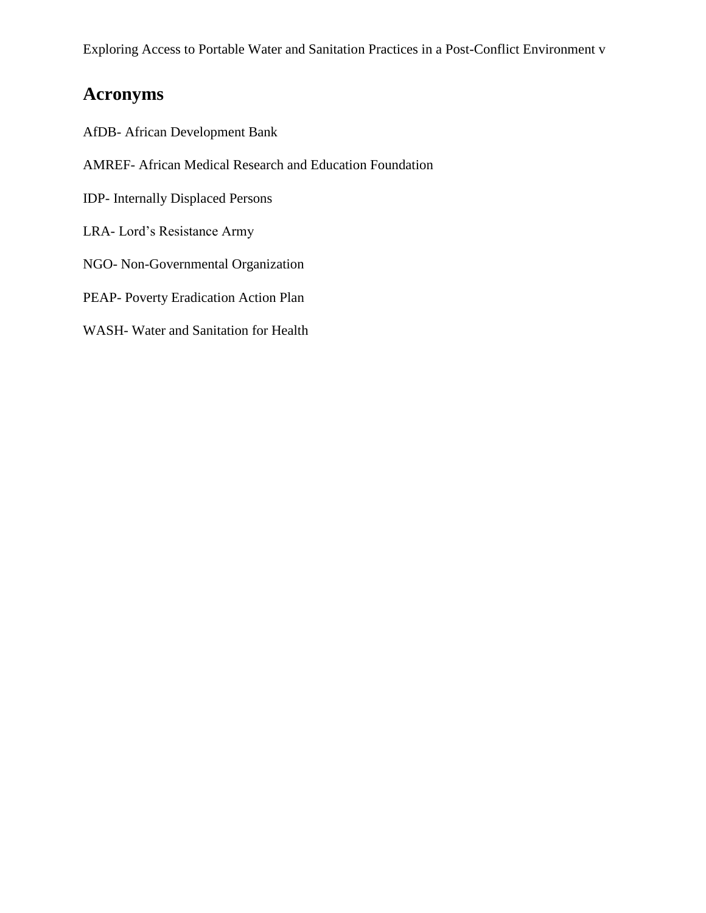## Acronyms

AfDB- African Development Bank

AMREF- African Medical Research and Education Foundation

IDP- Internally Displaced Persons

LRA- Lord's Resistance Army

NGO- Non-Governmental Organization

PEAP- Poverty Eradication Action Plan

WASH- Water and Sanitation for Health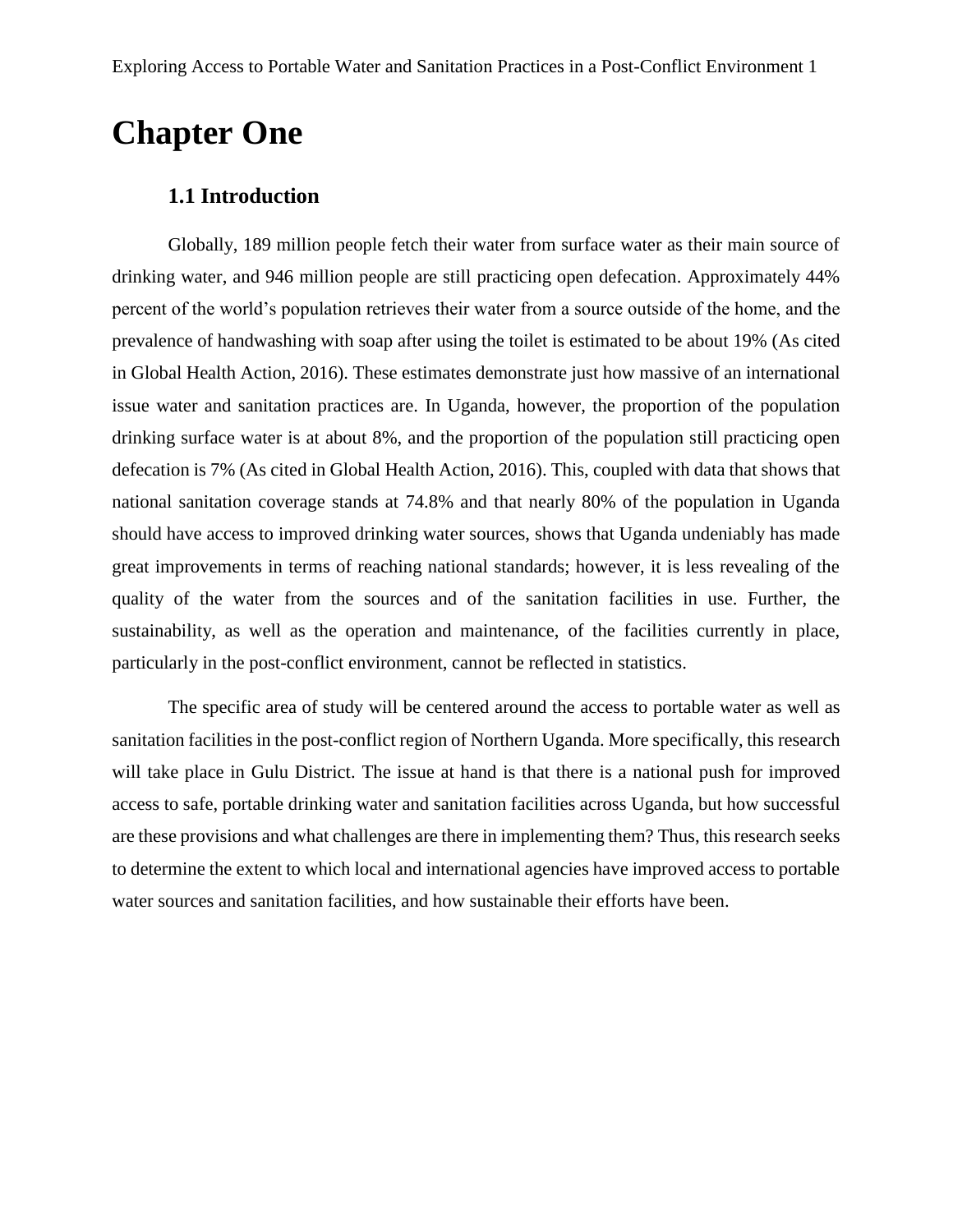# Chapter One

## 1.1 Introduction

Globally, 189 million people fetch their water from surface water as their main source of drinking water, and 946 million people are still practicing open defecation. Approximately 44% percent of the world's population retrieves their water from a source outside of the home, and the prevalence of handwashing with soap after using the toilet is estimated to be about 19% (As cited in Global Health Action, 2016). These estimates demonstrate just how massive of an international issue water and sanitation practices are. In Uganda, however, the proportion of the population drinking surface water is at about 8%, and the proportion of the population still practicing open defecation is 7% (As cited in Global Health Action, 2016). This, coupled with data that shows that national sanitation coverage stands at 74.8% and that nearly 80% of the population in Uganda should have access to improved drinking water sources, shows that Uganda undeniably has made great improvements in terms of reaching national standards; however, it is less revealing of the quality of the water from the sources and of the sanitation facilities in use. Further, the sustainability, as well as the operation and maintenance, of the facilities currently in place, particularly in the post-conflict environment, cannot be reflected in statistics.

The specific area of study will be centered around the access to portable water as well as sanitation facilities in the post-conflict region of Northern Uganda. More specifically, this research will take place in Gulu District. The issue at hand is that there is a national push for improved access to safe, portable drinking water and sanitation facilities across Uganda, but how successful are these provisions and what challenges are there in implementing them? Thus, this research seeks to determine the extent to which local and international agencies have improved access to portable water sources and sanitation facilities, and how sustainable their efforts have been.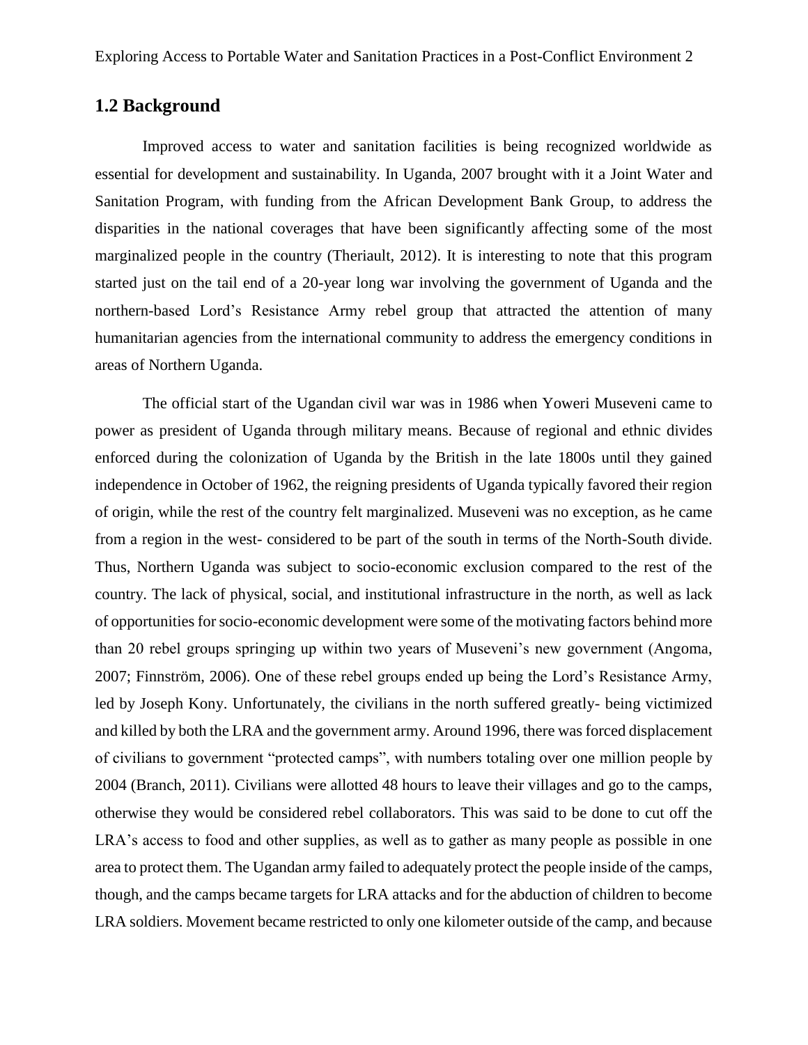## 1.2 Background

Improved access to water and sanitation facilities is being recognized worldwide as essential for development and sustainability. In Uganda, 2007 brought with it a Joint Water and Sanitation Program, with funding from the African Development Bank Group, to address the disparities in the national coverages that have been significantly affecting some of the most marginalized people in the country (Theriault, 2012). It is interesting to note that this program started just on the tail end of a 20-year long war involving the government of Uganda and the northern-based Lord's Resistance Army rebel group that attracted the attention of many humanitarian agencies from the international community to address the emergency conditions in areas of Northern Uganda.

The official start of the Ugandan civil war was in 1986 when Yoweri Museveni came to power as president of Uganda through military means. Because of regional and ethnic divides enforced during the colonization of Uganda by the British in the late 1800s until they gained independence in October of 1962, the reigning presidents of Uganda typically favored their region of origin, while the rest of the country felt marginalized. Museveni was no exception, as he came from a region in the west- considered to be part of the south in terms of the North-South divide. Thus, Northern Uganda was subject to socio-economic exclusion compared to the rest of the country. The lack of physical, social, and institutional infrastructure in the north, as well as lack of opportunities for socio-economic development were some of the motivating factors behind more than 20 rebel groups springing up within two years of Museveni's new government (Angoma, 2007; Finnström, 2006). One of these rebel groups ended up being the Lord's Resistance Army, led by Joseph Kony. Unfortunately, the civilians in the north suffered greatly- being victimized and killed by both the LRA and the government army. Around 1996, there was forced displacement of civilians to government "protected camps", with numbers totaling over one million people by 2004 (Branch, 2011). Civilians were allotted 48 hours to leave their villages and go to the camps, otherwise they would be considered rebel collaborators. This was said to be done to cut off the LRA's access to food and other supplies, as well as to gather as many people as possible in one area to protect them. The Ugandan army failed to adequately protect the people inside of the camps, though, and the camps became targets for LRA attacks and for the abduction of children to become LRA soldiers. Movement became restricted to only one kilometer outside of the camp, and because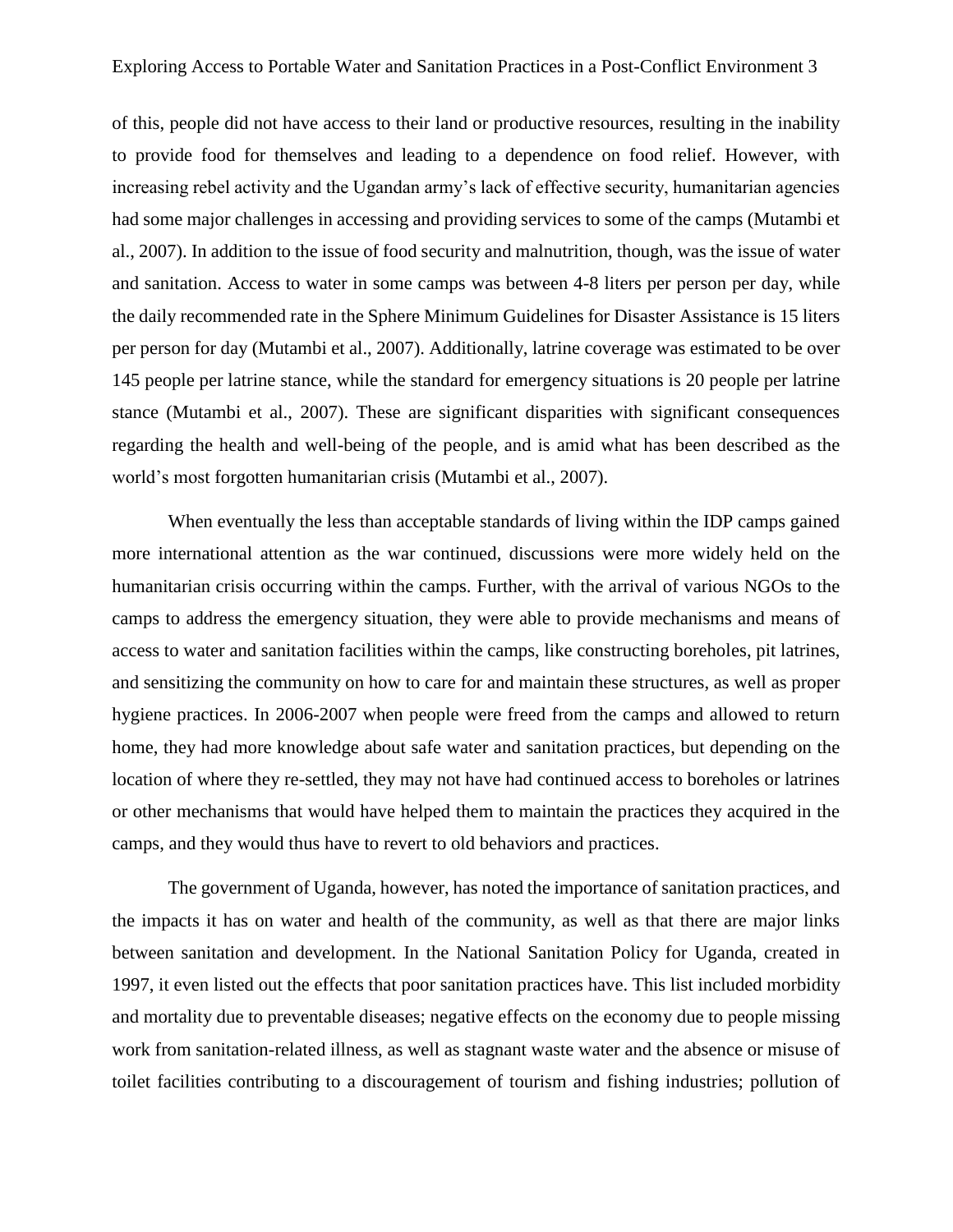of this, people did not have access to their land or productive resources, resulting in the inability to provide food for themselves and leading to a dependence on food relief. However, with increasing rebel activity and the Ugandan army's lack of effective security, humanitarian agencies had some major challenges in accessing and providing services to some of the camps (Mutambi et al., 2007). In addition to the issue of food security and malnutrition, though, was the issue of water and sanitation. Access to water in some camps was between 4-8 liters per person per day, while the daily recommended rate in the Sphere Minimum Guidelines for Disaster Assistance is 15 liters per person for day (Mutambi et al., 2007). Additionally, latrine coverage was estimated to be over 145 people per latrine stance, while the standard for emergency situations is 20 people per latrine stance (Mutambi et al., 2007). These are significant disparities with significant consequences regarding the health and well-being of the people, and is amid what has been described as the world's most forgotten humanitarian crisis (Mutambi et al., 2007).

When eventually the less than acceptable standards of living within the IDP camps gained more international attention as the war continued, discussions were more widely held on the humanitarian crisis occurring within the camps. Further, with the arrival of various NGOs to the camps to address the emergency situation, they were able to provide mechanisms and means of access to water and sanitation facilities within the camps, like constructing boreholes, pit latrines, and sensitizing the community on how to care for and maintain these structures, as well as proper hygiene practices. In 2006-2007 when people were freed from the camps and allowed to return home, they had more knowledge about safe water and sanitation practices, but depending on the location of where they re-settled, they may not have had continued access to boreholes or latrines or other mechanisms that would have helped them to maintain the practices they acquired in the camps, and they would thus have to revert to old behaviors and practices.

The government of Uganda, however, has noted the importance of sanitation practices, and the impacts it has on water and health of the community, as well as that there are major links between sanitation and development. In the National Sanitation Policy for Uganda, created in 1997, it even listed out the effects that poor sanitation practices have. This list included morbidity and mortality due to preventable diseases; negative effects on the economy due to people missing work from sanitation-related illness, as well as stagnant waste water and the absence or misuse of toilet facilities contributing to a discouragement of tourism and fishing industries; pollution of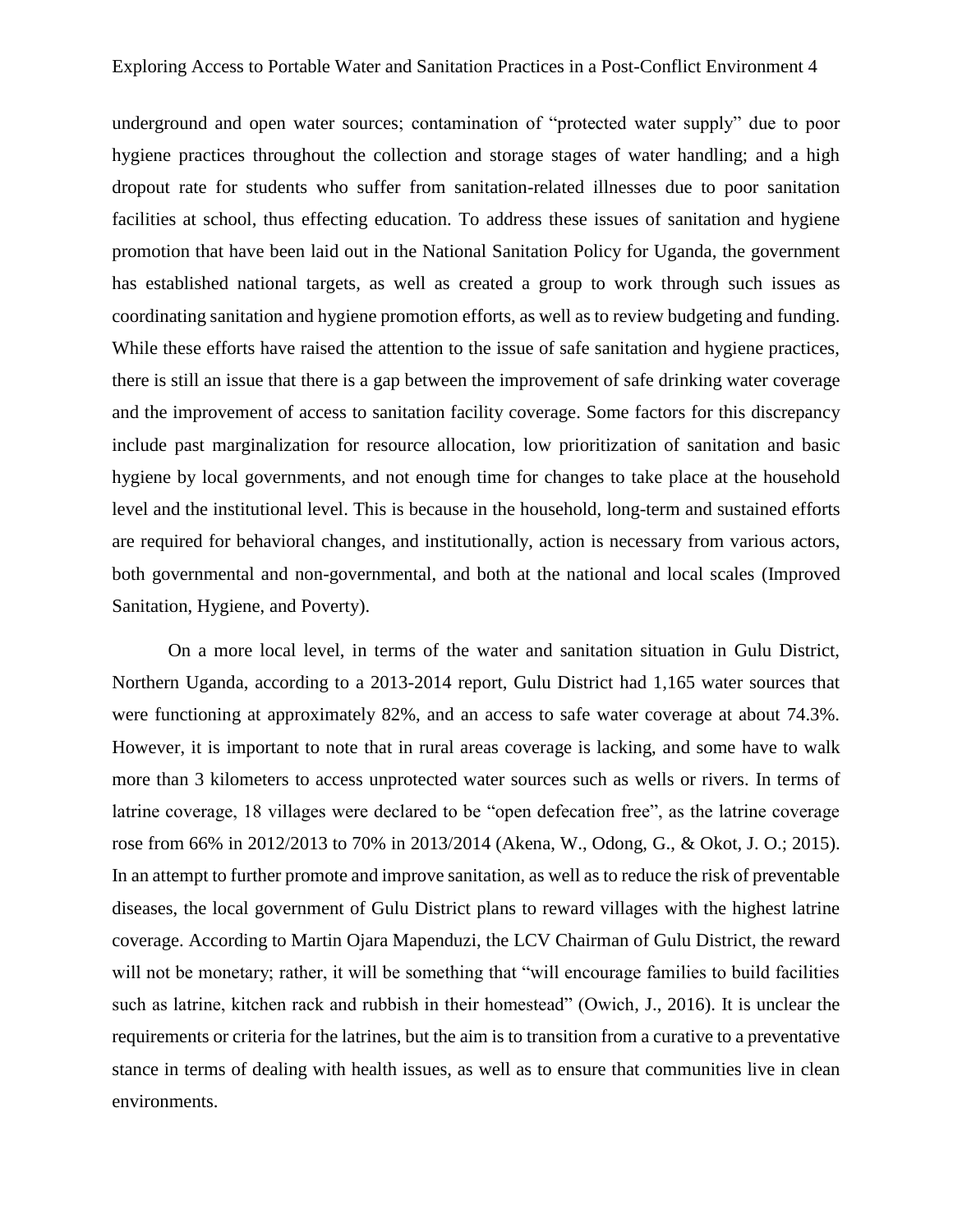underground and open water sources; contamination of "protected water supply" due to poor hygiene practices throughout the collection and storage stages of water handling; and a high dropout rate for students who suffer from sanitation-related illnesses due to poor sanitation facilities at school, thus effecting education. To address these issues of sanitation and hygiene promotion that have been laid out in the National Sanitation Policy for Uganda, the government has established national targets, as well as created a group to work through such issues as coordinating sanitation and hygiene promotion efforts, as well as to review budgeting and funding. While these efforts have raised the attention to the issue of safe sanitation and hygiene practices, there is still an issue that there is a gap between the improvement of safe drinking water coverage and the improvement of access to sanitation facility coverage. Some factors for this discrepancy include past marginalization for resource allocation, low prioritization of sanitation and basic hygiene by local governments, and not enough time for changes to take place at the household level and the institutional level. This is because in the household, long-term and sustained efforts are required for behavioral changes, and institutionally, action is necessary from various actors, both governmental and non-governmental, and both at the national and local scales (Improved Sanitation, Hygiene, and Poverty).

On a more local level, in terms of the water and sanitation situation in Gulu District, Northern Uganda, according to a 2013-2014 report, Gulu District had 1,165 water sources that were functioning at approximately 82%, and an access to safe water coverage at about 74.3%. However, it is important to note that in rural areas coverage is lacking, and some have to walk more than 3 kilometers to access unprotected water sources such as wells or rivers. In terms of latrine coverage, 18 villages were declared to be "open defecation free", as the latrine coverage rose from 66% in 2012/2013 to 70% in 2013/2014 (Akena, W., Odong, G., & Okot, J. O.; 2015). In an attempt to further promote and improve sanitation, as well as to reduce the risk of preventable diseases, the local government of Gulu District plans to reward villages with the highest latrine coverage. According to Martin Ojara Mapenduzi, the LCV Chairman of Gulu District, the reward will not be monetary; rather, it will be something that "will encourage families to build facilities such as latrine, kitchen rack and rubbish in their homestead" (Owich, J., 2016). It is unclear the requirements or criteria for the latrines, but the aim is to transition from a curative to a preventative stance in terms of dealing with health issues, as well as to ensure that communities live in clean environments.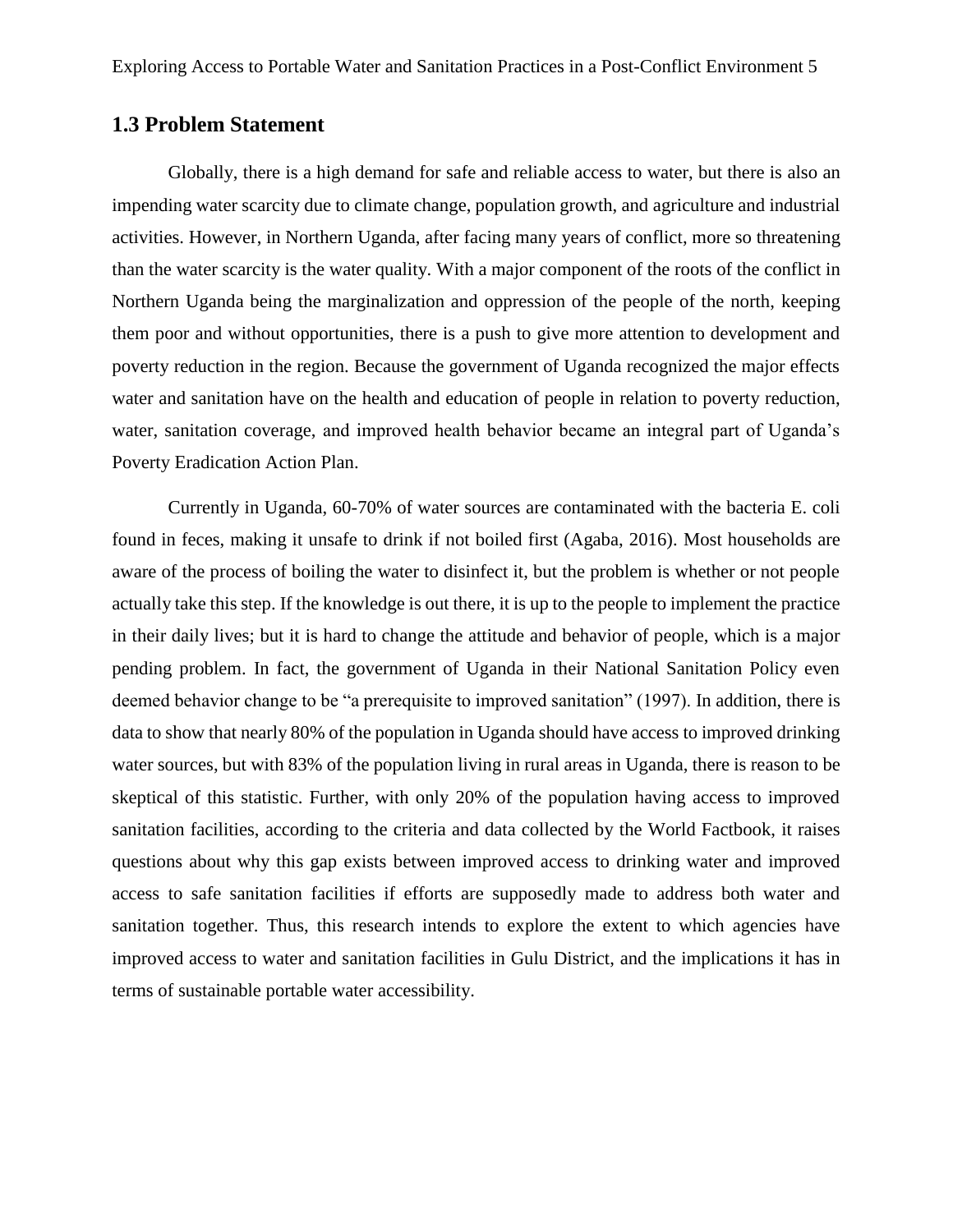## 1.3 Problem Statement

Globally, there is a high demand for safe and reliable access to water, but there is also an impending water scarcity due to climate change, population growth, and agriculture and industrial activities. However, in Northern Uganda, after facing many years of conflict, more so threatening than the water scarcity is the water quality. With a major component of the roots of the conflict in Northern Uganda being the marginalization and oppression of the people of the north, keeping them poor and without opportunities, there is a push to give more attention to development and poverty reduction in the region. Because the government of Uganda recognized the major effects water and sanitation have on the health and education of people in relation to poverty reduction, water, sanitation coverage, and improved health behavior became an integral part of Uganda's Poverty Eradication Action Plan.

Currently in Uganda, 60-70% of water sources are contaminated with the bacteria E. coli found in feces, making it unsafe to drink if not boiled first (Agaba, 2016). Most households are aware of the process of boiling the water to disinfect it, but the problem is whether or not people actually take this step. If the knowledge is out there, it is up to the people to implement the practice in their daily lives; but it is hard to change the attitude and behavior of people, which is a major pending problem. In fact, the government of Uganda in their National Sanitation Policy even deemed behavior change to be "a prerequisite to improved sanitation" (1997). In addition, there is data to show that nearly 80% of the population in Uganda should have access to improved drinking water sources, but with 83% of the population living in rural areas in Uganda, there is reason to be skeptical of this statistic. Further, with only 20% of the population having access to improved sanitation facilities, according to the criteria and data collected by the World Factbook, it raises questions about why this gap exists between improved access to drinking water and improved access to safe sanitation facilities if efforts are supposedly made to address both water and sanitation together. Thus, this research intends to explore the extent to which agencies have improved access to water and sanitation facilities in Gulu District, and the implications it has in terms of sustainable portable water accessibility.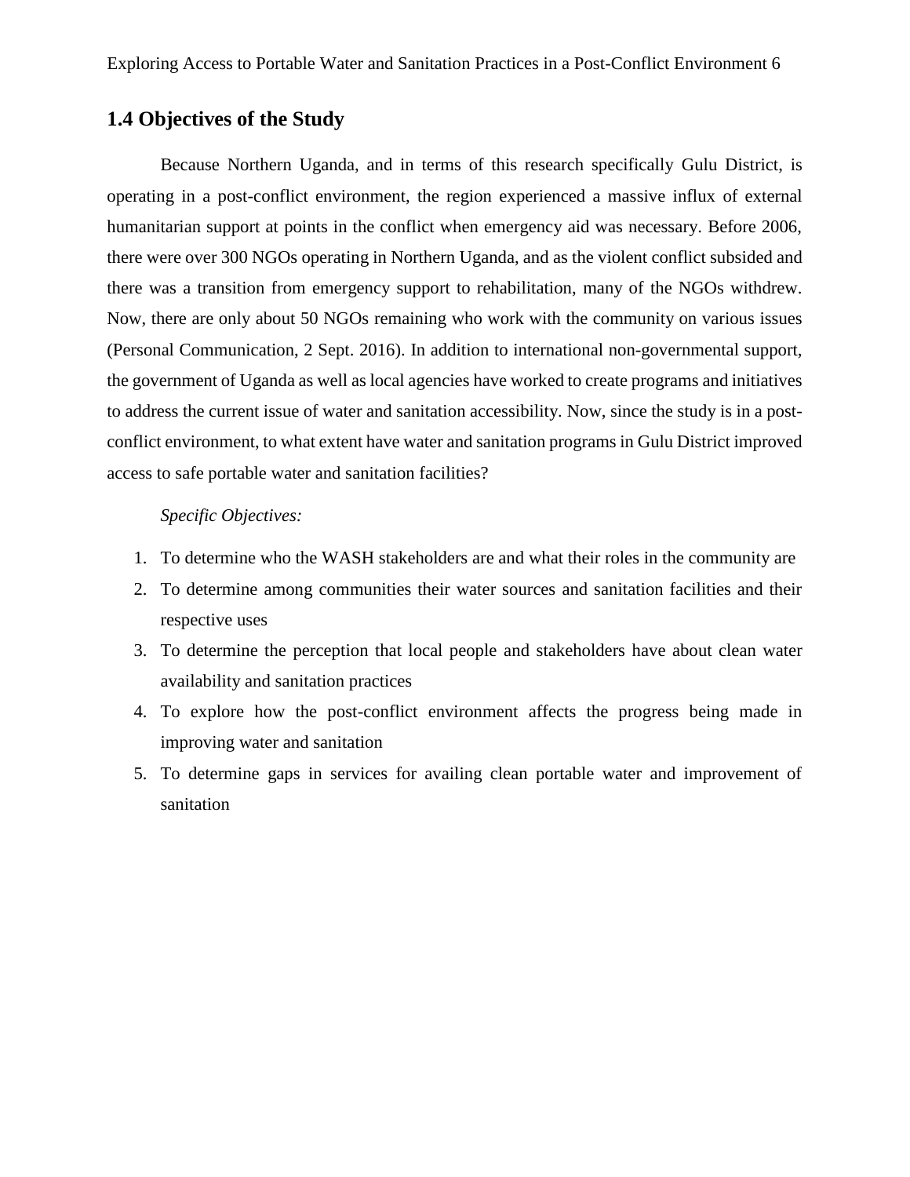## 1.4 Objectives of the Study

Because Northern Uganda, and in terms of this research specifically Gulu District, is operating in a post-conflict environment, the region experienced a massive influx of external humanitarian support at points in the conflict when emergency aid was necessary. Before 2006, there were over 300 NGOs operating in Northern Uganda, and as the violent conflict subsided and there was a transition from emergency support to rehabilitation, many of the NGOs withdrew. Now, there are only about 50 NGOs remaining who work with the community on various issues (Personal Communication, 2 Sept. 2016). In addition to international non-governmental support, the government of Uganda as well as local agencies have worked to create programs and initiatives to address the current issue of water and sanitation accessibility. Now, since the study is in a post-conflict environment, to what extent have water and sanitation programs in Gulu District improved access to safe portable water and sanitation facilities?

*Specific Objectives:*

1. To determine who the WASH stakeholders are and what their roles in the community are
2. To determine among communities their water sources and sanitation facilities and their respective uses
3. To determine the perception that local people and stakeholders have about clean water availability and sanitation practices
4. To explore how the post-conflict environment affects the progress being made in improving water and sanitation
5. To determine gaps in services for availing clean portable water and improvement of sanitation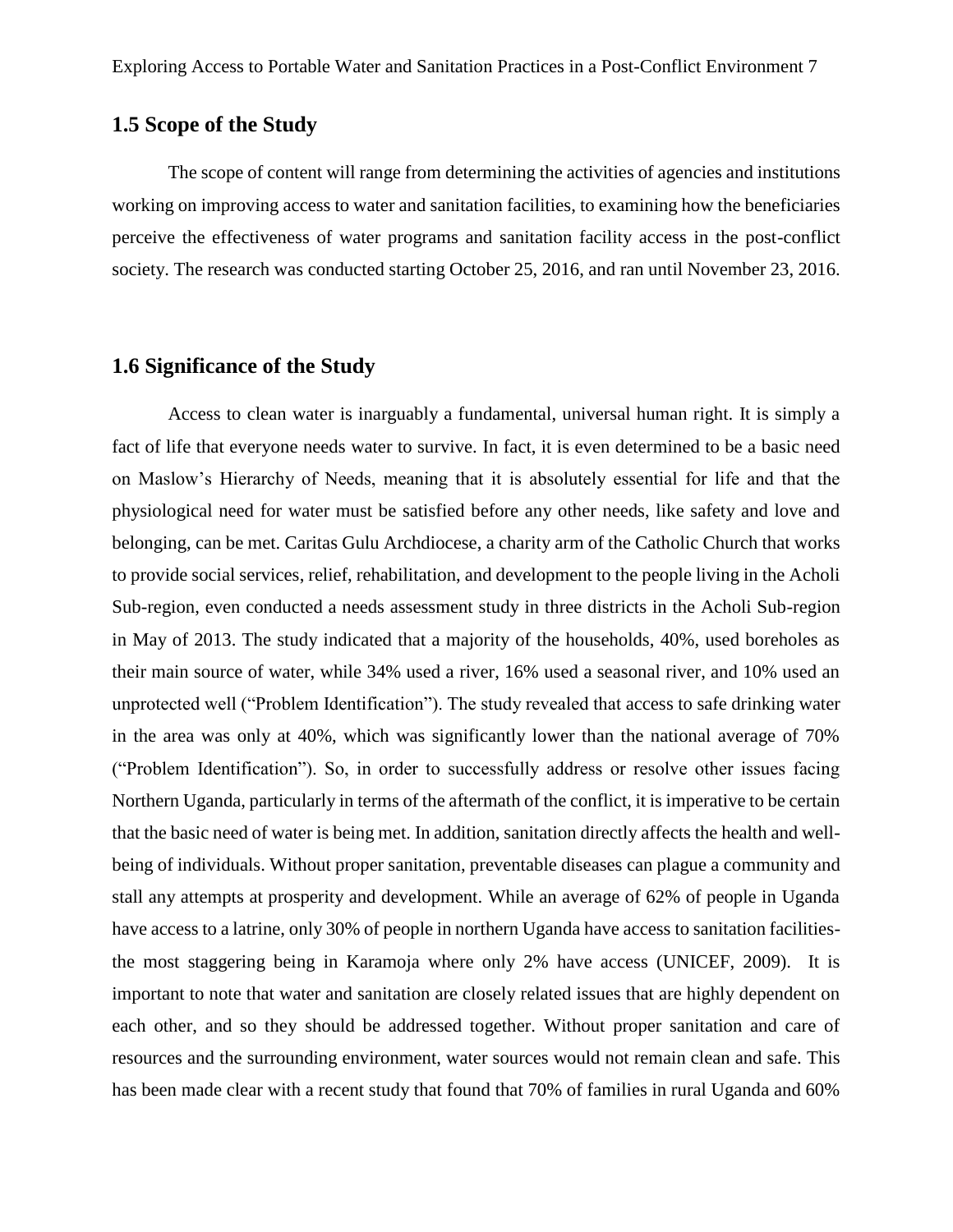## 1.5 Scope of the Study

The scope of content will range from determining the activities of agencies and institutions working on improving access to water and sanitation facilities, to examining how the beneficiaries perceive the effectiveness of water programs and sanitation facility access in the post-conflict society. The research was conducted starting October 25, 2016, and ran until November 23, 2016.

## 1.6 Significance of the Study

Access to clean water is inarguably a fundamental, universal human right. It is simply a fact of life that everyone needs water to survive. In fact, it is even determined to be a basic need on Maslow's Hierarchy of Needs, meaning that it is absolutely essential for life and that the physiological need for water must be satisfied before any other needs, like safety and love and belonging, can be met. Caritas Gulu Archdiocese, a charity arm of the Catholic Church that works to provide social services, relief, rehabilitation, and development to the people living in the Acholi Sub-region, even conducted a needs assessment study in three districts in the Acholi Sub-region in May of 2013. The study indicated that a majority of the households, 40%, used boreholes as their main source of water, while 34% used a river, 16% used a seasonal river, and 10% used an unprotected well ("Problem Identification"). The study revealed that access to safe drinking water in the area was only at 40%, which was significantly lower than the national average of 70% ("Problem Identification"). So, in order to successfully address or resolve other issues facing Northern Uganda, particularly in terms of the aftermath of the conflict, it is imperative to be certain that the basic need of water is being met. In addition, sanitation directly affects the health and well-being of individuals. Without proper sanitation, preventable diseases can plague a community and stall any attempts at prosperity and development. While an average of 62% of people in Uganda have access to a latrine, only 30% of people in northern Uganda have access to sanitation facilities- the most staggering being in Karamoja where only 2% have access (UNICEF, 2009). It is important to note that water and sanitation are closely related issues that are highly dependent on each other, and so they should be addressed together. Without proper sanitation and care of resources and the surrounding environment, water sources would not remain clean and safe. This has been made clear with a recent study that found that 70% of families in rural Uganda and 60%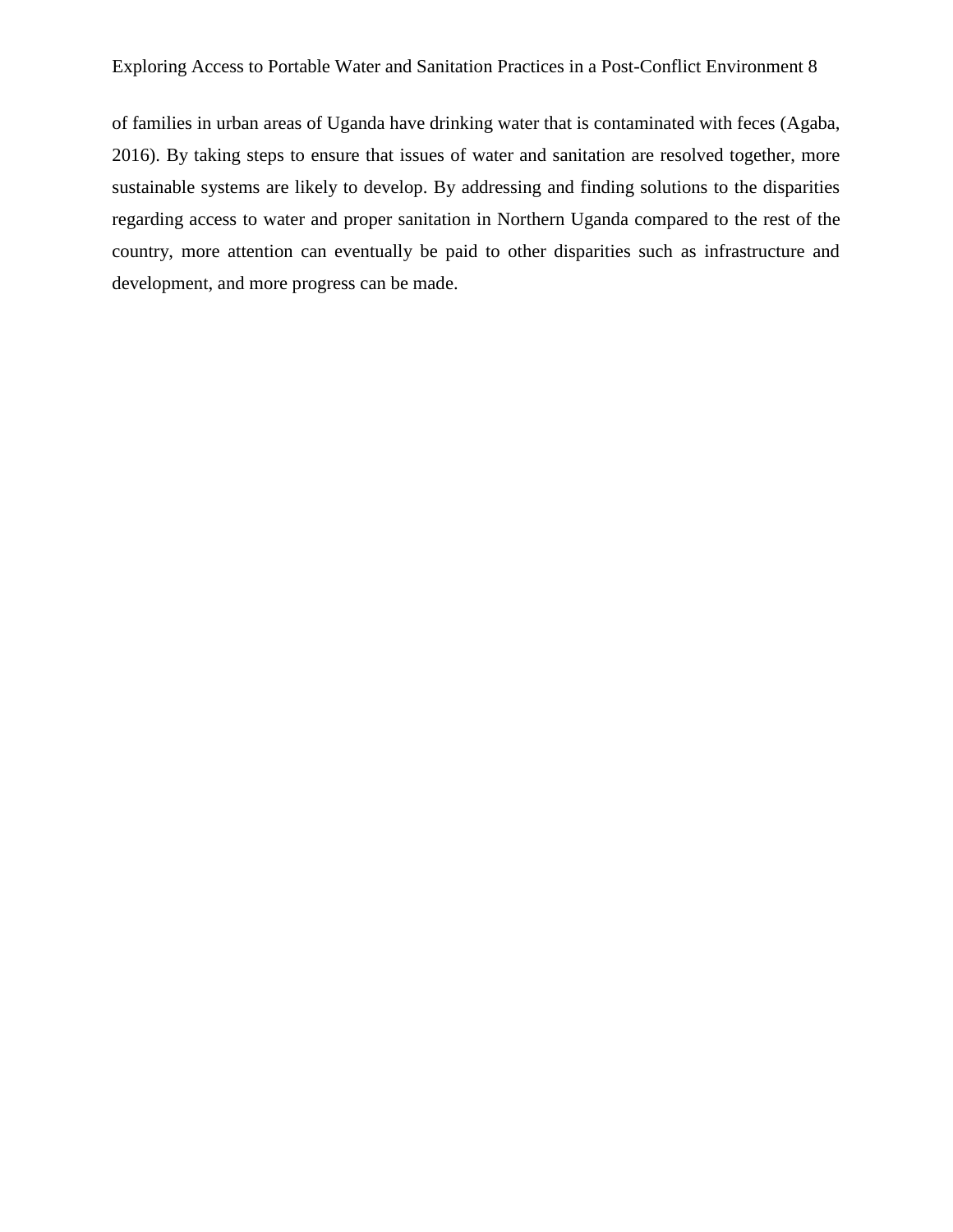of families in urban areas of Uganda have drinking water that is contaminated with feces (Agaba, 2016). By taking steps to ensure that issues of water and sanitation are resolved together, more sustainable systems are likely to develop. By addressing and finding solutions to the disparities regarding access to water and proper sanitation in Northern Uganda compared to the rest of the country, more attention can eventually be paid to other disparities such as infrastructure and development, and more progress can be made.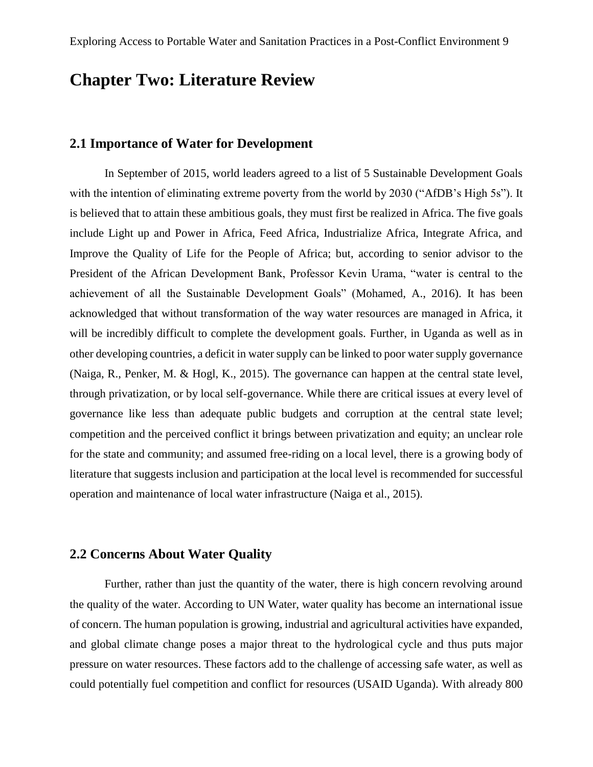# Chapter Two: Literature Review

## 2.1 Importance of Water for Development

In September of 2015, world leaders agreed to a list of 5 Sustainable Development Goals with the intention of eliminating extreme poverty from the world by 2030 ("AfDB's High 5s"). It is believed that to attain these ambitious goals, they must first be realized in Africa. The five goals include Light up and Power in Africa, Feed Africa, Industrialize Africa, Integrate Africa, and Improve the Quality of Life for the People of Africa; but, according to senior advisor to the President of the African Development Bank, Professor Kevin Urama, "water is central to the achievement of all the Sustainable Development Goals" (Mohamed, A., 2016). It has been acknowledged that without transformation of the way water resources are managed in Africa, it will be incredibly difficult to complete the development goals. Further, in Uganda as well as in other developing countries, a deficit in water supply can be linked to poor water supply governance (Naiga, R., Penker, M. & Hogl, K., 2015). The governance can happen at the central state level, through privatization, or by local self-governance. While there are critical issues at every level of governance like less than adequate public budgets and corruption at the central state level; competition and the perceived conflict it brings between privatization and equity; an unclear role for the state and community; and assumed free-riding on a local level, there is a growing body of literature that suggests inclusion and participation at the local level is recommended for successful operation and maintenance of local water infrastructure (Naiga et al., 2015).

## 2.2 Concerns About Water Quality

Further, rather than just the quantity of the water, there is high concern revolving around the quality of the water. According to UN Water, water quality has become an international issue of concern. The human population is growing, industrial and agricultural activities have expanded, and global climate change poses a major threat to the hydrological cycle and thus puts major pressure on water resources. These factors add to the challenge of accessing safe water, as well as could potentially fuel competition and conflict for resources (USAID Uganda). With already 800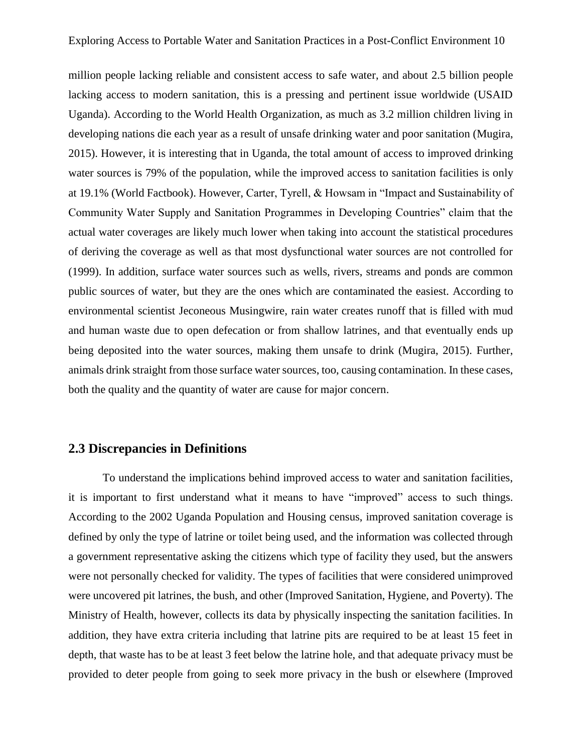million people lacking reliable and consistent access to safe water, and about 2.5 billion people lacking access to modern sanitation, this is a pressing and pertinent issue worldwide (USAID Uganda). According to the World Health Organization, as much as 3.2 million children living in developing nations die each year as a result of unsafe drinking water and poor sanitation (Mugira, 2015). However, it is interesting that in Uganda, the total amount of access to improved drinking water sources is 79% of the population, while the improved access to sanitation facilities is only at 19.1% (World Factbook). However, Carter, Tyrell, & Howsam in "Impact and Sustainability of Community Water Supply and Sanitation Programmes in Developing Countries" claim that the actual water coverages are likely much lower when taking into account the statistical procedures of deriving the coverage as well as that most dysfunctional water sources are not controlled for (1999). In addition, surface water sources such as wells, rivers, streams and ponds are common public sources of water, but they are the ones which are contaminated the easiest. According to environmental scientist Jeconeous Musingwire, rain water creates runoff that is filled with mud and human waste due to open defecation or from shallow latrines, and that eventually ends up being deposited into the water sources, making them unsafe to drink (Mugira, 2015). Further, animals drink straight from those surface water sources, too, causing contamination. In these cases, both the quality and the quantity of water are cause for major concern.

## 2.3 Discrepancies in Definitions

To understand the implications behind improved access to water and sanitation facilities, it is important to first understand what it means to have "improved" access to such things. According to the 2002 Uganda Population and Housing census, improved sanitation coverage is defined by only the type of latrine or toilet being used, and the information was collected through a government representative asking the citizens which type of facility they used, but the answers were not personally checked for validity. The types of facilities that were considered unimproved were uncovered pit latrines, the bush, and other (Improved Sanitation, Hygiene, and Poverty). The Ministry of Health, however, collects its data by physically inspecting the sanitation facilities. In addition, they have extra criteria including that latrine pits are required to be at least 15 feet in depth, that waste has to be at least 3 feet below the latrine hole, and that adequate privacy must be provided to deter people from going to seek more privacy in the bush or elsewhere (Improved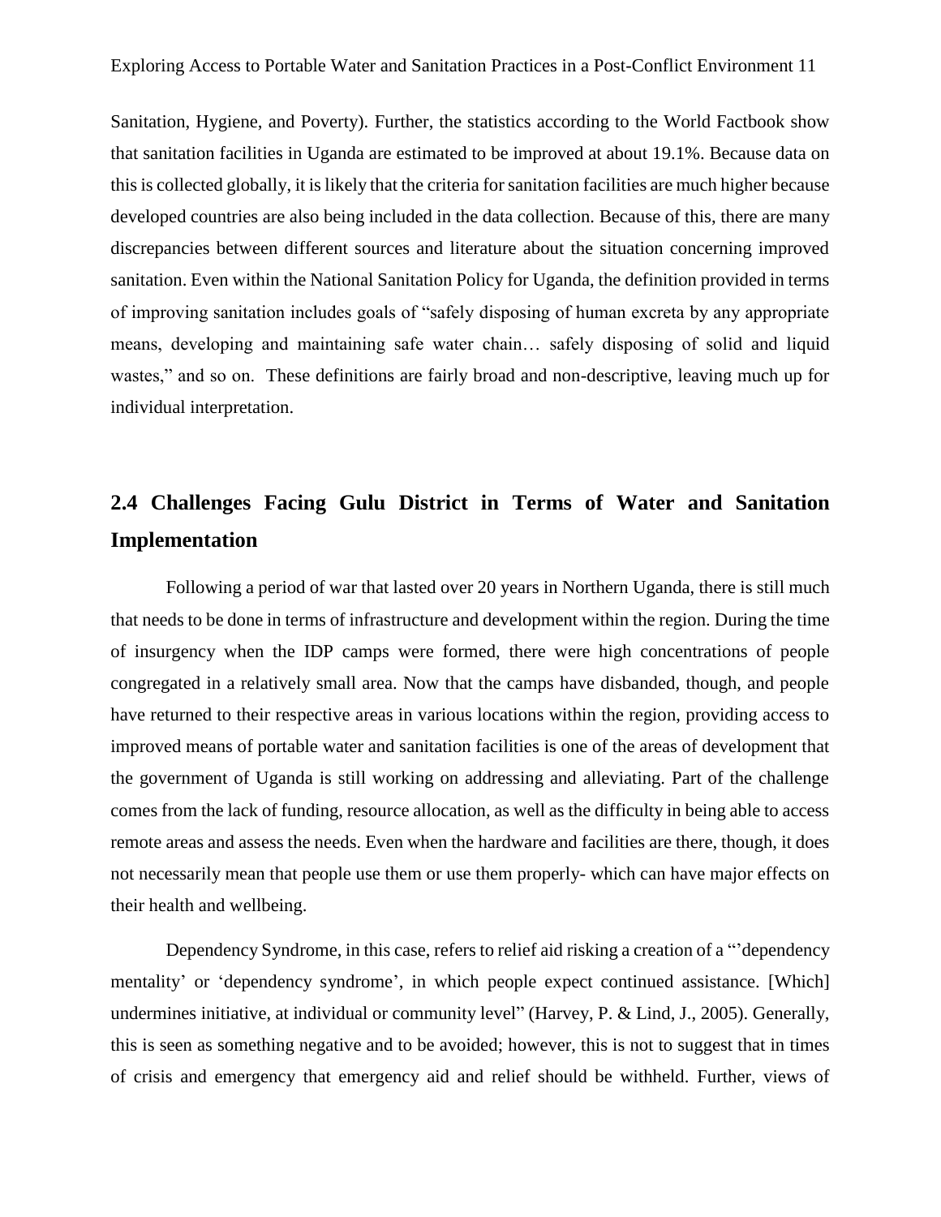Sanitation, Hygiene, and Poverty). Further, the statistics according to the World Factbook show that sanitation facilities in Uganda are estimated to be improved at about 19.1%. Because data on this is collected globally, it is likely that the criteria for sanitation facilities are much higher because developed countries are also being included in the data collection. Because of this, there are many discrepancies between different sources and literature about the situation concerning improved sanitation. Even within the National Sanitation Policy for Uganda, the definition provided in terms of improving sanitation includes goals of "safely disposing of human excreta by any appropriate means, developing and maintaining safe water chain… safely disposing of solid and liquid wastes," and so on. These definitions are fairly broad and non-descriptive, leaving much up for individual interpretation.

## 2.4 Challenges Facing Gulu District in Terms of Water and Sanitation Implementation

Following a period of war that lasted over 20 years in Northern Uganda, there is still much that needs to be done in terms of infrastructure and development within the region. During the time of insurgency when the IDP camps were formed, there were high concentrations of people congregated in a relatively small area. Now that the camps have disbanded, though, and people have returned to their respective areas in various locations within the region, providing access to improved means of portable water and sanitation facilities is one of the areas of development that the government of Uganda is still working on addressing and alleviating. Part of the challenge comes from the lack of funding, resource allocation, as well as the difficulty in being able to access remote areas and assess the needs. Even when the hardware and facilities are there, though, it does not necessarily mean that people use them or use them properly- which can have major effects on their health and wellbeing.

Dependency Syndrome, in this case, refers to relief aid risking a creation of a "'dependency mentality' or 'dependency syndrome', in which people expect continued assistance. [Which] undermines initiative, at individual or community level" (Harvey, P. & Lind, J., 2005). Generally, this is seen as something negative and to be avoided; however, this is not to suggest that in times of crisis and emergency that emergency aid and relief should be withheld. Further, views of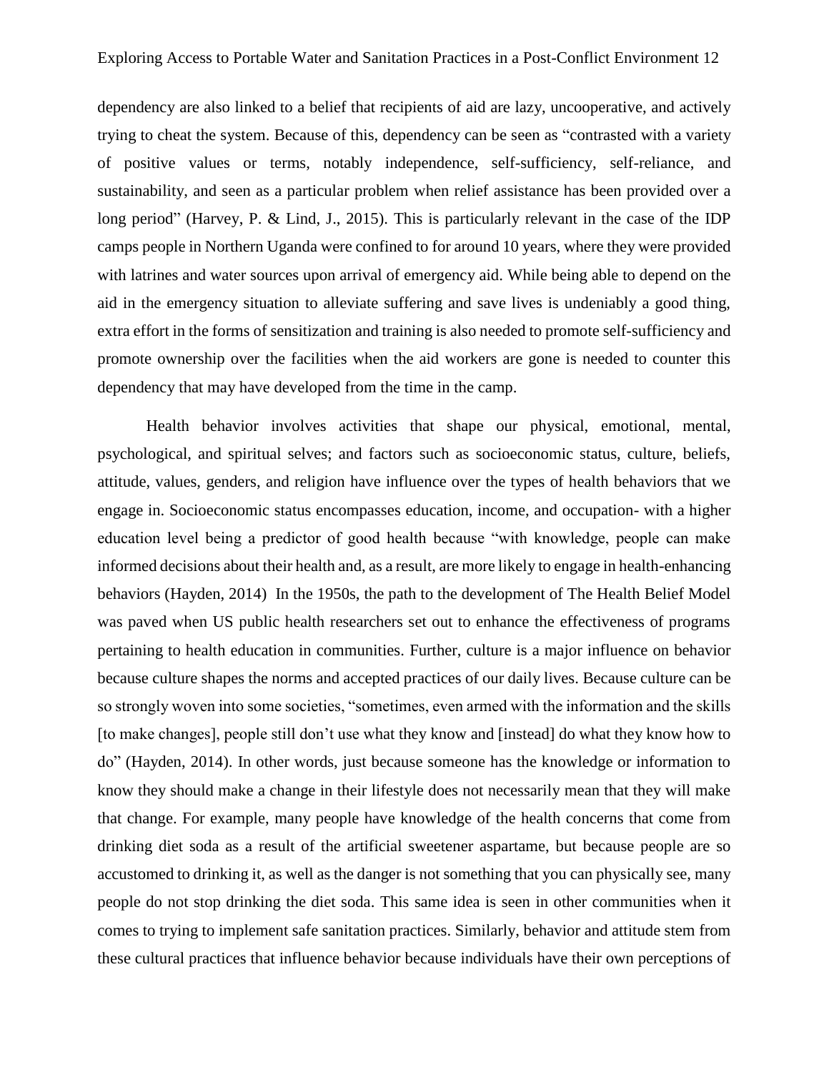dependency are also linked to a belief that recipients of aid are lazy, uncooperative, and actively trying to cheat the system. Because of this, dependency can be seen as "contrasted with a variety of positive values or terms, notably independence, self-sufficiency, self-reliance, and sustainability, and seen as a particular problem when relief assistance has been provided over a long period" (Harvey, P. & Lind, J., 2015). This is particularly relevant in the case of the IDP camps people in Northern Uganda were confined to for around 10 years, where they were provided with latrines and water sources upon arrival of emergency aid. While being able to depend on the aid in the emergency situation to alleviate suffering and save lives is undeniably a good thing, extra effort in the forms of sensitization and training is also needed to promote self-sufficiency and promote ownership over the facilities when the aid workers are gone is needed to counter this dependency that may have developed from the time in the camp.

Health behavior involves activities that shape our physical, emotional, mental, psychological, and spiritual selves; and factors such as socioeconomic status, culture, beliefs, attitude, values, genders, and religion have influence over the types of health behaviors that we engage in. Socioeconomic status encompasses education, income, and occupation- with a higher education level being a predictor of good health because "with knowledge, people can make informed decisions about their health and, as a result, are more likely to engage in health-enhancing behaviors (Hayden, 2014) In the 1950s, the path to the development of The Health Belief Model was paved when US public health researchers set out to enhance the effectiveness of programs pertaining to health education in communities. Further, culture is a major influence on behavior because culture shapes the norms and accepted practices of our daily lives. Because culture can be so strongly woven into some societies, "sometimes, even armed with the information and the skills [to make changes], people still don't use what they know and [instead] do what they know how to do" (Hayden, 2014). In other words, just because someone has the knowledge or information to know they should make a change in their lifestyle does not necessarily mean that they will make that change. For example, many people have knowledge of the health concerns that come from drinking diet soda as a result of the artificial sweetener aspartame, but because people are so accustomed to drinking it, as well as the danger is not something that you can physically see, many people do not stop drinking the diet soda. This same idea is seen in other communities when it comes to trying to implement safe sanitation practices. Similarly, behavior and attitude stem from these cultural practices that influence behavior because individuals have their own perceptions of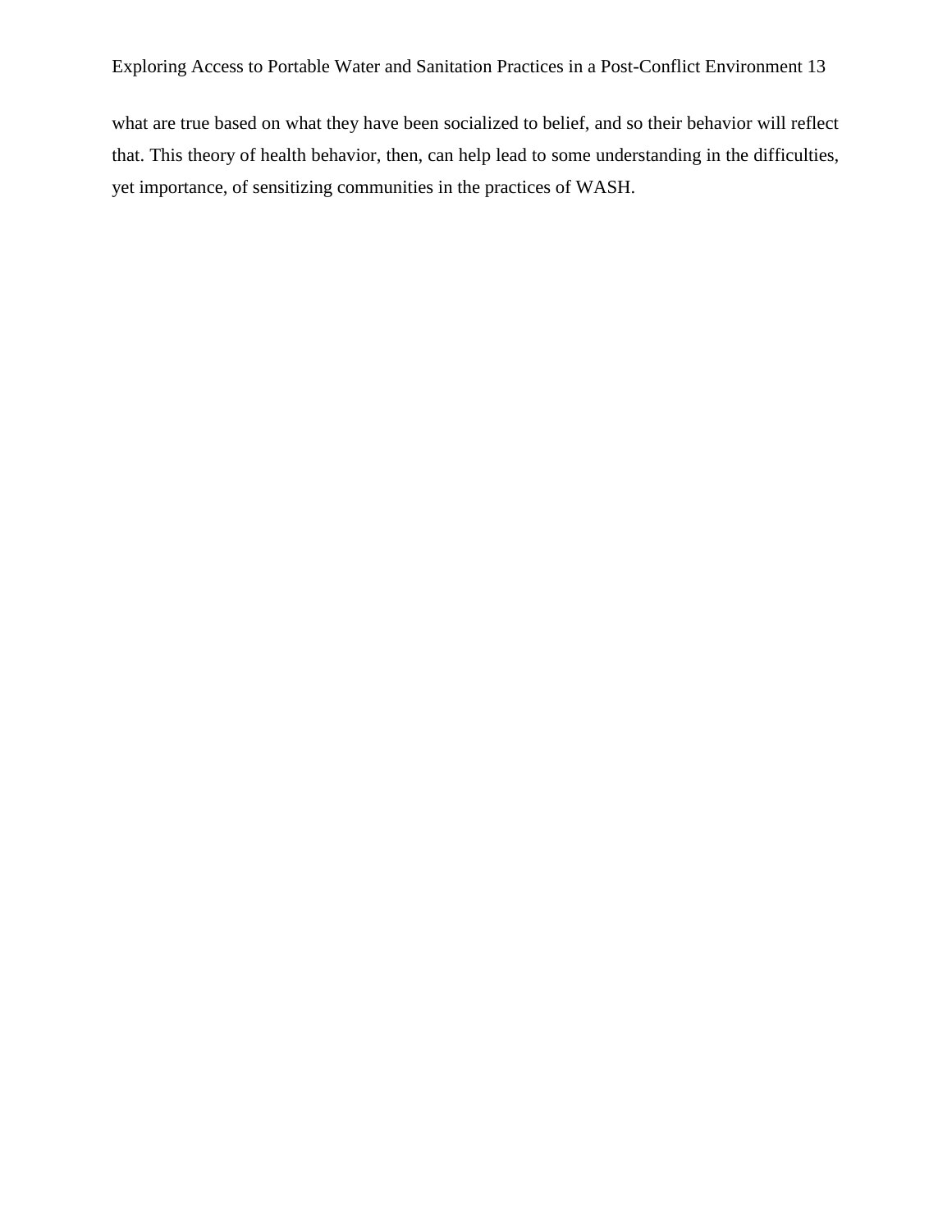what are true based on what they have been socialized to belief, and so their behavior will reflect that. This theory of health behavior, then, can help lead to some understanding in the difficulties, yet importance, of sensitizing communities in the practices of WASH.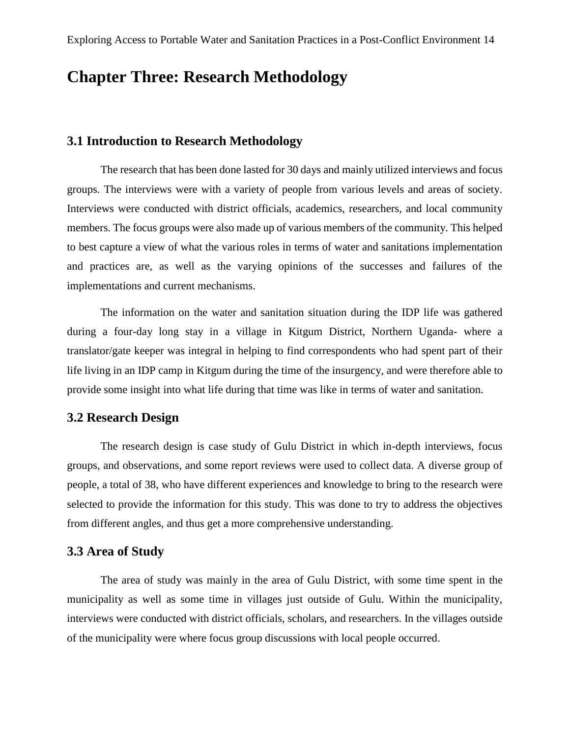# Chapter Three: Research Methodology

## 3.1 Introduction to Research Methodology

The research that has been done lasted for 30 days and mainly utilized interviews and focus groups. The interviews were with a variety of people from various levels and areas of society. Interviews were conducted with district officials, academics, researchers, and local community members. The focus groups were also made up of various members of the community. This helped to best capture a view of what the various roles in terms of water and sanitations implementation and practices are, as well as the varying opinions of the successes and failures of the implementations and current mechanisms.

The information on the water and sanitation situation during the IDP life was gathered during a four-day long stay in a village in Kitgum District, Northern Uganda- where a translator/gate keeper was integral in helping to find correspondents who had spent part of their life living in an IDP camp in Kitgum during the time of the insurgency, and were therefore able to provide some insight into what life during that time was like in terms of water and sanitation.

## 3.2 Research Design

The research design is case study of Gulu District in which in-depth interviews, focus groups, and observations, and some report reviews were used to collect data. A diverse group of people, a total of 38, who have different experiences and knowledge to bring to the research were selected to provide the information for this study. This was done to try to address the objectives from different angles, and thus get a more comprehensive understanding.

## 3.3 Area of Study

The area of study was mainly in the area of Gulu District, with some time spent in the municipality as well as some time in villages just outside of Gulu. Within the municipality, interviews were conducted with district officials, scholars, and researchers. In the villages outside of the municipality were where focus group discussions with local people occurred.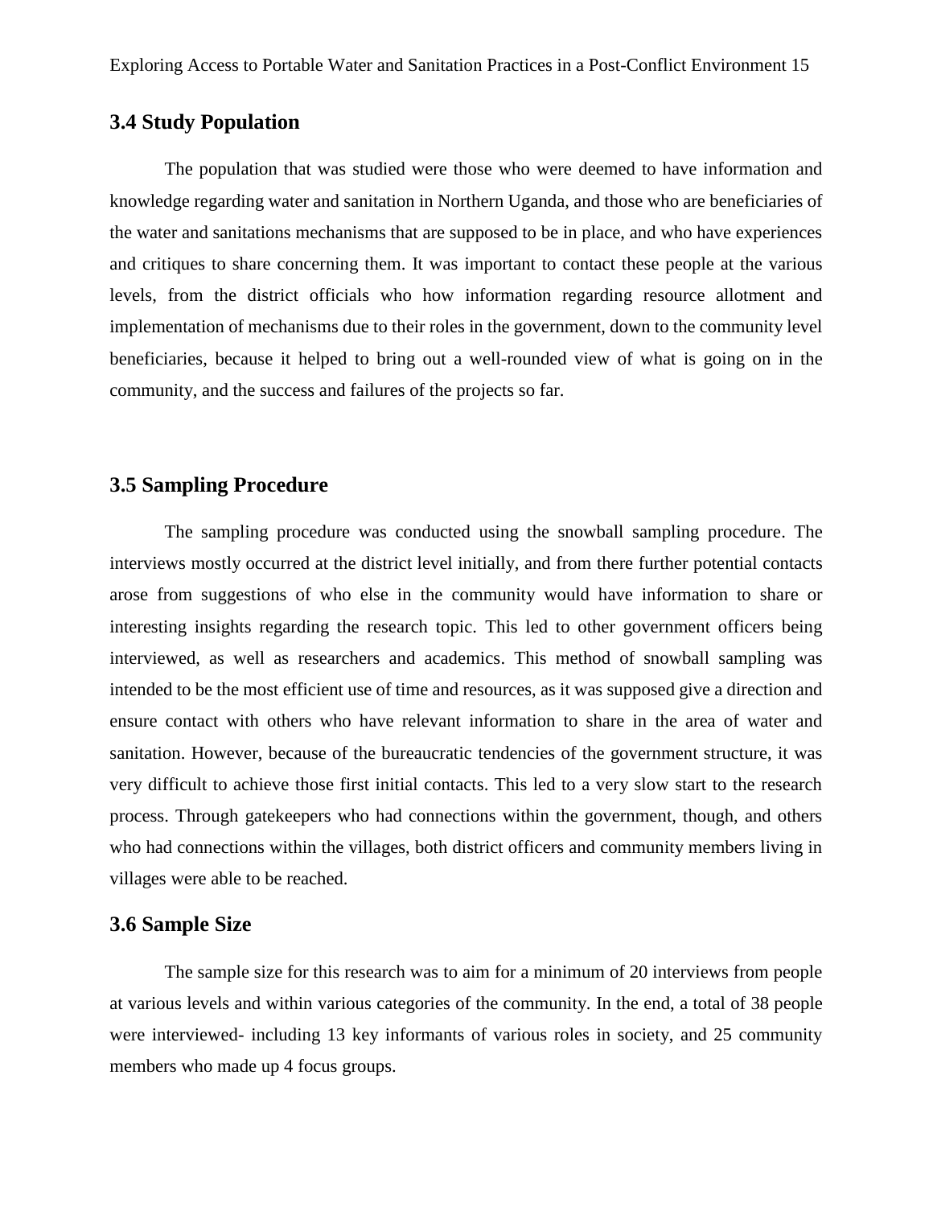## 3.4 Study Population

The population that was studied were those who were deemed to have information and knowledge regarding water and sanitation in Northern Uganda, and those who are beneficiaries of the water and sanitations mechanisms that are supposed to be in place, and who have experiences and critiques to share concerning them. It was important to contact these people at the various levels, from the district officials who how information regarding resource allotment and implementation of mechanisms due to their roles in the government, down to the community level beneficiaries, because it helped to bring out a well-rounded view of what is going on in the community, and the success and failures of the projects so far.

## 3.5 Sampling Procedure

The sampling procedure was conducted using the snowball sampling procedure. The interviews mostly occurred at the district level initially, and from there further potential contacts arose from suggestions of who else in the community would have information to share or interesting insights regarding the research topic. This led to other government officers being interviewed, as well as researchers and academics. This method of snowball sampling was intended to be the most efficient use of time and resources, as it was supposed give a direction and ensure contact with others who have relevant information to share in the area of water and sanitation. However, because of the bureaucratic tendencies of the government structure, it was very difficult to achieve those first initial contacts. This led to a very slow start to the research process. Through gatekeepers who had connections within the government, though, and others who had connections within the villages, both district officers and community members living in villages were able to be reached.

## 3.6 Sample Size

The sample size for this research was to aim for a minimum of 20 interviews from people at various levels and within various categories of the community. In the end, a total of 38 people were interviewed- including 13 key informants of various roles in society, and 25 community members who made up 4 focus groups.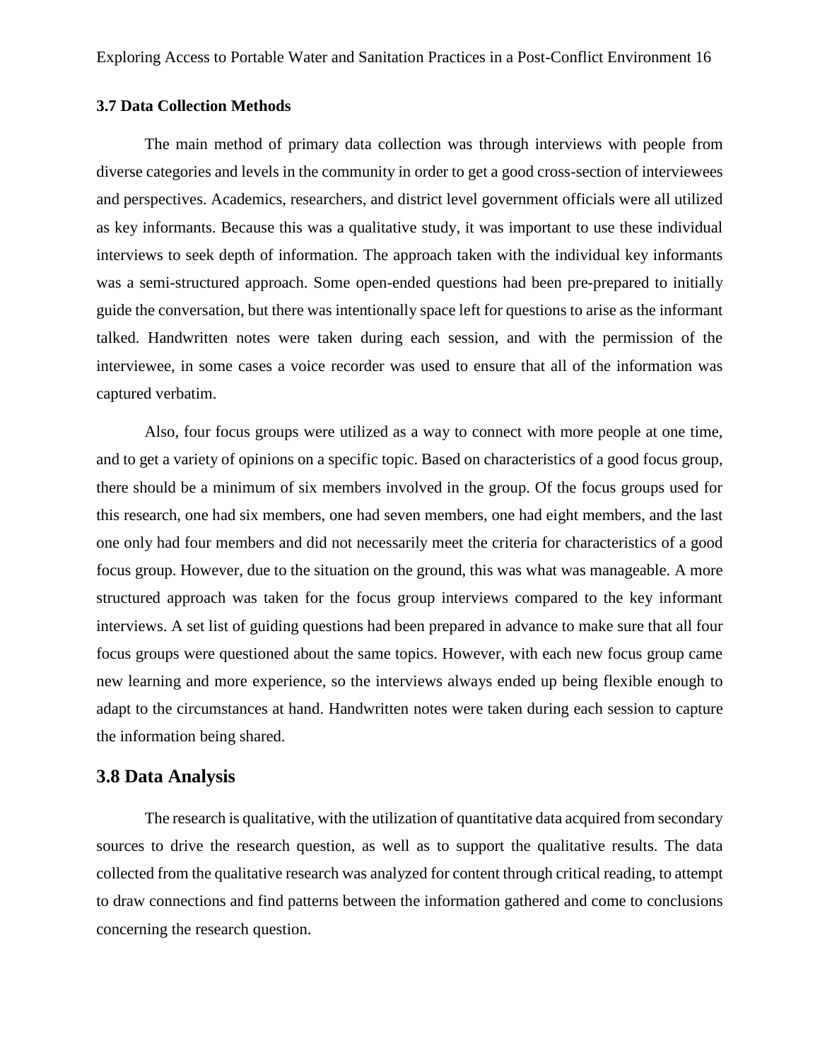### 3.7 Data Collection Methods

The main method of primary data collection was through interviews with people from diverse categories and levels in the community in order to get a good cross-section of interviewees and perspectives. Academics, researchers, and district level government officials were all utilized as key informants. Because this was a qualitative study, it was important to use these individual interviews to seek depth of information. The approach taken with the individual key informants was a semi-structured approach. Some open-ended questions had been pre-prepared to initially guide the conversation, but there was intentionally space left for questions to arise as the informant talked. Handwritten notes were taken during each session, and with the permission of the interviewee, in some cases a voice recorder was used to ensure that all of the information was captured verbatim.

Also, four focus groups were utilized as a way to connect with more people at one time, and to get a variety of opinions on a specific topic. Based on characteristics of a good focus group, there should be a minimum of six members involved in the group. Of the focus groups used for this research, one had six members, one had seven members, one had eight members, and the last one only had four members and did not necessarily meet the criteria for characteristics of a good focus group. However, due to the situation on the ground, this was what was manageable. A more structured approach was taken for the focus group interviews compared to the key informant interviews. A set list of guiding questions had been prepared in advance to make sure that all four focus groups were questioned about the same topics. However, with each new focus group came new learning and more experience, so the interviews always ended up being flexible enough to adapt to the circumstances at hand. Handwritten notes were taken during each session to capture the information being shared.

## 3.8 Data Analysis

The research is qualitative, with the utilization of quantitative data acquired from secondary sources to drive the research question, as well as to support the qualitative results. The data collected from the qualitative research was analyzed for content through critical reading, to attempt to draw connections and find patterns between the information gathered and come to conclusions concerning the research question.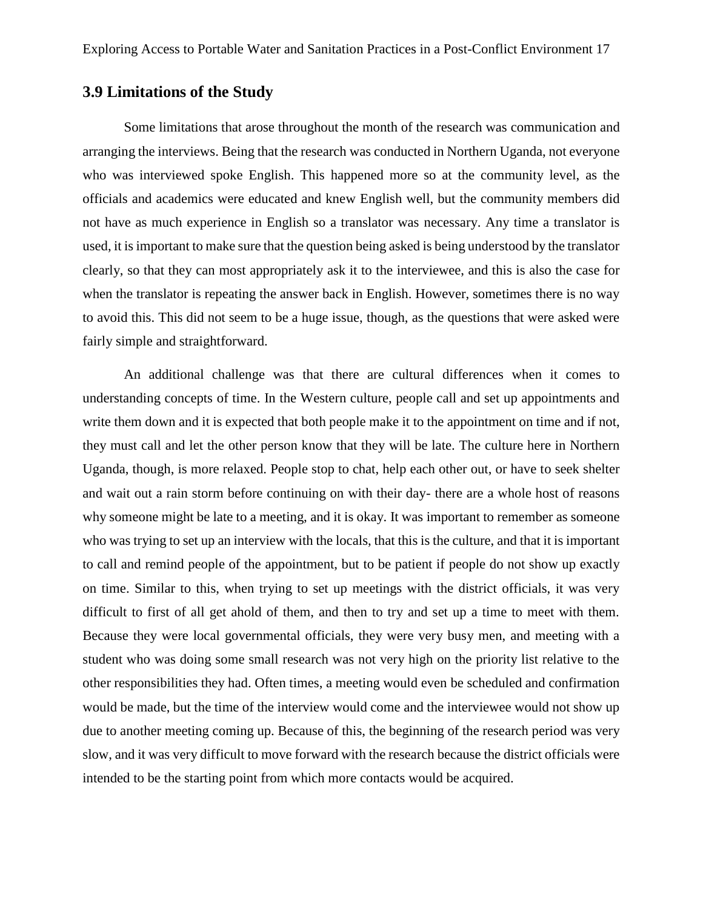## 3.9 Limitations of the Study

Some limitations that arose throughout the month of the research was communication and arranging the interviews. Being that the research was conducted in Northern Uganda, not everyone who was interviewed spoke English. This happened more so at the community level, as the officials and academics were educated and knew English well, but the community members did not have as much experience in English so a translator was necessary. Any time a translator is used, it is important to make sure that the question being asked is being understood by the translator clearly, so that they can most appropriately ask it to the interviewee, and this is also the case for when the translator is repeating the answer back in English. However, sometimes there is no way to avoid this. This did not seem to be a huge issue, though, as the questions that were asked were fairly simple and straightforward.

An additional challenge was that there are cultural differences when it comes to understanding concepts of time. In the Western culture, people call and set up appointments and write them down and it is expected that both people make it to the appointment on time and if not, they must call and let the other person know that they will be late. The culture here in Northern Uganda, though, is more relaxed. People stop to chat, help each other out, or have to seek shelter and wait out a rain storm before continuing on with their day- there are a whole host of reasons why someone might be late to a meeting, and it is okay. It was important to remember as someone who was trying to set up an interview with the locals, that this is the culture, and that it is important to call and remind people of the appointment, but to be patient if people do not show up exactly on time. Similar to this, when trying to set up meetings with the district officials, it was very difficult to first of all get ahold of them, and then to try and set up a time to meet with them. Because they were local governmental officials, they were very busy men, and meeting with a student who was doing some small research was not very high on the priority list relative to the other responsibilities they had. Often times, a meeting would even be scheduled and confirmation would be made, but the time of the interview would come and the interviewee would not show up due to another meeting coming up. Because of this, the beginning of the research period was very slow, and it was very difficult to move forward with the research because the district officials were intended to be the starting point from which more contacts would be acquired.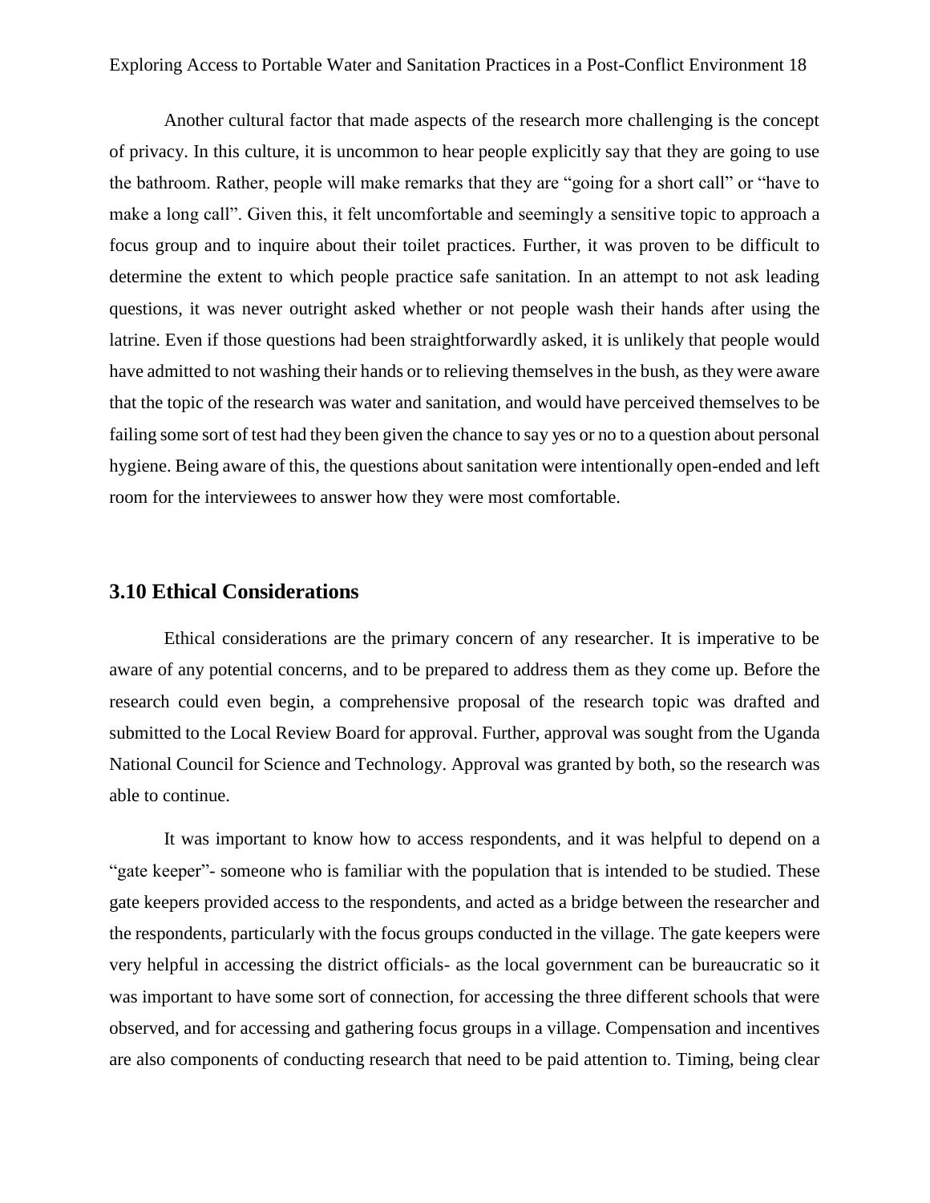Another cultural factor that made aspects of the research more challenging is the concept of privacy. In this culture, it is uncommon to hear people explicitly say that they are going to use the bathroom. Rather, people will make remarks that they are "going for a short call" or "have to make a long call". Given this, it felt uncomfortable and seemingly a sensitive topic to approach a focus group and to inquire about their toilet practices. Further, it was proven to be difficult to determine the extent to which people practice safe sanitation. In an attempt to not ask leading questions, it was never outright asked whether or not people wash their hands after using the latrine. Even if those questions had been straightforwardly asked, it is unlikely that people would have admitted to not washing their hands or to relieving themselves in the bush, as they were aware that the topic of the research was water and sanitation, and would have perceived themselves to be failing some sort of test had they been given the chance to say yes or no to a question about personal hygiene. Being aware of this, the questions about sanitation were intentionally open-ended and left room for the interviewees to answer how they were most comfortable.

## 3.10 Ethical Considerations

Ethical considerations are the primary concern of any researcher. It is imperative to be aware of any potential concerns, and to be prepared to address them as they come up. Before the research could even begin, a comprehensive proposal of the research topic was drafted and submitted to the Local Review Board for approval. Further, approval was sought from the Uganda National Council for Science and Technology. Approval was granted by both, so the research was able to continue.

It was important to know how to access respondents, and it was helpful to depend on a "gate keeper"- someone who is familiar with the population that is intended to be studied. These gate keepers provided access to the respondents, and acted as a bridge between the researcher and the respondents, particularly with the focus groups conducted in the village. The gate keepers were very helpful in accessing the district officials- as the local government can be bureaucratic so it was important to have some sort of connection, for accessing the three different schools that were observed, and for accessing and gathering focus groups in a village. Compensation and incentives are also components of conducting research that need to be paid attention to. Timing, being clear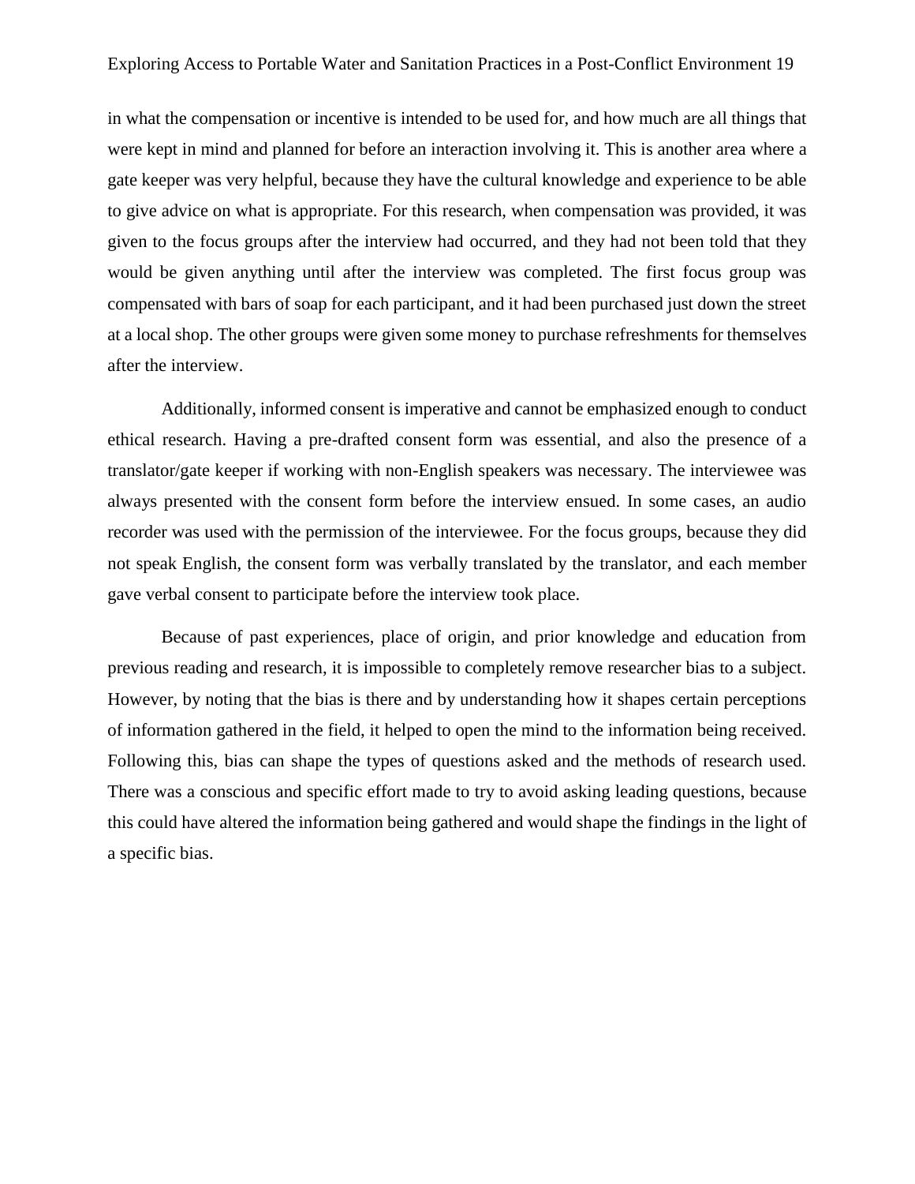in what the compensation or incentive is intended to be used for, and how much are all things that were kept in mind and planned for before an interaction involving it. This is another area where a gate keeper was very helpful, because they have the cultural knowledge and experience to be able to give advice on what is appropriate. For this research, when compensation was provided, it was given to the focus groups after the interview had occurred, and they had not been told that they would be given anything until after the interview was completed. The first focus group was compensated with bars of soap for each participant, and it had been purchased just down the street at a local shop. The other groups were given some money to purchase refreshments for themselves after the interview.

Additionally, informed consent is imperative and cannot be emphasized enough to conduct ethical research. Having a pre-drafted consent form was essential, and also the presence of a translator/gate keeper if working with non-English speakers was necessary. The interviewee was always presented with the consent form before the interview ensued. In some cases, an audio recorder was used with the permission of the interviewee. For the focus groups, because they did not speak English, the consent form was verbally translated by the translator, and each member gave verbal consent to participate before the interview took place.

Because of past experiences, place of origin, and prior knowledge and education from previous reading and research, it is impossible to completely remove researcher bias to a subject. However, by noting that the bias is there and by understanding how it shapes certain perceptions of information gathered in the field, it helped to open the mind to the information being received. Following this, bias can shape the types of questions asked and the methods of research used. There was a conscious and specific effort made to try to avoid asking leading questions, because this could have altered the information being gathered and would shape the findings in the light of a specific bias.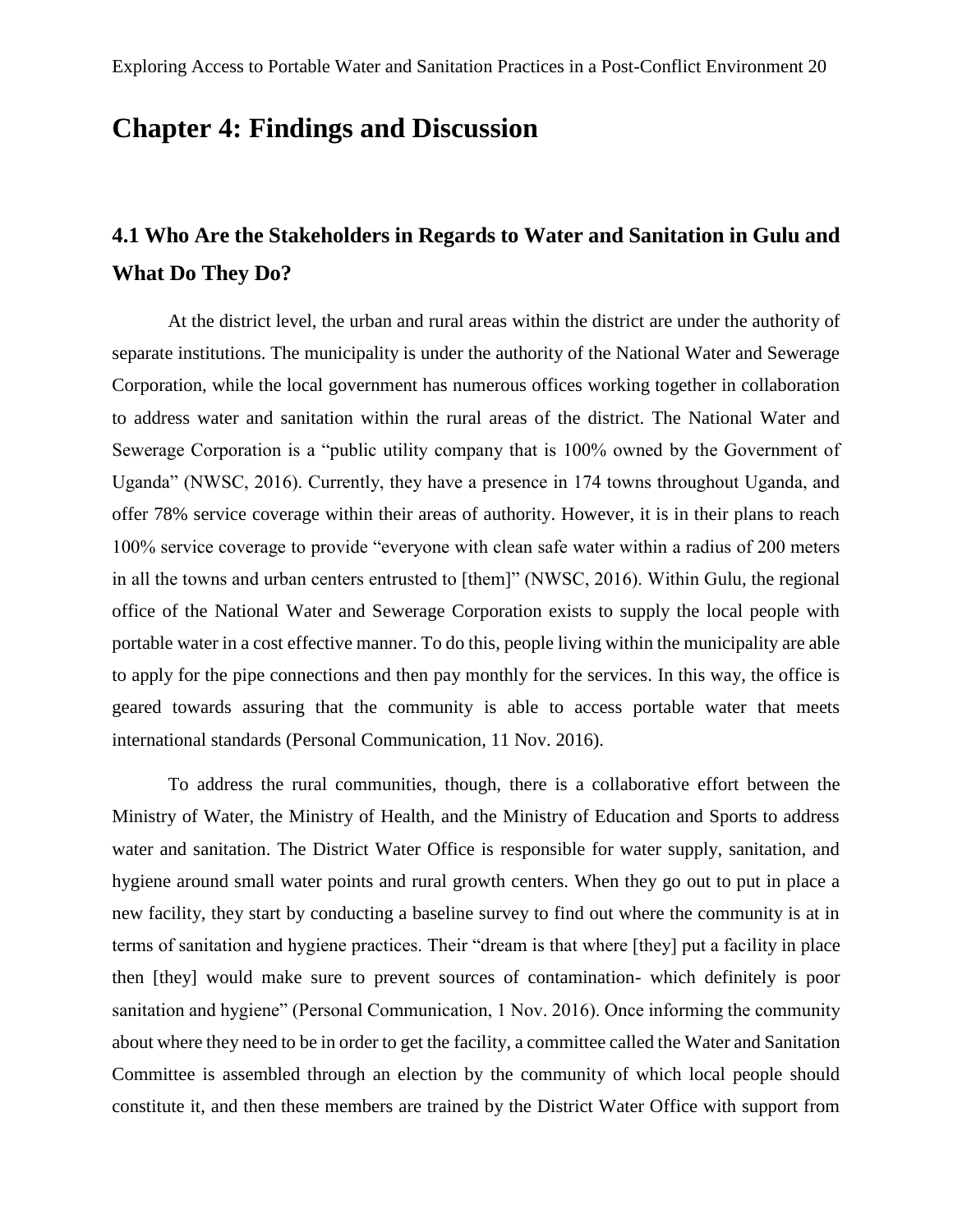# Chapter 4: Findings and Discussion

## 4.1 Who Are the Stakeholders in Regards to Water and Sanitation in Gulu and What Do They Do?

At the district level, the urban and rural areas within the district are under the authority of separate institutions. The municipality is under the authority of the National Water and Sewerage Corporation, while the local government has numerous offices working together in collaboration to address water and sanitation within the rural areas of the district. The National Water and Sewerage Corporation is a "public utility company that is 100% owned by the Government of Uganda" (NWSC, 2016). Currently, they have a presence in 174 towns throughout Uganda, and offer 78% service coverage within their areas of authority. However, it is in their plans to reach 100% service coverage to provide "everyone with clean safe water within a radius of 200 meters in all the towns and urban centers entrusted to [them]" (NWSC, 2016). Within Gulu, the regional office of the National Water and Sewerage Corporation exists to supply the local people with portable water in a cost effective manner. To do this, people living within the municipality are able to apply for the pipe connections and then pay monthly for the services. In this way, the office is geared towards assuring that the community is able to access portable water that meets international standards (Personal Communication, 11 Nov. 2016).

To address the rural communities, though, there is a collaborative effort between the Ministry of Water, the Ministry of Health, and the Ministry of Education and Sports to address water and sanitation. The District Water Office is responsible for water supply, sanitation, and hygiene around small water points and rural growth centers. When they go out to put in place a new facility, they start by conducting a baseline survey to find out where the community is at in terms of sanitation and hygiene practices. Their "dream is that where [they] put a facility in place then [they] would make sure to prevent sources of contamination- which definitely is poor sanitation and hygiene" (Personal Communication, 1 Nov. 2016). Once informing the community about where they need to be in order to get the facility, a committee called the Water and Sanitation Committee is assembled through an election by the community of which local people should constitute it, and then these members are trained by the District Water Office with support from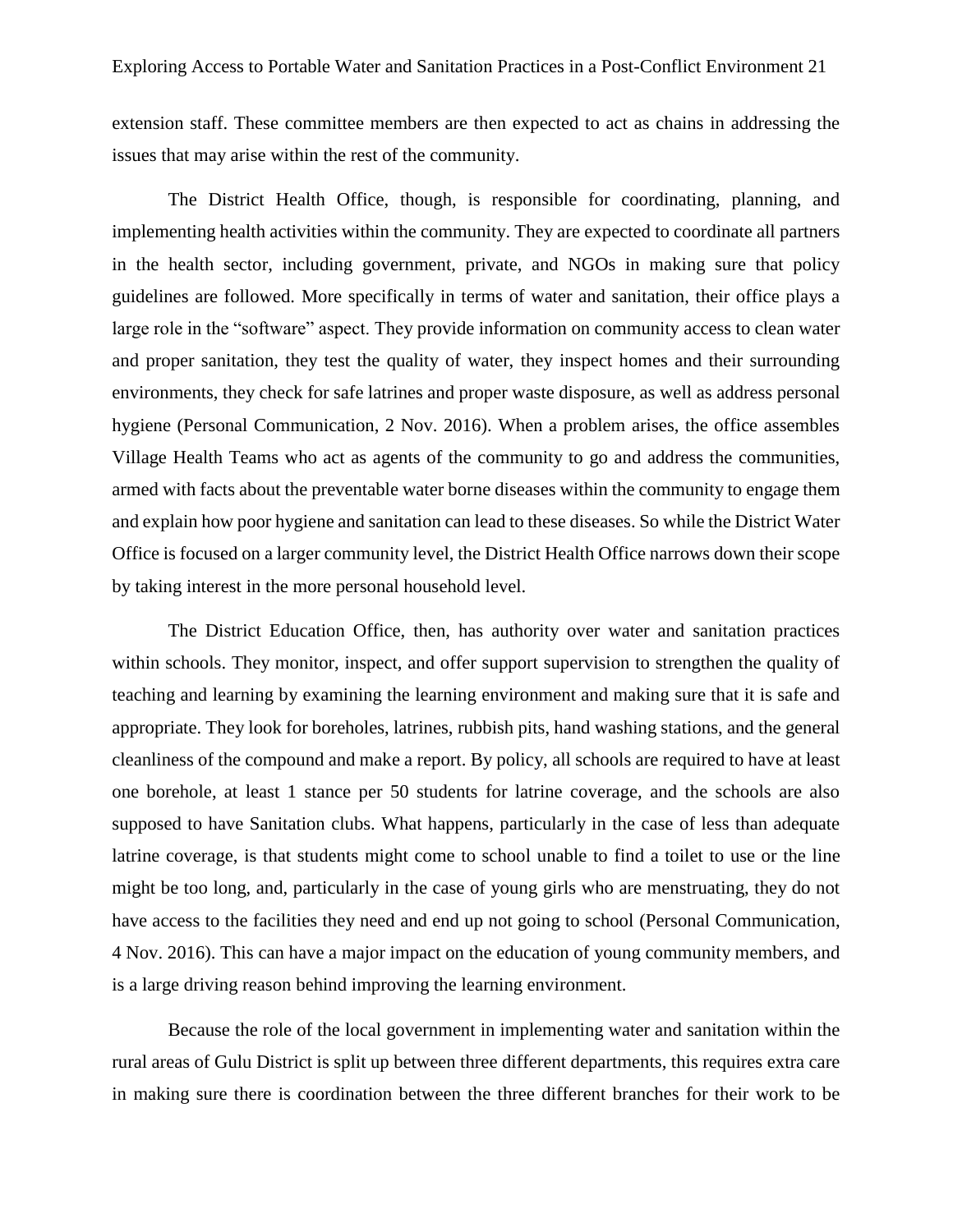extension staff. These committee members are then expected to act as chains in addressing the issues that may arise within the rest of the community.

The District Health Office, though, is responsible for coordinating, planning, and implementing health activities within the community. They are expected to coordinate all partners in the health sector, including government, private, and NGOs in making sure that policy guidelines are followed. More specifically in terms of water and sanitation, their office plays a large role in the "software" aspect. They provide information on community access to clean water and proper sanitation, they test the quality of water, they inspect homes and their surrounding environments, they check for safe latrines and proper waste disposure, as well as address personal hygiene (Personal Communication, 2 Nov. 2016). When a problem arises, the office assembles Village Health Teams who act as agents of the community to go and address the communities, armed with facts about the preventable water borne diseases within the community to engage them and explain how poor hygiene and sanitation can lead to these diseases. So while the District Water Office is focused on a larger community level, the District Health Office narrows down their scope by taking interest in the more personal household level.

The District Education Office, then, has authority over water and sanitation practices within schools. They monitor, inspect, and offer support supervision to strengthen the quality of teaching and learning by examining the learning environment and making sure that it is safe and appropriate. They look for boreholes, latrines, rubbish pits, hand washing stations, and the general cleanliness of the compound and make a report. By policy, all schools are required to have at least one borehole, at least 1 stance per 50 students for latrine coverage, and the schools are also supposed to have Sanitation clubs. What happens, particularly in the case of less than adequate latrine coverage, is that students might come to school unable to find a toilet to use or the line might be too long, and, particularly in the case of young girls who are menstruating, they do not have access to the facilities they need and end up not going to school (Personal Communication, 4 Nov. 2016). This can have a major impact on the education of young community members, and is a large driving reason behind improving the learning environment.

Because the role of the local government in implementing water and sanitation within the rural areas of Gulu District is split up between three different departments, this requires extra care in making sure there is coordination between the three different branches for their work to be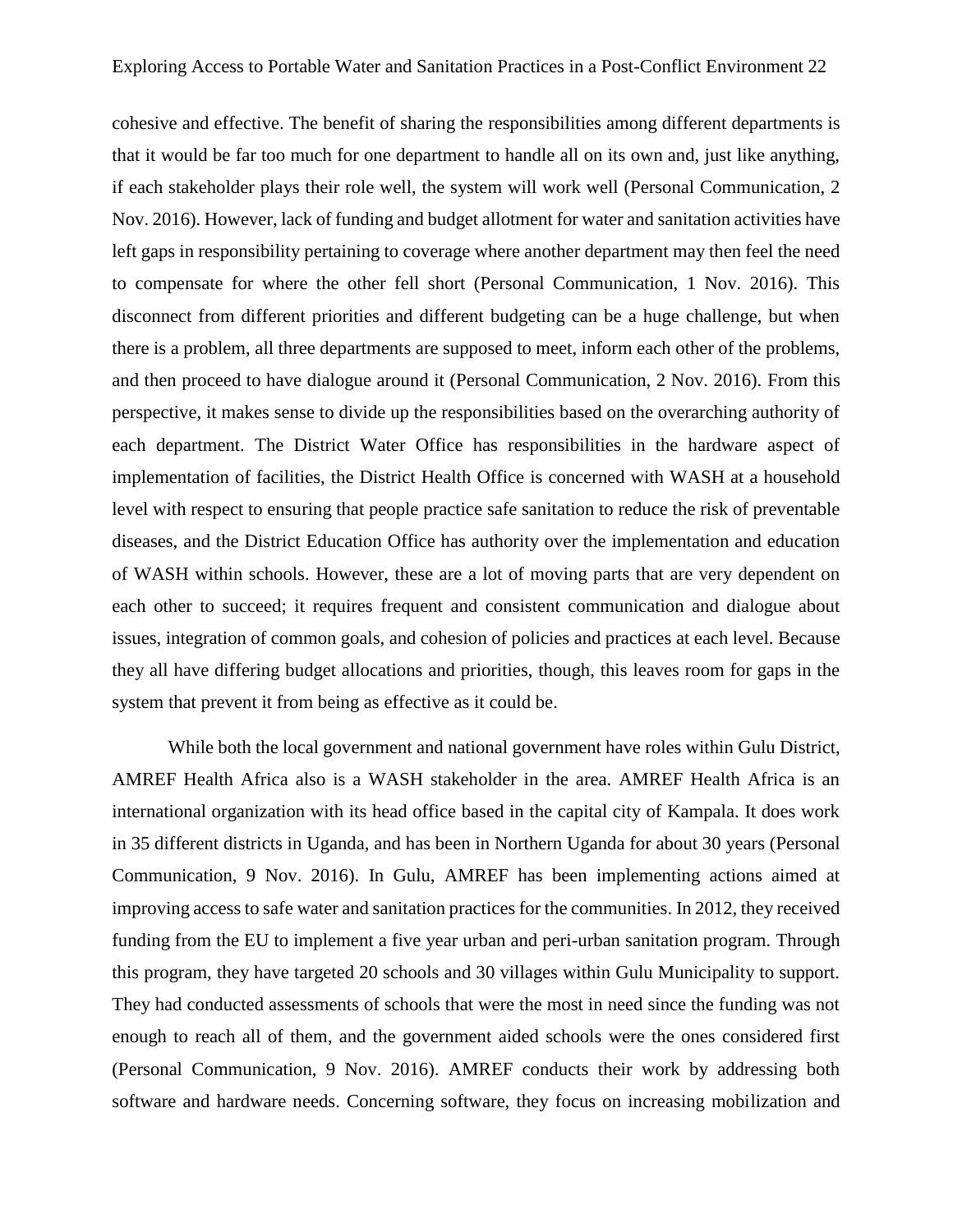cohesive and effective. The benefit of sharing the responsibilities among different departments is that it would be far too much for one department to handle all on its own and, just like anything, if each stakeholder plays their role well, the system will work well (Personal Communication, 2 Nov. 2016). However, lack of funding and budget allotment for water and sanitation activities have left gaps in responsibility pertaining to coverage where another department may then feel the need to compensate for where the other fell short (Personal Communication, 1 Nov. 2016). This disconnect from different priorities and different budgeting can be a huge challenge, but when there is a problem, all three departments are supposed to meet, inform each other of the problems, and then proceed to have dialogue around it (Personal Communication, 2 Nov. 2016). From this perspective, it makes sense to divide up the responsibilities based on the overarching authority of each department. The District Water Office has responsibilities in the hardware aspect of implementation of facilities, the District Health Office is concerned with WASH at a household level with respect to ensuring that people practice safe sanitation to reduce the risk of preventable diseases, and the District Education Office has authority over the implementation and education of WASH within schools. However, these are a lot of moving parts that are very dependent on each other to succeed; it requires frequent and consistent communication and dialogue about issues, integration of common goals, and cohesion of policies and practices at each level. Because they all have differing budget allocations and priorities, though, this leaves room for gaps in the system that prevent it from being as effective as it could be.

While both the local government and national government have roles within Gulu District, AMREF Health Africa also is a WASH stakeholder in the area. AMREF Health Africa is an international organization with its head office based in the capital city of Kampala. It does work in 35 different districts in Uganda, and has been in Northern Uganda for about 30 years (Personal Communication, 9 Nov. 2016). In Gulu, AMREF has been implementing actions aimed at improving access to safe water and sanitation practices for the communities. In 2012, they received funding from the EU to implement a five year urban and peri-urban sanitation program. Through this program, they have targeted 20 schools and 30 villages within Gulu Municipality to support. They had conducted assessments of schools that were the most in need since the funding was not enough to reach all of them, and the government aided schools were the ones considered first (Personal Communication, 9 Nov. 2016). AMREF conducts their work by addressing both software and hardware needs. Concerning software, they focus on increasing mobilization and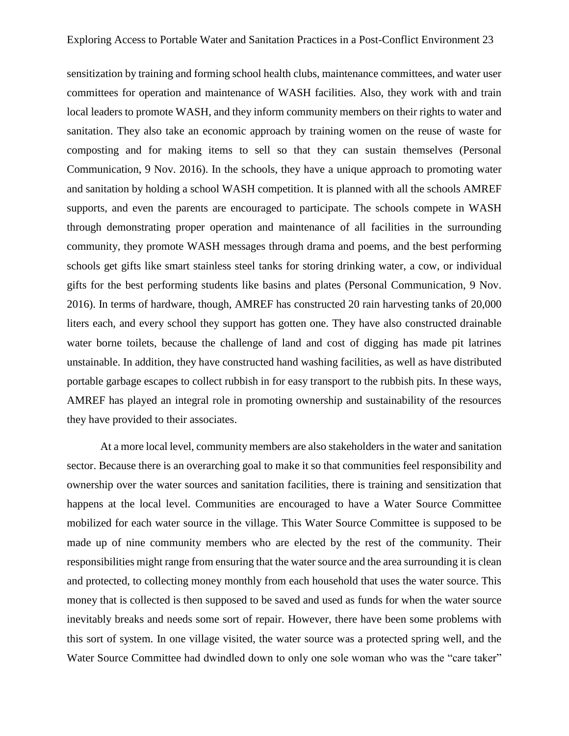sensitization by training and forming school health clubs, maintenance committees, and water user committees for operation and maintenance of WASH facilities. Also, they work with and train local leaders to promote WASH, and they inform community members on their rights to water and sanitation. They also take an economic approach by training women on the reuse of waste for composting and for making items to sell so that they can sustain themselves (Personal Communication, 9 Nov. 2016). In the schools, they have a unique approach to promoting water and sanitation by holding a school WASH competition. It is planned with all the schools AMREF supports, and even the parents are encouraged to participate. The schools compete in WASH through demonstrating proper operation and maintenance of all facilities in the surrounding community, they promote WASH messages through drama and poems, and the best performing schools get gifts like smart stainless steel tanks for storing drinking water, a cow, or individual gifts for the best performing students like basins and plates (Personal Communication, 9 Nov. 2016). In terms of hardware, though, AMREF has constructed 20 rain harvesting tanks of 20,000 liters each, and every school they support has gotten one. They have also constructed drainable water borne toilets, because the challenge of land and cost of digging has made pit latrines unstainable. In addition, they have constructed hand washing facilities, as well as have distributed portable garbage escapes to collect rubbish in for easy transport to the rubbish pits. In these ways, AMREF has played an integral role in promoting ownership and sustainability of the resources they have provided to their associates.

At a more local level, community members are also stakeholders in the water and sanitation sector. Because there is an overarching goal to make it so that communities feel responsibility and ownership over the water sources and sanitation facilities, there is training and sensitization that happens at the local level. Communities are encouraged to have a Water Source Committee mobilized for each water source in the village. This Water Source Committee is supposed to be made up of nine community members who are elected by the rest of the community. Their responsibilities might range from ensuring that the water source and the area surrounding it is clean and protected, to collecting money monthly from each household that uses the water source. This money that is collected is then supposed to be saved and used as funds for when the water source inevitably breaks and needs some sort of repair. However, there have been some problems with this sort of system. In one village visited, the water source was a protected spring well, and the Water Source Committee had dwindled down to only one sole woman who was the "care taker"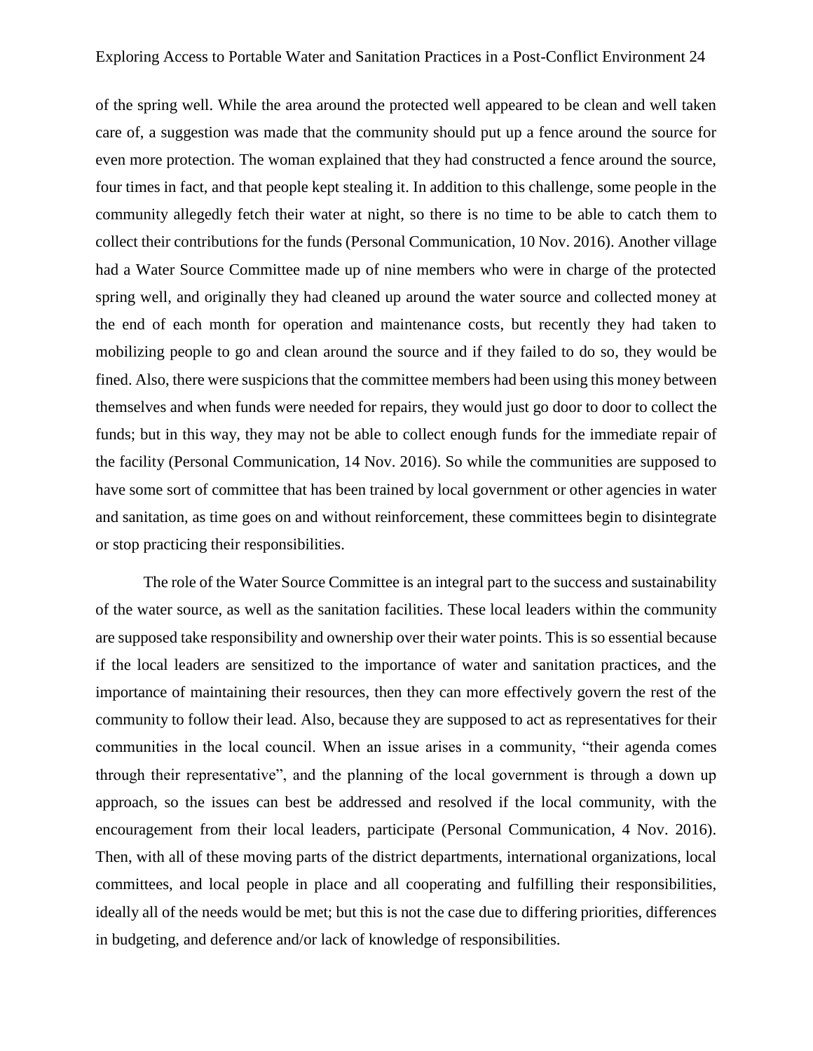of the spring well. While the area around the protected well appeared to be clean and well taken care of, a suggestion was made that the community should put up a fence around the source for even more protection. The woman explained that they had constructed a fence around the source, four times in fact, and that people kept stealing it. In addition to this challenge, some people in the community allegedly fetch their water at night, so there is no time to be able to catch them to collect their contributions for the funds (Personal Communication, 10 Nov. 2016). Another village had a Water Source Committee made up of nine members who were in charge of the protected spring well, and originally they had cleaned up around the water source and collected money at the end of each month for operation and maintenance costs, but recently they had taken to mobilizing people to go and clean around the source and if they failed to do so, they would be fined. Also, there were suspicions that the committee members had been using this money between themselves and when funds were needed for repairs, they would just go door to door to collect the funds; but in this way, they may not be able to collect enough funds for the immediate repair of the facility (Personal Communication, 14 Nov. 2016). So while the communities are supposed to have some sort of committee that has been trained by local government or other agencies in water and sanitation, as time goes on and without reinforcement, these committees begin to disintegrate or stop practicing their responsibilities.

The role of the Water Source Committee is an integral part to the success and sustainability of the water source, as well as the sanitation facilities. These local leaders within the community are supposed take responsibility and ownership over their water points. This is so essential because if the local leaders are sensitized to the importance of water and sanitation practices, and the importance of maintaining their resources, then they can more effectively govern the rest of the community to follow their lead. Also, because they are supposed to act as representatives for their communities in the local council. When an issue arises in a community, "their agenda comes through their representative", and the planning of the local government is through a down up approach, so the issues can best be addressed and resolved if the local community, with the encouragement from their local leaders, participate (Personal Communication, 4 Nov. 2016). Then, with all of these moving parts of the district departments, international organizations, local committees, and local people in place and all cooperating and fulfilling their responsibilities, ideally all of the needs would be met; but this is not the case due to differing priorities, differences in budgeting, and deference and/or lack of knowledge of responsibilities.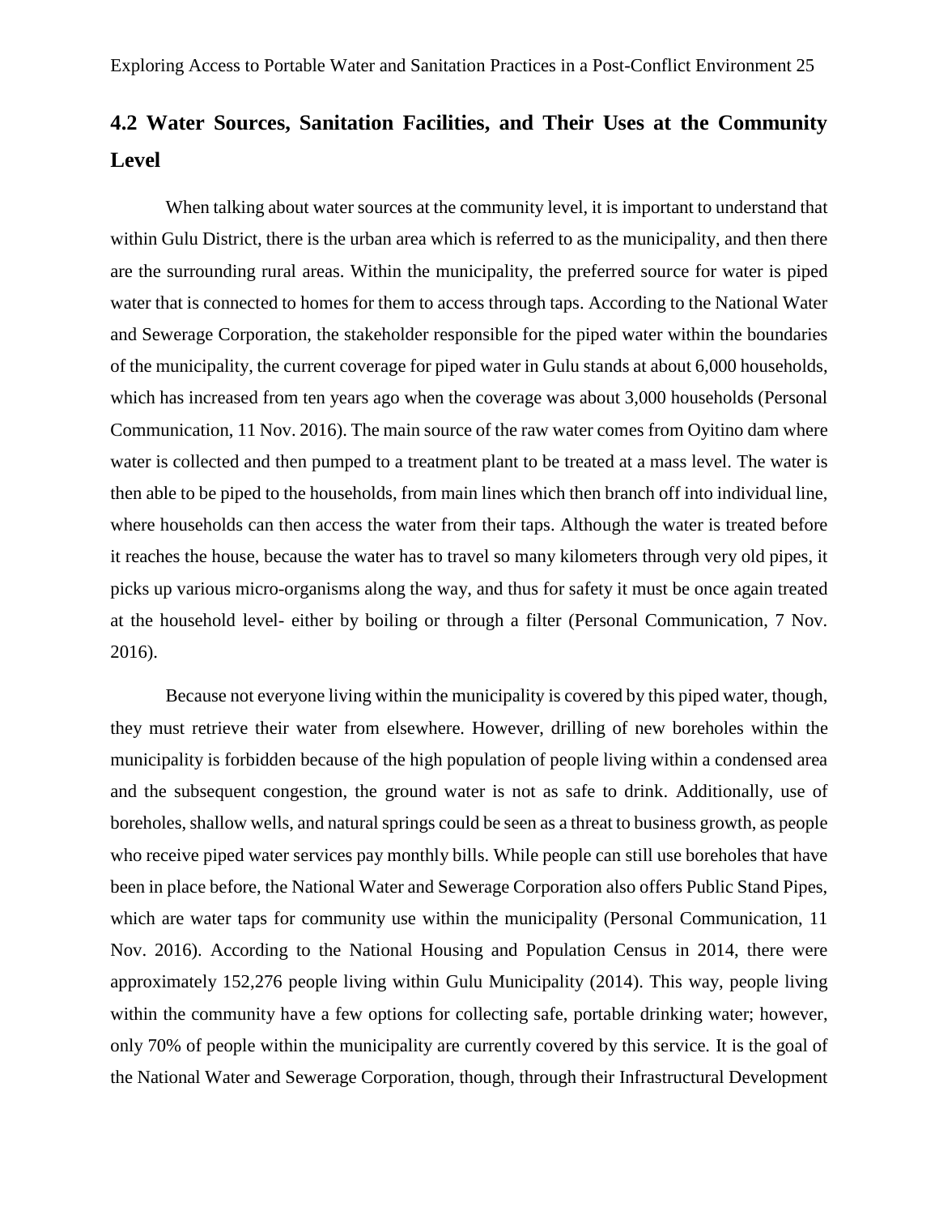## 4.2 Water Sources, Sanitation Facilities, and Their Uses at the Community Level

When talking about water sources at the community level, it is important to understand that within Gulu District, there is the urban area which is referred to as the municipality, and then there are the surrounding rural areas. Within the municipality, the preferred source for water is piped water that is connected to homes for them to access through taps. According to the National Water and Sewerage Corporation, the stakeholder responsible for the piped water within the boundaries of the municipality, the current coverage for piped water in Gulu stands at about 6,000 households, which has increased from ten years ago when the coverage was about 3,000 households (Personal Communication, 11 Nov. 2016). The main source of the raw water comes from Oyitino dam where water is collected and then pumped to a treatment plant to be treated at a mass level. The water is then able to be piped to the households, from main lines which then branch off into individual line, where households can then access the water from their taps. Although the water is treated before it reaches the house, because the water has to travel so many kilometers through very old pipes, it picks up various micro-organisms along the way, and thus for safety it must be once again treated at the household level- either by boiling or through a filter (Personal Communication, 7 Nov. 2016).

Because not everyone living within the municipality is covered by this piped water, though, they must retrieve their water from elsewhere. However, drilling of new boreholes within the municipality is forbidden because of the high population of people living within a condensed area and the subsequent congestion, the ground water is not as safe to drink. Additionally, use of boreholes, shallow wells, and natural springs could be seen as a threat to business growth, as people who receive piped water services pay monthly bills. While people can still use boreholes that have been in place before, the National Water and Sewerage Corporation also offers Public Stand Pipes, which are water taps for community use within the municipality (Personal Communication, 11 Nov. 2016). According to the National Housing and Population Census in 2014, there were approximately 152,276 people living within Gulu Municipality (2014). This way, people living within the community have a few options for collecting safe, portable drinking water; however, only 70% of people within the municipality are currently covered by this service. It is the goal of the National Water and Sewerage Corporation, though, through their Infrastructural Development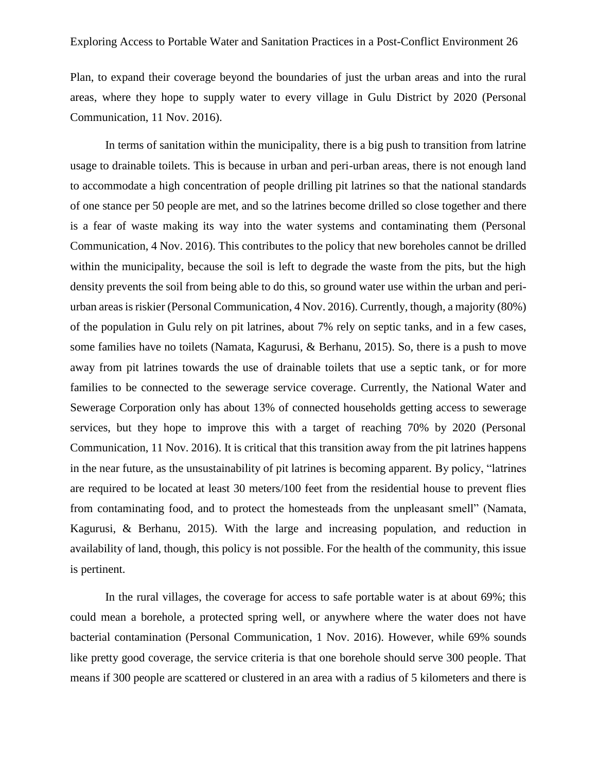Plan, to expand their coverage beyond the boundaries of just the urban areas and into the rural areas, where they hope to supply water to every village in Gulu District by 2020 (Personal Communication, 11 Nov. 2016).

In terms of sanitation within the municipality, there is a big push to transition from latrine usage to drainable toilets. This is because in urban and peri-urban areas, there is not enough land to accommodate a high concentration of people drilling pit latrines so that the national standards of one stance per 50 people are met, and so the latrines become drilled so close together and there is a fear of waste making its way into the water systems and contaminating them (Personal Communication, 4 Nov. 2016). This contributes to the policy that new boreholes cannot be drilled within the municipality, because the soil is left to degrade the waste from the pits, but the high density prevents the soil from being able to do this, so ground water use within the urban and peri-urban areas is riskier (Personal Communication, 4 Nov. 2016). Currently, though, a majority (80%) of the population in Gulu rely on pit latrines, about 7% rely on septic tanks, and in a few cases, some families have no toilets (Namata, Kagurusi, & Berhanu, 2015). So, there is a push to move away from pit latrines towards the use of drainable toilets that use a septic tank, or for more families to be connected to the sewerage service coverage. Currently, the National Water and Sewerage Corporation only has about 13% of connected households getting access to sewerage services, but they hope to improve this with a target of reaching 70% by 2020 (Personal Communication, 11 Nov. 2016). It is critical that this transition away from the pit latrines happens in the near future, as the unsustainability of pit latrines is becoming apparent. By policy, "latrines are required to be located at least 30 meters/100 feet from the residential house to prevent flies from contaminating food, and to protect the homesteads from the unpleasant smell" (Namata, Kagurusi, & Berhanu, 2015). With the large and increasing population, and reduction in availability of land, though, this policy is not possible. For the health of the community, this issue is pertinent.

In the rural villages, the coverage for access to safe portable water is at about 69%; this could mean a borehole, a protected spring well, or anywhere where the water does not have bacterial contamination (Personal Communication, 1 Nov. 2016). However, while 69% sounds like pretty good coverage, the service criteria is that one borehole should serve 300 people. That means if 300 people are scattered or clustered in an area with a radius of 5 kilometers and there is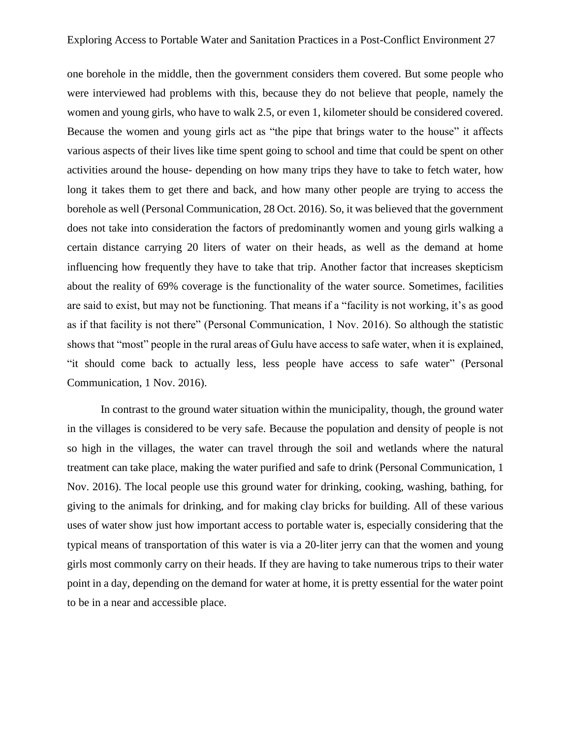one borehole in the middle, then the government considers them covered. But some people who were interviewed had problems with this, because they do not believe that people, namely the women and young girls, who have to walk 2.5, or even 1, kilometer should be considered covered. Because the women and young girls act as “the pipe that brings water to the house” it affects various aspects of their lives like time spent going to school and time that could be spent on other activities around the house- depending on how many trips they have to take to fetch water, how long it takes them to get there and back, and how many other people are trying to access the borehole as well (Personal Communication, 28 Oct. 2016). So, it was believed that the government does not take into consideration the factors of predominantly women and young girls walking a certain distance carrying 20 liters of water on their heads, as well as the demand at home influencing how frequently they have to take that trip. Another factor that increases skepticism about the reality of 69% coverage is the functionality of the water source. Sometimes, facilities are said to exist, but may not be functioning. That means if a “facility is not working, it’s as good as if that facility is not there” (Personal Communication, 1 Nov. 2016). So although the statistic shows that “most” people in the rural areas of Gulu have access to safe water, when it is explained, “it should come back to actually less, less people have access to safe water” (Personal Communication, 1 Nov. 2016).

In contrast to the ground water situation within the municipality, though, the ground water in the villages is considered to be very safe. Because the population and density of people is not so high in the villages, the water can travel through the soil and wetlands where the natural treatment can take place, making the water purified and safe to drink (Personal Communication, 1 Nov. 2016). The local people use this ground water for drinking, cooking, washing, bathing, for giving to the animals for drinking, and for making clay bricks for building. All of these various uses of water show just how important access to portable water is, especially considering that the typical means of transportation of this water is via a 20-liter jerry can that the women and young girls most commonly carry on their heads. If they are having to take numerous trips to their water point in a day, depending on the demand for water at home, it is pretty essential for the water point to be in a near and accessible place.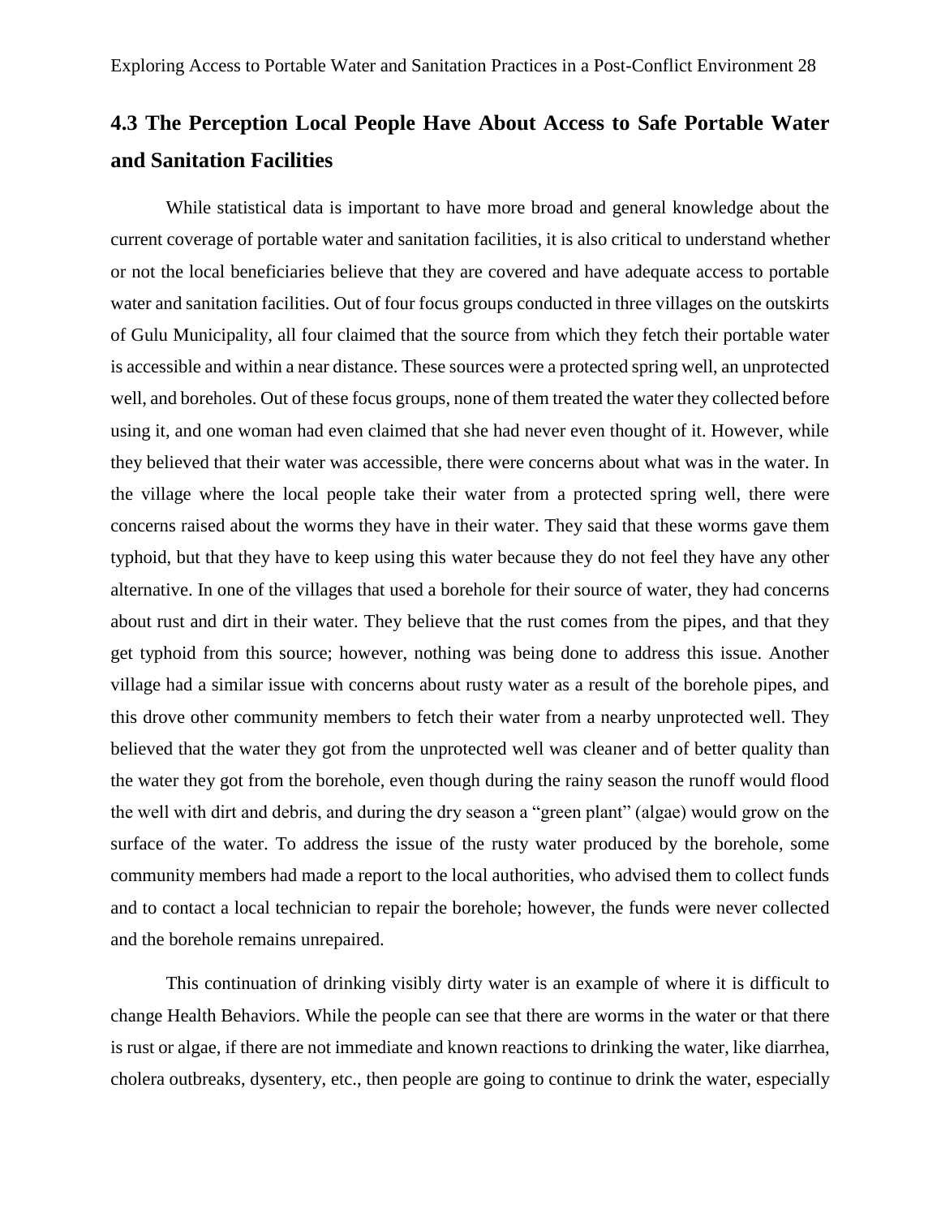## 4.3 The Perception Local People Have About Access to Safe Portable Water and Sanitation Facilities

While statistical data is important to have more broad and general knowledge about the current coverage of portable water and sanitation facilities, it is also critical to understand whether or not the local beneficiaries believe that they are covered and have adequate access to portable water and sanitation facilities. Out of four focus groups conducted in three villages on the outskirts of Gulu Municipality, all four claimed that the source from which they fetch their portable water is accessible and within a near distance. These sources were a protected spring well, an unprotected well, and boreholes. Out of these focus groups, none of them treated the water they collected before using it, and one woman had even claimed that she had never even thought of it. However, while they believed that their water was accessible, there were concerns about what was in the water. In the village where the local people take their water from a protected spring well, there were concerns raised about the worms they have in their water. They said that these worms gave them typhoid, but that they have to keep using this water because they do not feel they have any other alternative. In one of the villages that used a borehole for their source of water, they had concerns about rust and dirt in their water. They believe that the rust comes from the pipes, and that they get typhoid from this source; however, nothing was being done to address this issue. Another village had a similar issue with concerns about rusty water as a result of the borehole pipes, and this drove other community members to fetch their water from a nearby unprotected well. They believed that the water they got from the unprotected well was cleaner and of better quality than the water they got from the borehole, even though during the rainy season the runoff would flood the well with dirt and debris, and during the dry season a "green plant" (algae) would grow on the surface of the water. To address the issue of the rusty water produced by the borehole, some community members had made a report to the local authorities, who advised them to collect funds and to contact a local technician to repair the borehole; however, the funds were never collected and the borehole remains unrepaired.

This continuation of drinking visibly dirty water is an example of where it is difficult to change Health Behaviors. While the people can see that there are worms in the water or that there is rust or algae, if there are not immediate and known reactions to drinking the water, like diarrhea, cholera outbreaks, dysentery, etc., then people are going to continue to drink the water, especially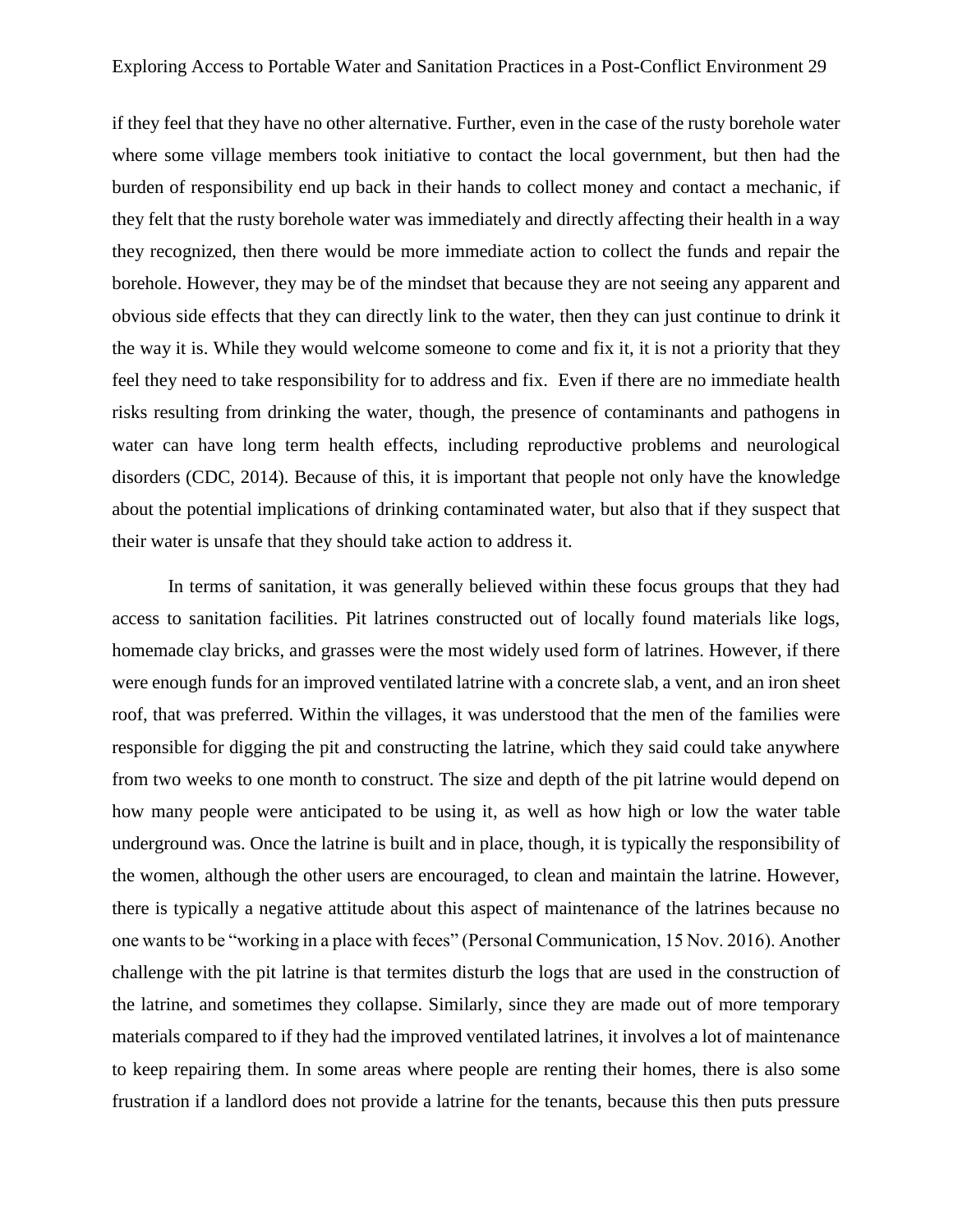if they feel that they have no other alternative. Further, even in the case of the rusty borehole water where some village members took initiative to contact the local government, but then had the burden of responsibility end up back in their hands to collect money and contact a mechanic, if they felt that the rusty borehole water was immediately and directly affecting their health in a way they recognized, then there would be more immediate action to collect the funds and repair the borehole. However, they may be of the mindset that because they are not seeing any apparent and obvious side effects that they can directly link to the water, then they can just continue to drink it the way it is. While they would welcome someone to come and fix it, it is not a priority that they feel they need to take responsibility for to address and fix. Even if there are no immediate health risks resulting from drinking the water, though, the presence of contaminants and pathogens in water can have long term health effects, including reproductive problems and neurological disorders (CDC, 2014). Because of this, it is important that people not only have the knowledge about the potential implications of drinking contaminated water, but also that if they suspect that their water is unsafe that they should take action to address it.

In terms of sanitation, it was generally believed within these focus groups that they had access to sanitation facilities. Pit latrines constructed out of locally found materials like logs, homemade clay bricks, and grasses were the most widely used form of latrines. However, if there were enough funds for an improved ventilated latrine with a concrete slab, a vent, and an iron sheet roof, that was preferred. Within the villages, it was understood that the men of the families were responsible for digging the pit and constructing the latrine, which they said could take anywhere from two weeks to one month to construct. The size and depth of the pit latrine would depend on how many people were anticipated to be using it, as well as how high or low the water table underground was. Once the latrine is built and in place, though, it is typically the responsibility of the women, although the other users are encouraged, to clean and maintain the latrine. However, there is typically a negative attitude about this aspect of maintenance of the latrines because no one wants to be "working in a place with feces" (Personal Communication, 15 Nov. 2016). Another challenge with the pit latrine is that termites disturb the logs that are used in the construction of the latrine, and sometimes they collapse. Similarly, since they are made out of more temporary materials compared to if they had the improved ventilated latrines, it involves a lot of maintenance to keep repairing them. In some areas where people are renting their homes, there is also some frustration if a landlord does not provide a latrine for the tenants, because this then puts pressure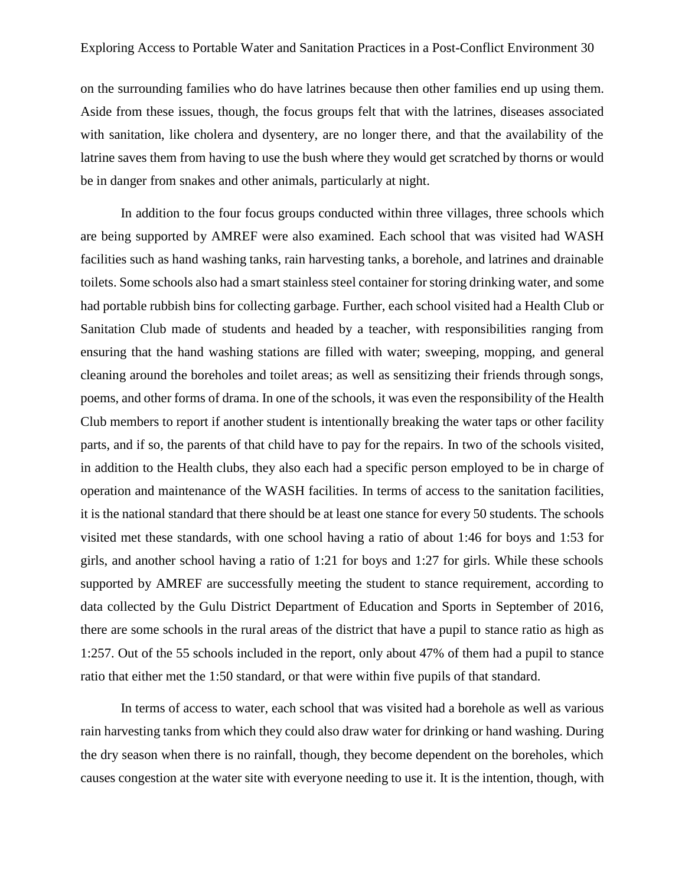on the surrounding families who do have latrines because then other families end up using them. Aside from these issues, though, the focus groups felt that with the latrines, diseases associated with sanitation, like cholera and dysentery, are no longer there, and that the availability of the latrine saves them from having to use the bush where they would get scratched by thorns or would be in danger from snakes and other animals, particularly at night.

In addition to the four focus groups conducted within three villages, three schools which are being supported by AMREF were also examined. Each school that was visited had WASH facilities such as hand washing tanks, rain harvesting tanks, a borehole, and latrines and drainable toilets. Some schools also had a smart stainless steel container for storing drinking water, and some had portable rubbish bins for collecting garbage. Further, each school visited had a Health Club or Sanitation Club made of students and headed by a teacher, with responsibilities ranging from ensuring that the hand washing stations are filled with water; sweeping, mopping, and general cleaning around the boreholes and toilet areas; as well as sensitizing their friends through songs, poems, and other forms of drama. In one of the schools, it was even the responsibility of the Health Club members to report if another student is intentionally breaking the water taps or other facility parts, and if so, the parents of that child have to pay for the repairs. In two of the schools visited, in addition to the Health clubs, they also each had a specific person employed to be in charge of operation and maintenance of the WASH facilities. In terms of access to the sanitation facilities, it is the national standard that there should be at least one stance for every 50 students. The schools visited met these standards, with one school having a ratio of about 1:46 for boys and 1:53 for girls, and another school having a ratio of 1:21 for boys and 1:27 for girls. While these schools supported by AMREF are successfully meeting the student to stance requirement, according to data collected by the Gulu District Department of Education and Sports in September of 2016, there are some schools in the rural areas of the district that have a pupil to stance ratio as high as 1:257. Out of the 55 schools included in the report, only about 47% of them had a pupil to stance ratio that either met the 1:50 standard, or that were within five pupils of that standard.

In terms of access to water, each school that was visited had a borehole as well as various rain harvesting tanks from which they could also draw water for drinking or hand washing. During the dry season when there is no rainfall, though, they become dependent on the boreholes, which causes congestion at the water site with everyone needing to use it. It is the intention, though, with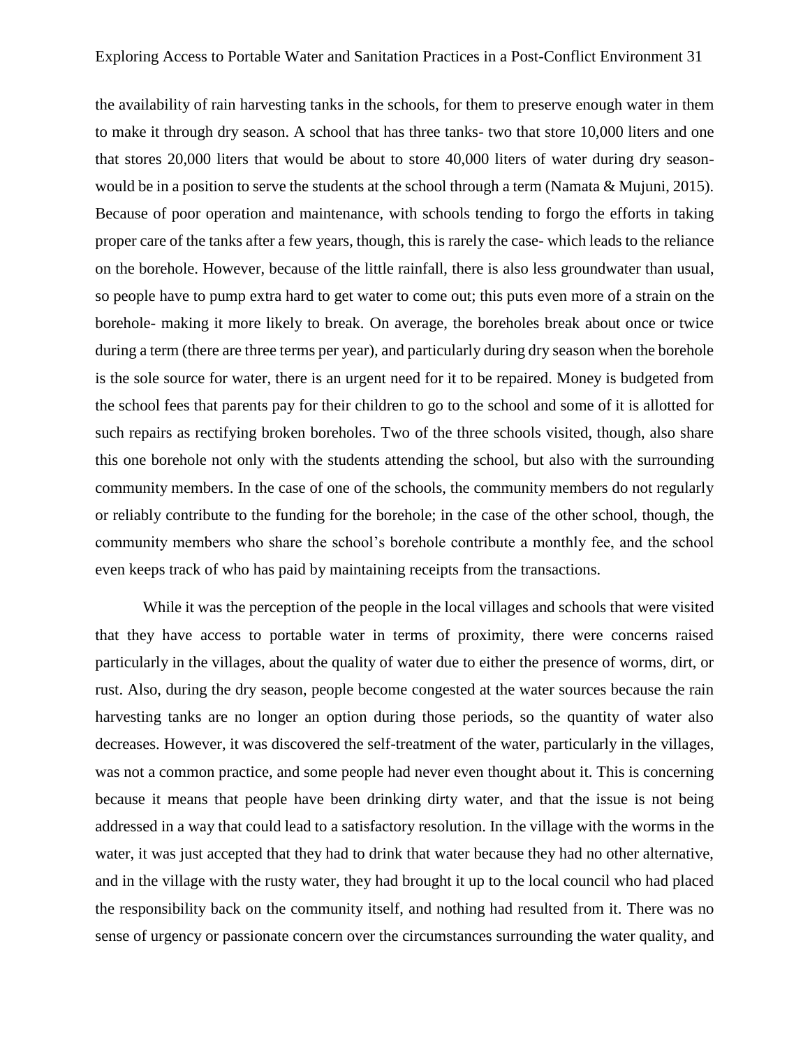the availability of rain harvesting tanks in the schools, for them to preserve enough water in them to make it through dry season. A school that has three tanks- two that store 10,000 liters and one that stores 20,000 liters that would be about to store 40,000 liters of water during dry season- would be in a position to serve the students at the school through a term (Namata & Mujuni, 2015). Because of poor operation and maintenance, with schools tending to forgo the efforts in taking proper care of the tanks after a few years, though, this is rarely the case- which leads to the reliance on the borehole. However, because of the little rainfall, there is also less groundwater than usual, so people have to pump extra hard to get water to come out; this puts even more of a strain on the borehole- making it more likely to break. On average, the boreholes break about once or twice during a term (there are three terms per year), and particularly during dry season when the borehole is the sole source for water, there is an urgent need for it to be repaired. Money is budgeted from the school fees that parents pay for their children to go to the school and some of it is allotted for such repairs as rectifying broken boreholes. Two of the three schools visited, though, also share this one borehole not only with the students attending the school, but also with the surrounding community members. In the case of one of the schools, the community members do not regularly or reliably contribute to the funding for the borehole; in the case of the other school, though, the community members who share the school's borehole contribute a monthly fee, and the school even keeps track of who has paid by maintaining receipts from the transactions.

While it was the perception of the people in the local villages and schools that were visited that they have access to portable water in terms of proximity, there were concerns raised particularly in the villages, about the quality of water due to either the presence of worms, dirt, or rust. Also, during the dry season, people become congested at the water sources because the rain harvesting tanks are no longer an option during those periods, so the quantity of water also decreases. However, it was discovered the self-treatment of the water, particularly in the villages, was not a common practice, and some people had never even thought about it. This is concerning because it means that people have been drinking dirty water, and that the issue is not being addressed in a way that could lead to a satisfactory resolution. In the village with the worms in the water, it was just accepted that they had to drink that water because they had no other alternative, and in the village with the rusty water, they had brought it up to the local council who had placed the responsibility back on the community itself, and nothing had resulted from it. There was no sense of urgency or passionate concern over the circumstances surrounding the water quality, and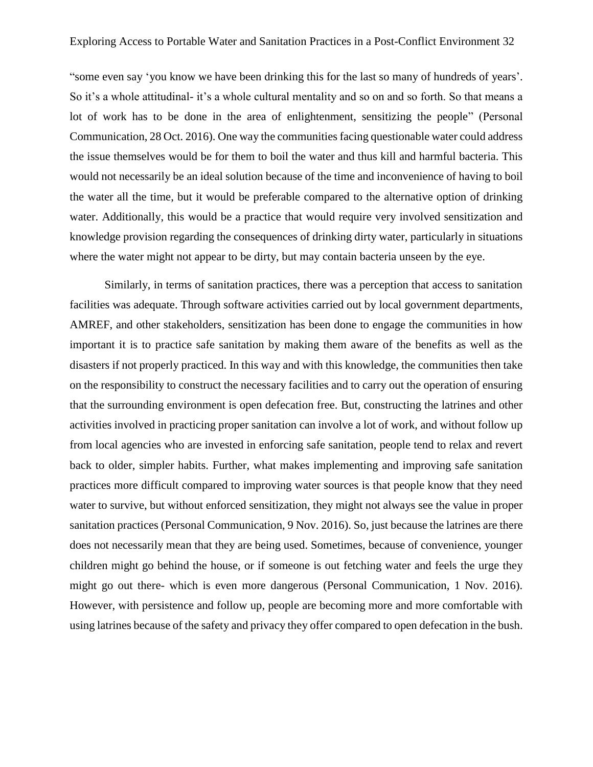"some even say 'you know we have been drinking this for the last so many of hundreds of years'. So it's a whole attitudinal- it's a whole cultural mentality and so on and so forth. So that means a lot of work has to be done in the area of enlightenment, sensitizing the people" (Personal Communication, 28 Oct. 2016). One way the communities facing questionable water could address the issue themselves would be for them to boil the water and thus kill and harmful bacteria. This would not necessarily be an ideal solution because of the time and inconvenience of having to boil the water all the time, but it would be preferable compared to the alternative option of drinking water. Additionally, this would be a practice that would require very involved sensitization and knowledge provision regarding the consequences of drinking dirty water, particularly in situations where the water might not appear to be dirty, but may contain bacteria unseen by the eye.

Similarly, in terms of sanitation practices, there was a perception that access to sanitation facilities was adequate. Through software activities carried out by local government departments, AMREF, and other stakeholders, sensitization has been done to engage the communities in how important it is to practice safe sanitation by making them aware of the benefits as well as the disasters if not properly practiced. In this way and with this knowledge, the communities then take on the responsibility to construct the necessary facilities and to carry out the operation of ensuring that the surrounding environment is open defecation free. But, constructing the latrines and other activities involved in practicing proper sanitation can involve a lot of work, and without follow up from local agencies who are invested in enforcing safe sanitation, people tend to relax and revert back to older, simpler habits. Further, what makes implementing and improving safe sanitation practices more difficult compared to improving water sources is that people know that they need water to survive, but without enforced sensitization, they might not always see the value in proper sanitation practices (Personal Communication, 9 Nov. 2016). So, just because the latrines are there does not necessarily mean that they are being used. Sometimes, because of convenience, younger children might go behind the house, or if someone is out fetching water and feels the urge they might go out there- which is even more dangerous (Personal Communication, 1 Nov. 2016). However, with persistence and follow up, people are becoming more and more comfortable with using latrines because of the safety and privacy they offer compared to open defecation in the bush.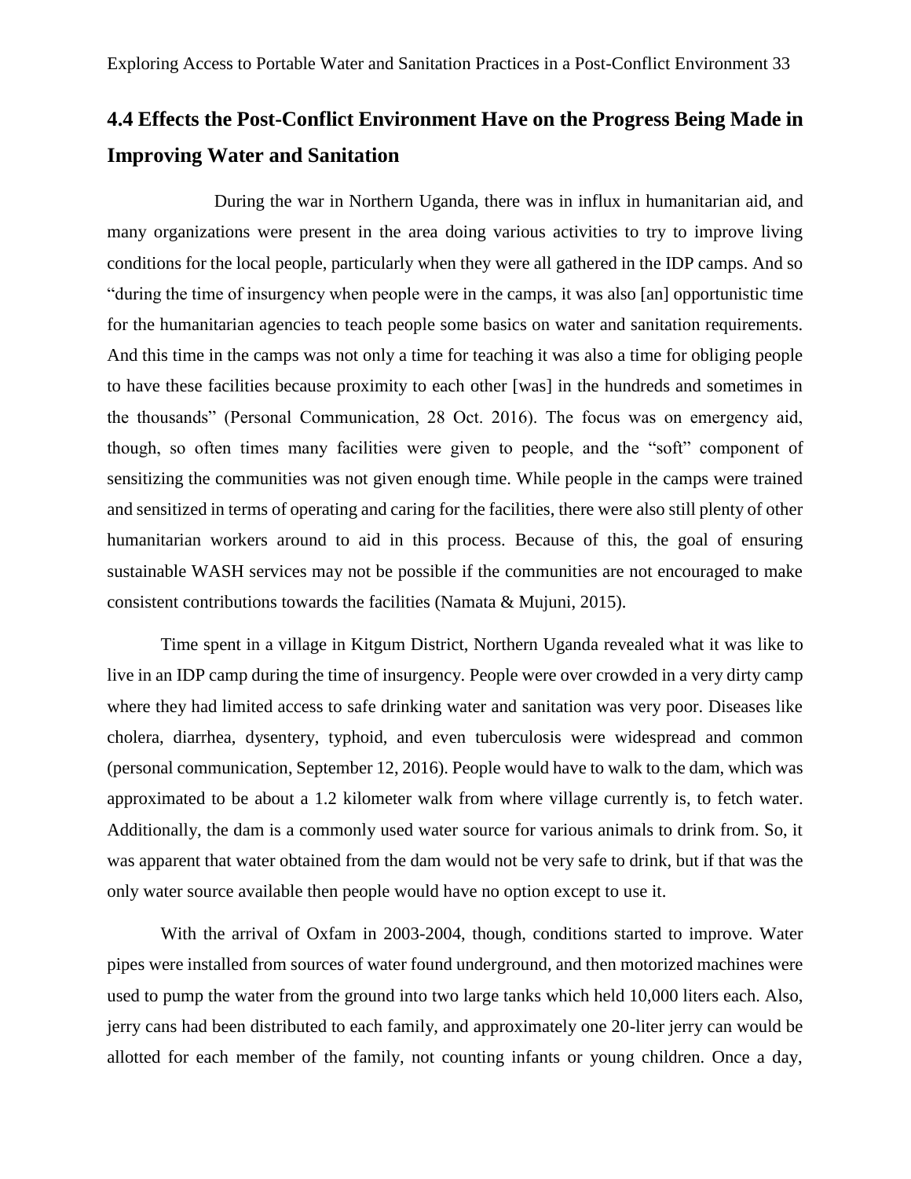## 4.4 Effects the Post-Conflict Environment Have on the Progress Being Made in Improving Water and Sanitation

During the war in Northern Uganda, there was in influx in humanitarian aid, and many organizations were present in the area doing various activities to try to improve living conditions for the local people, particularly when they were all gathered in the IDP camps. And so "during the time of insurgency when people were in the camps, it was also [an] opportunistic time for the humanitarian agencies to teach people some basics on water and sanitation requirements. And this time in the camps was not only a time for teaching it was also a time for obliging people to have these facilities because proximity to each other [was] in the hundreds and sometimes in the thousands" (Personal Communication, 28 Oct. 2016). The focus was on emergency aid, though, so often times many facilities were given to people, and the "soft" component of sensitizing the communities was not given enough time. While people in the camps were trained and sensitized in terms of operating and caring for the facilities, there were also still plenty of other humanitarian workers around to aid in this process. Because of this, the goal of ensuring sustainable WASH services may not be possible if the communities are not encouraged to make consistent contributions towards the facilities (Namata & Mujuni, 2015).

Time spent in a village in Kitgum District, Northern Uganda revealed what it was like to live in an IDP camp during the time of insurgency. People were over crowded in a very dirty camp where they had limited access to safe drinking water and sanitation was very poor. Diseases like cholera, diarrhea, dysentery, typhoid, and even tuberculosis were widespread and common (personal communication, September 12, 2016). People would have to walk to the dam, which was approximated to be about a 1.2 kilometer walk from where village currently is, to fetch water. Additionally, the dam is a commonly used water source for various animals to drink from. So, it was apparent that water obtained from the dam would not be very safe to drink, but if that was the only water source available then people would have no option except to use it.

With the arrival of Oxfam in 2003-2004, though, conditions started to improve. Water pipes were installed from sources of water found underground, and then motorized machines were used to pump the water from the ground into two large tanks which held 10,000 liters each. Also, jerry cans had been distributed to each family, and approximately one 20-liter jerry can would be allotted for each member of the family, not counting infants or young children. Once a day,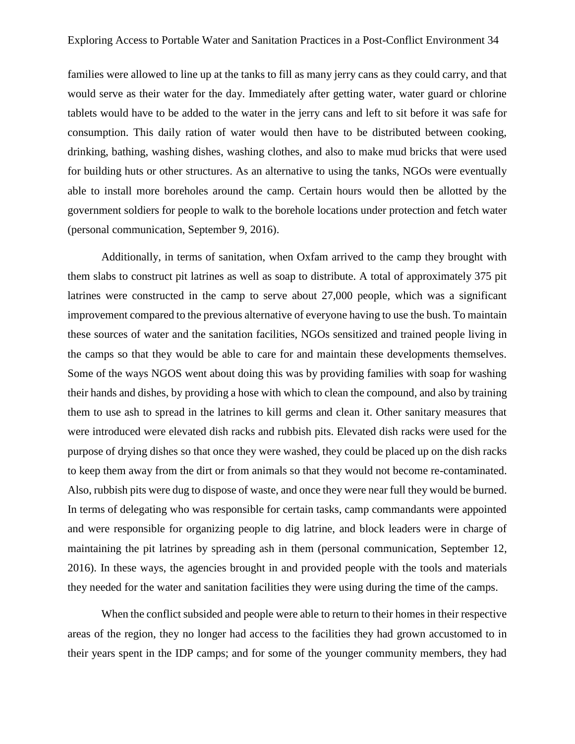families were allowed to line up at the tanks to fill as many jerry cans as they could carry, and that would serve as their water for the day. Immediately after getting water, water guard or chlorine tablets would have to be added to the water in the jerry cans and left to sit before it was safe for consumption. This daily ration of water would then have to be distributed between cooking, drinking, bathing, washing dishes, washing clothes, and also to make mud bricks that were used for building huts or other structures. As an alternative to using the tanks, NGOs were eventually able to install more boreholes around the camp. Certain hours would then be allotted by the government soldiers for people to walk to the borehole locations under protection and fetch water (personal communication, September 9, 2016).

Additionally, in terms of sanitation, when Oxfam arrived to the camp they brought with them slabs to construct pit latrines as well as soap to distribute. A total of approximately 375 pit latrines were constructed in the camp to serve about 27,000 people, which was a significant improvement compared to the previous alternative of everyone having to use the bush. To maintain these sources of water and the sanitation facilities, NGOs sensitized and trained people living in the camps so that they would be able to care for and maintain these developments themselves. Some of the ways NGOS went about doing this was by providing families with soap for washing their hands and dishes, by providing a hose with which to clean the compound, and also by training them to use ash to spread in the latrines to kill germs and clean it. Other sanitary measures that were introduced were elevated dish racks and rubbish pits. Elevated dish racks were used for the purpose of drying dishes so that once they were washed, they could be placed up on the dish racks to keep them away from the dirt or from animals so that they would not become re-contaminated. Also, rubbish pits were dug to dispose of waste, and once they were near full they would be burned. In terms of delegating who was responsible for certain tasks, camp commandants were appointed and were responsible for organizing people to dig latrine, and block leaders were in charge of maintaining the pit latrines by spreading ash in them (personal communication, September 12, 2016). In these ways, the agencies brought in and provided people with the tools and materials they needed for the water and sanitation facilities they were using during the time of the camps.

When the conflict subsided and people were able to return to their homes in their respective areas of the region, they no longer had access to the facilities they had grown accustomed to in their years spent in the IDP camps; and for some of the younger community members, they had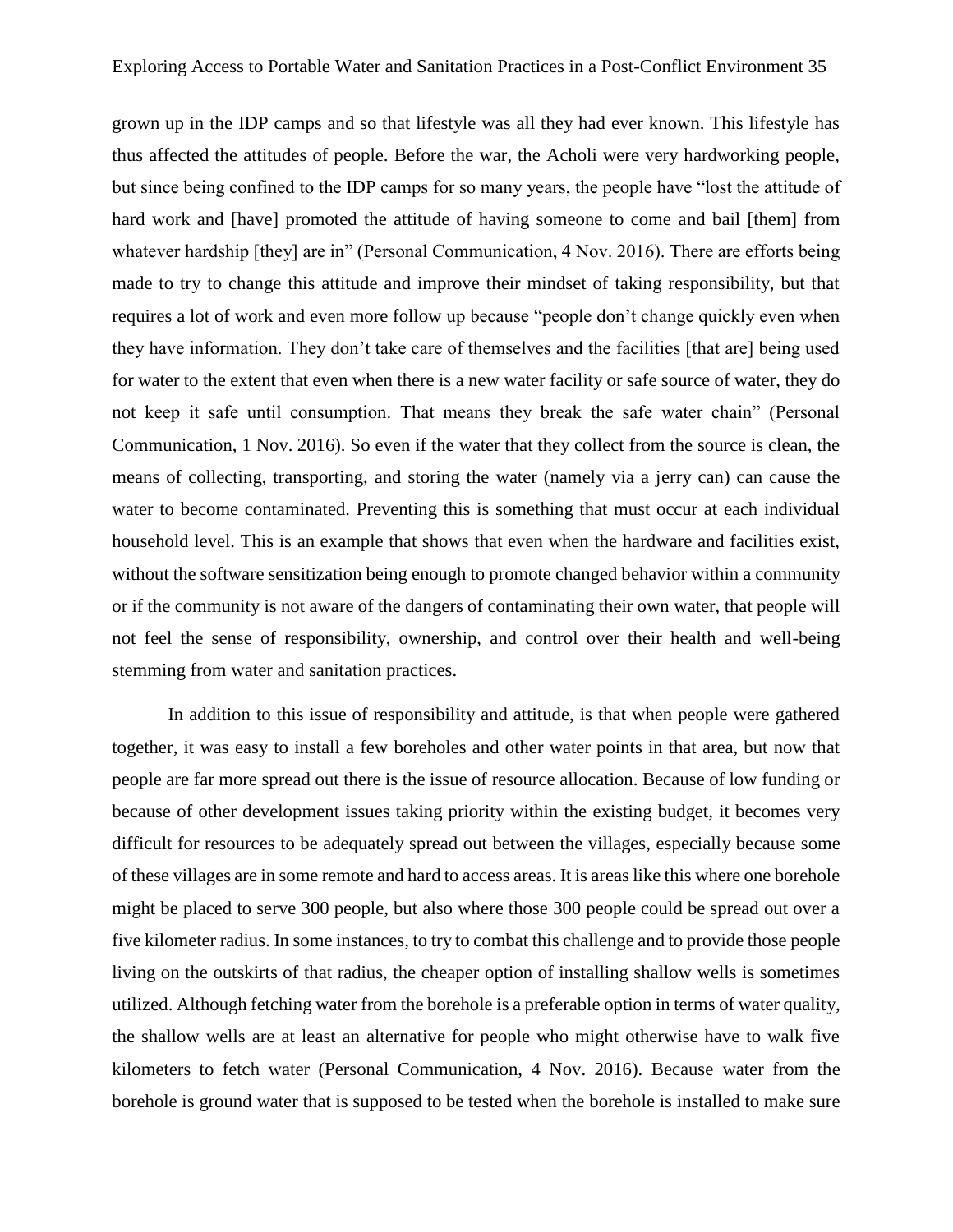grown up in the IDP camps and so that lifestyle was all they had ever known. This lifestyle has thus affected the attitudes of people. Before the war, the Acholi were very hardworking people, but since being confined to the IDP camps for so many years, the people have "lost the attitude of hard work and [have] promoted the attitude of having someone to come and bail [them] from whatever hardship [they] are in" (Personal Communication, 4 Nov. 2016). There are efforts being made to try to change this attitude and improve their mindset of taking responsibility, but that requires a lot of work and even more follow up because "people don't change quickly even when they have information. They don't take care of themselves and the facilities [that are] being used for water to the extent that even when there is a new water facility or safe source of water, they do not keep it safe until consumption. That means they break the safe water chain" (Personal Communication, 1 Nov. 2016). So even if the water that they collect from the source is clean, the means of collecting, transporting, and storing the water (namely via a jerry can) can cause the water to become contaminated. Preventing this is something that must occur at each individual household level. This is an example that shows that even when the hardware and facilities exist, without the software sensitization being enough to promote changed behavior within a community or if the community is not aware of the dangers of contaminating their own water, that people will not feel the sense of responsibility, ownership, and control over their health and well-being stemming from water and sanitation practices.

In addition to this issue of responsibility and attitude, is that when people were gathered together, it was easy to install a few boreholes and other water points in that area, but now that people are far more spread out there is the issue of resource allocation. Because of low funding or because of other development issues taking priority within the existing budget, it becomes very difficult for resources to be adequately spread out between the villages, especially because some of these villages are in some remote and hard to access areas. It is areas like this where one borehole might be placed to serve 300 people, but also where those 300 people could be spread out over a five kilometer radius. In some instances, to try to combat this challenge and to provide those people living on the outskirts of that radius, the cheaper option of installing shallow wells is sometimes utilized. Although fetching water from the borehole is a preferable option in terms of water quality, the shallow wells are at least an alternative for people who might otherwise have to walk five kilometers to fetch water (Personal Communication, 4 Nov. 2016). Because water from the borehole is ground water that is supposed to be tested when the borehole is installed to make sure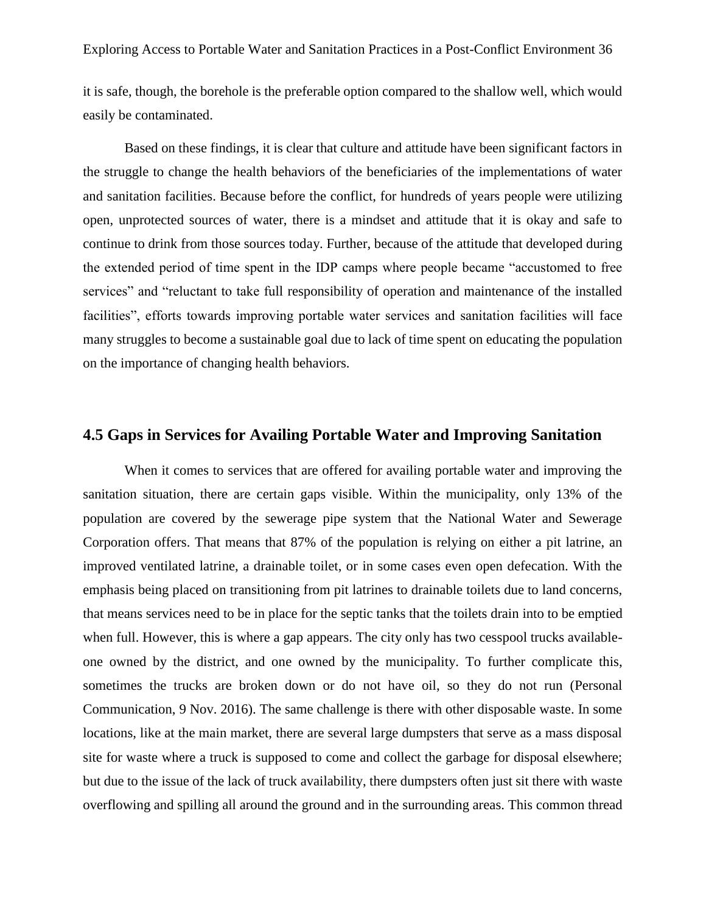it is safe, though, the borehole is the preferable option compared to the shallow well, which would easily be contaminated.

Based on these findings, it is clear that culture and attitude have been significant factors in the struggle to change the health behaviors of the beneficiaries of the implementations of water and sanitation facilities. Because before the conflict, for hundreds of years people were utilizing open, unprotected sources of water, there is a mindset and attitude that it is okay and safe to continue to drink from those sources today. Further, because of the attitude that developed during the extended period of time spent in the IDP camps where people became "accustomed to free services" and "reluctant to take full responsibility of operation and maintenance of the installed facilities", efforts towards improving portable water services and sanitation facilities will face many struggles to become a sustainable goal due to lack of time spent on educating the population on the importance of changing health behaviors.

## 4.5 Gaps in Services for Availing Portable Water and Improving Sanitation

When it comes to services that are offered for availing portable water and improving the sanitation situation, there are certain gaps visible. Within the municipality, only 13% of the population are covered by the sewerage pipe system that the National Water and Sewerage Corporation offers. That means that 87% of the population is relying on either a pit latrine, an improved ventilated latrine, a drainable toilet, or in some cases even open defecation. With the emphasis being placed on transitioning from pit latrines to drainable toilets due to land concerns, that means services need to be in place for the septic tanks that the toilets drain into to be emptied when full. However, this is where a gap appears. The city only has two cesspool trucks available- one owned by the district, and one owned by the municipality. To further complicate this, sometimes the trucks are broken down or do not have oil, so they do not run (Personal Communication, 9 Nov. 2016). The same challenge is there with other disposable waste. In some locations, like at the main market, there are several large dumpsters that serve as a mass disposal site for waste where a truck is supposed to come and collect the garbage for disposal elsewhere; but due to the issue of the lack of truck availability, there dumpsters often just sit there with waste overflowing and spilling all around the ground and in the surrounding areas. This common thread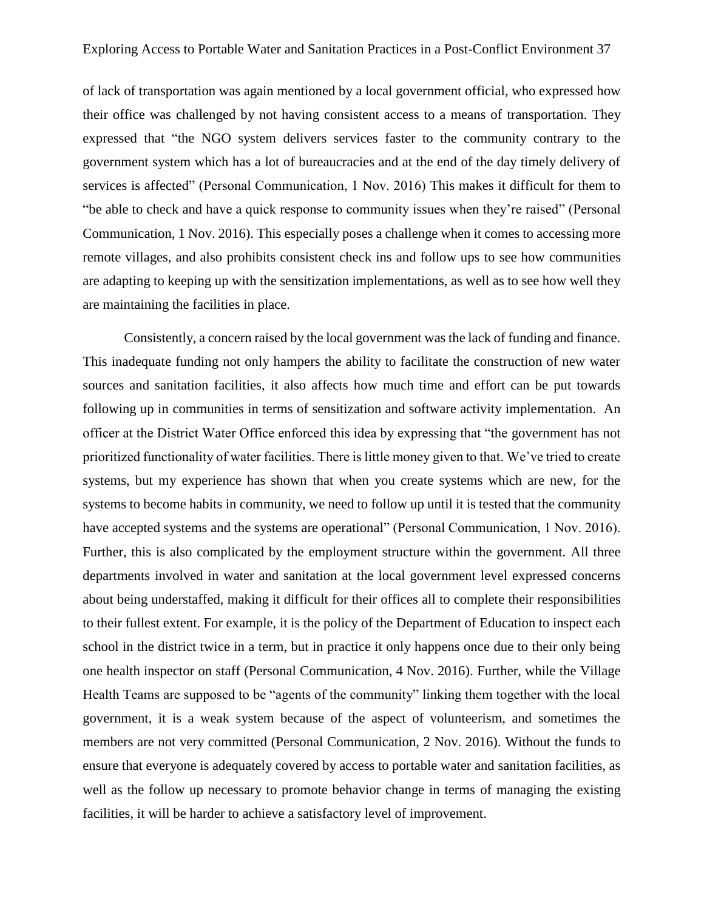of lack of transportation was again mentioned by a local government official, who expressed how their office was challenged by not having consistent access to a means of transportation. They expressed that "the NGO system delivers services faster to the community contrary to the government system which has a lot of bureaucracies and at the end of the day timely delivery of services is affected" (Personal Communication, 1 Nov. 2016) This makes it difficult for them to "be able to check and have a quick response to community issues when they're raised" (Personal Communication, 1 Nov. 2016). This especially poses a challenge when it comes to accessing more remote villages, and also prohibits consistent check ins and follow ups to see how communities are adapting to keeping up with the sensitization implementations, as well as to see how well they are maintaining the facilities in place.

Consistently, a concern raised by the local government was the lack of funding and finance. This inadequate funding not only hampers the ability to facilitate the construction of new water sources and sanitation facilities, it also affects how much time and effort can be put towards following up in communities in terms of sensitization and software activity implementation. An officer at the District Water Office enforced this idea by expressing that "the government has not prioritized functionality of water facilities. There is little money given to that. We've tried to create systems, but my experience has shown that when you create systems which are new, for the systems to become habits in community, we need to follow up until it is tested that the community have accepted systems and the systems are operational" (Personal Communication, 1 Nov. 2016). Further, this is also complicated by the employment structure within the government. All three departments involved in water and sanitation at the local government level expressed concerns about being understaffed, making it difficult for their offices all to complete their responsibilities to their fullest extent. For example, it is the policy of the Department of Education to inspect each school in the district twice in a term, but in practice it only happens once due to their only being one health inspector on staff (Personal Communication, 4 Nov. 2016). Further, while the Village Health Teams are supposed to be "agents of the community" linking them together with the local government, it is a weak system because of the aspect of volunteerism, and sometimes the members are not very committed (Personal Communication, 2 Nov. 2016). Without the funds to ensure that everyone is adequately covered by access to portable water and sanitation facilities, as well as the follow up necessary to promote behavior change in terms of managing the existing facilities, it will be harder to achieve a satisfactory level of improvement.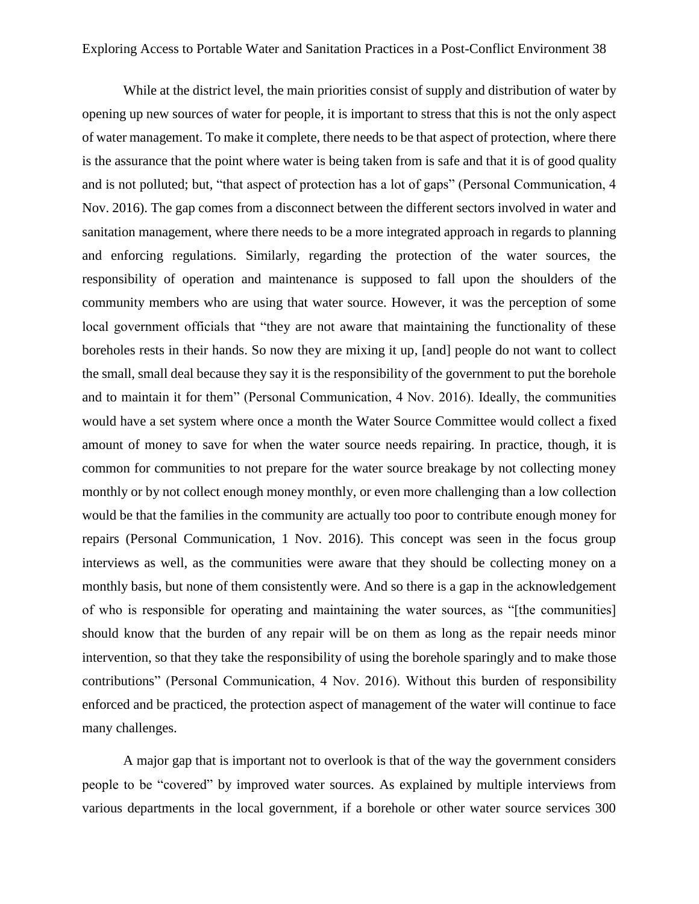While at the district level, the main priorities consist of supply and distribution of water by opening up new sources of water for people, it is important to stress that this is not the only aspect of water management. To make it complete, there needs to be that aspect of protection, where there is the assurance that the point where water is being taken from is safe and that it is of good quality and is not polluted; but, "that aspect of protection has a lot of gaps" (Personal Communication, 4 Nov. 2016). The gap comes from a disconnect between the different sectors involved in water and sanitation management, where there needs to be a more integrated approach in regards to planning and enforcing regulations. Similarly, regarding the protection of the water sources, the responsibility of operation and maintenance is supposed to fall upon the shoulders of the community members who are using that water source. However, it was the perception of some local government officials that "they are not aware that maintaining the functionality of these boreholes rests in their hands. So now they are mixing it up, [and] people do not want to collect the small, small deal because they say it is the responsibility of the government to put the borehole and to maintain it for them" (Personal Communication, 4 Nov. 2016). Ideally, the communities would have a set system where once a month the Water Source Committee would collect a fixed amount of money to save for when the water source needs repairing. In practice, though, it is common for communities to not prepare for the water source breakage by not collecting money monthly or by not collect enough money monthly, or even more challenging than a low collection would be that the families in the community are actually too poor to contribute enough money for repairs (Personal Communication, 1 Nov. 2016). This concept was seen in the focus group interviews as well, as the communities were aware that they should be collecting money on a monthly basis, but none of them consistently were. And so there is a gap in the acknowledgement of who is responsible for operating and maintaining the water sources, as "[the communities] should know that the burden of any repair will be on them as long as the repair needs minor intervention, so that they take the responsibility of using the borehole sparingly and to make those contributions" (Personal Communication, 4 Nov. 2016). Without this burden of responsibility enforced and be practiced, the protection aspect of management of the water will continue to face many challenges.

A major gap that is important not to overlook is that of the way the government considers people to be "covered" by improved water sources. As explained by multiple interviews from various departments in the local government, if a borehole or other water source services 300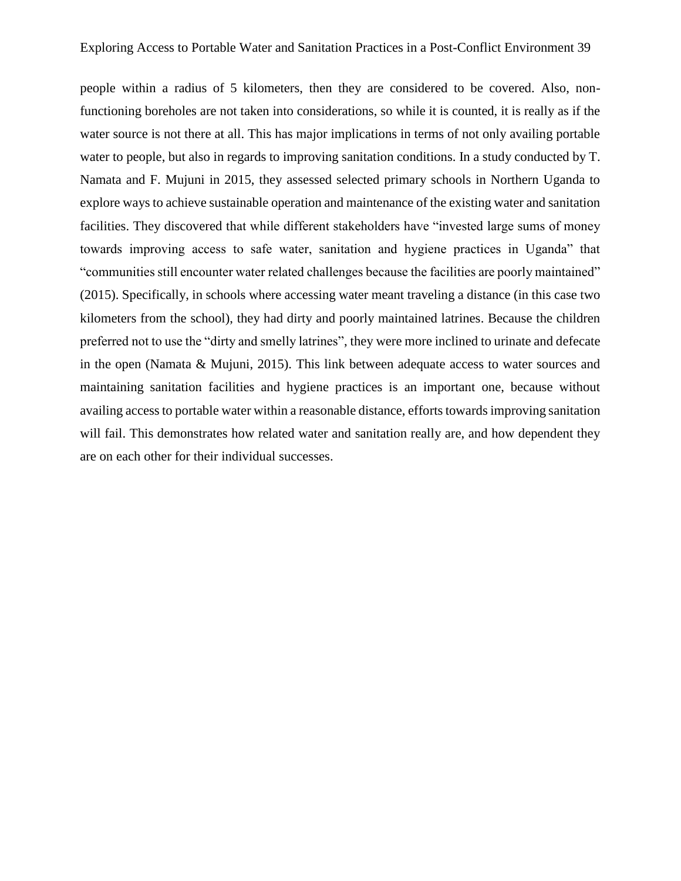people within a radius of 5 kilometers, then they are considered to be covered. Also, non-functioning boreholes are not taken into considerations, so while it is counted, it is really as if the water source is not there at all. This has major implications in terms of not only availing portable water to people, but also in regards to improving sanitation conditions. In a study conducted by T. Namata and F. Mujuni in 2015, they assessed selected primary schools in Northern Uganda to explore ways to achieve sustainable operation and maintenance of the existing water and sanitation facilities. They discovered that while different stakeholders have "invested large sums of money towards improving access to safe water, sanitation and hygiene practices in Uganda" that "communities still encounter water related challenges because the facilities are poorly maintained" (2015). Specifically, in schools where accessing water meant traveling a distance (in this case two kilometers from the school), they had dirty and poorly maintained latrines. Because the children preferred not to use the "dirty and smelly latrines", they were more inclined to urinate and defecate in the open (Namata & Mujuni, 2015). This link between adequate access to water sources and maintaining sanitation facilities and hygiene practices is an important one, because without availing access to portable water within a reasonable distance, efforts towards improving sanitation will fail. This demonstrates how related water and sanitation really are, and how dependent they are on each other for their individual successes.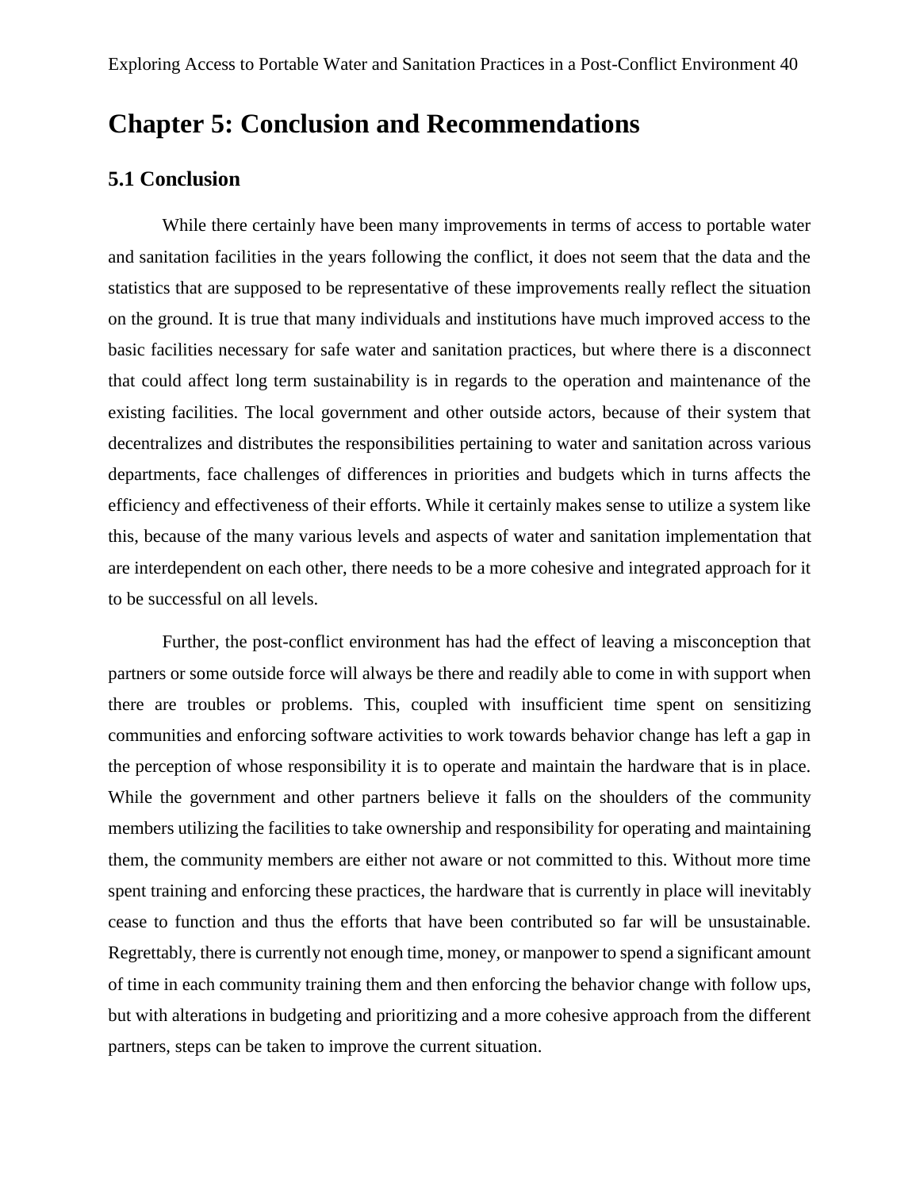# Chapter 5: Conclusion and Recommendations

## 5.1 Conclusion

While there certainly have been many improvements in terms of access to portable water and sanitation facilities in the years following the conflict, it does not seem that the data and the statistics that are supposed to be representative of these improvements really reflect the situation on the ground. It is true that many individuals and institutions have much improved access to the basic facilities necessary for safe water and sanitation practices, but where there is a disconnect that could affect long term sustainability is in regards to the operation and maintenance of the existing facilities. The local government and other outside actors, because of their system that decentralizes and distributes the responsibilities pertaining to water and sanitation across various departments, face challenges of differences in priorities and budgets which in turns affects the efficiency and effectiveness of their efforts. While it certainly makes sense to utilize a system like this, because of the many various levels and aspects of water and sanitation implementation that are interdependent on each other, there needs to be a more cohesive and integrated approach for it to be successful on all levels.

Further, the post-conflict environment has had the effect of leaving a misconception that partners or some outside force will always be there and readily able to come in with support when there are troubles or problems. This, coupled with insufficient time spent on sensitizing communities and enforcing software activities to work towards behavior change has left a gap in the perception of whose responsibility it is to operate and maintain the hardware that is in place. While the government and other partners believe it falls on the shoulders of the community members utilizing the facilities to take ownership and responsibility for operating and maintaining them, the community members are either not aware or not committed to this. Without more time spent training and enforcing these practices, the hardware that is currently in place will inevitably cease to function and thus the efforts that have been contributed so far will be unsustainable. Regrettably, there is currently not enough time, money, or manpower to spend a significant amount of time in each community training them and then enforcing the behavior change with follow ups, but with alterations in budgeting and prioritizing and a more cohesive approach from the different partners, steps can be taken to improve the current situation.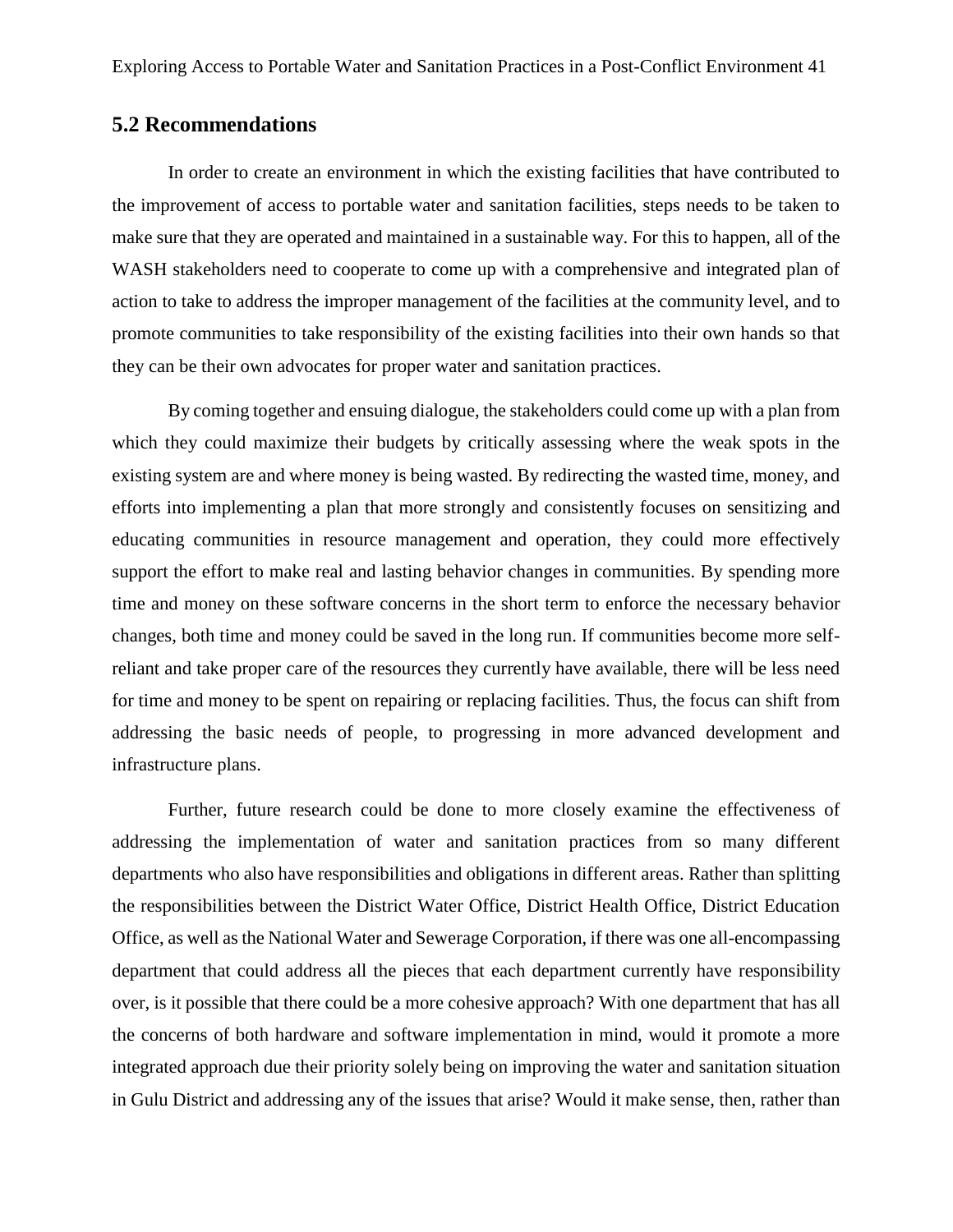## 5.2 Recommendations

In order to create an environment in which the existing facilities that have contributed to the improvement of access to portable water and sanitation facilities, steps needs to be taken to make sure that they are operated and maintained in a sustainable way. For this to happen, all of the WASH stakeholders need to cooperate to come up with a comprehensive and integrated plan of action to take to address the improper management of the facilities at the community level, and to promote communities to take responsibility of the existing facilities into their own hands so that they can be their own advocates for proper water and sanitation practices.

By coming together and ensuing dialogue, the stakeholders could come up with a plan from which they could maximize their budgets by critically assessing where the weak spots in the existing system are and where money is being wasted. By redirecting the wasted time, money, and efforts into implementing a plan that more strongly and consistently focuses on sensitizing and educating communities in resource management and operation, they could more effectively support the effort to make real and lasting behavior changes in communities. By spending more time and money on these software concerns in the short term to enforce the necessary behavior changes, both time and money could be saved in the long run. If communities become more self-reliant and take proper care of the resources they currently have available, there will be less need for time and money to be spent on repairing or replacing facilities. Thus, the focus can shift from addressing the basic needs of people, to progressing in more advanced development and infrastructure plans.

Further, future research could be done to more closely examine the effectiveness of addressing the implementation of water and sanitation practices from so many different departments who also have responsibilities and obligations in different areas. Rather than splitting the responsibilities between the District Water Office, District Health Office, District Education Office, as well as the National Water and Sewerage Corporation, if there was one all-encompassing department that could address all the pieces that each department currently have responsibility over, is it possible that there could be a more cohesive approach? With one department that has all the concerns of both hardware and software implementation in mind, would it promote a more integrated approach due their priority solely being on improving the water and sanitation situation in Gulu District and addressing any of the issues that arise? Would it make sense, then, rather than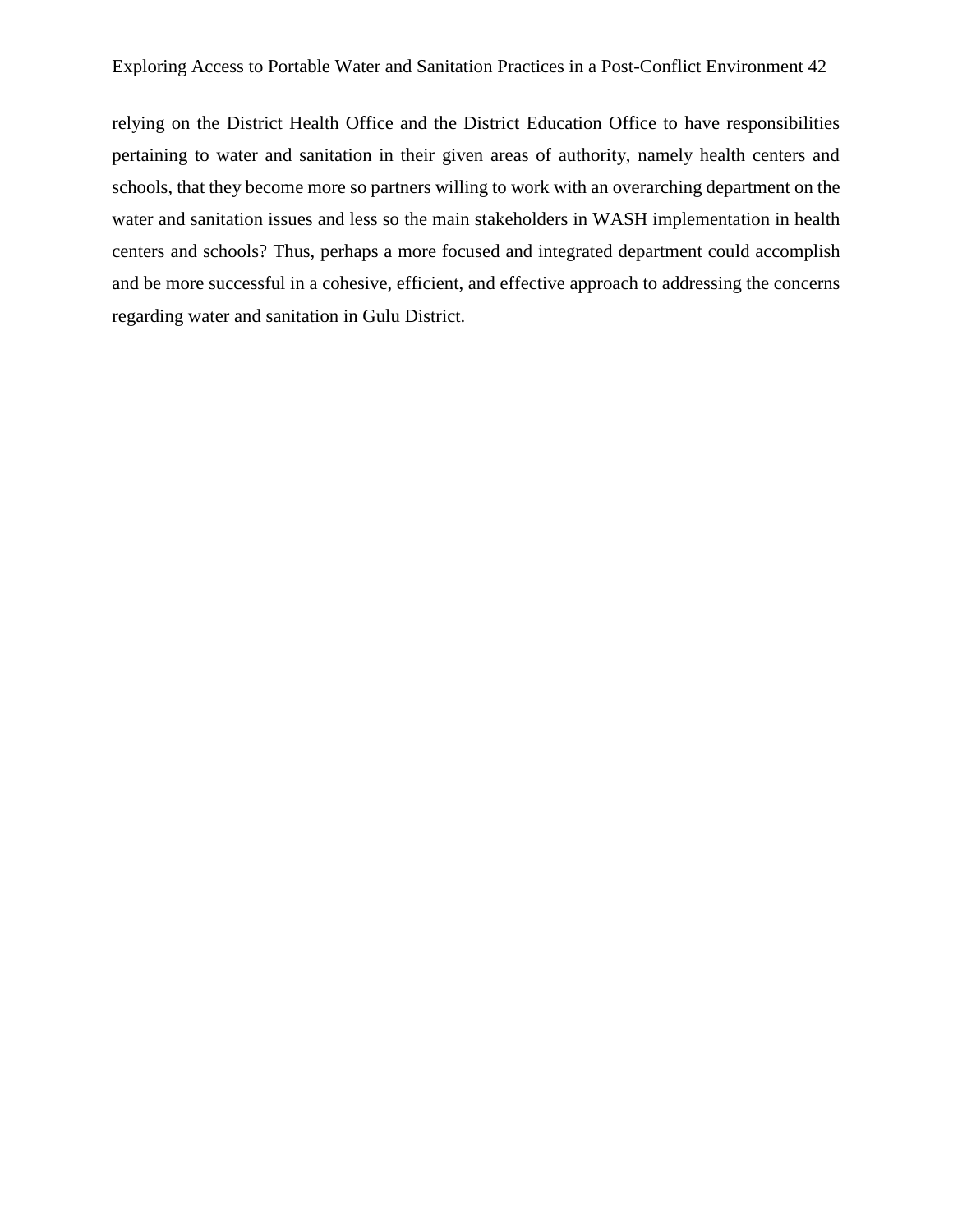relying on the District Health Office and the District Education Office to have responsibilities pertaining to water and sanitation in their given areas of authority, namely health centers and schools, that they become more so partners willing to work with an overarching department on the water and sanitation issues and less so the main stakeholders in WASH implementation in health centers and schools? Thus, perhaps a more focused and integrated department could accomplish and be more successful in a cohesive, efficient, and effective approach to addressing the concerns regarding water and sanitation in Gulu District.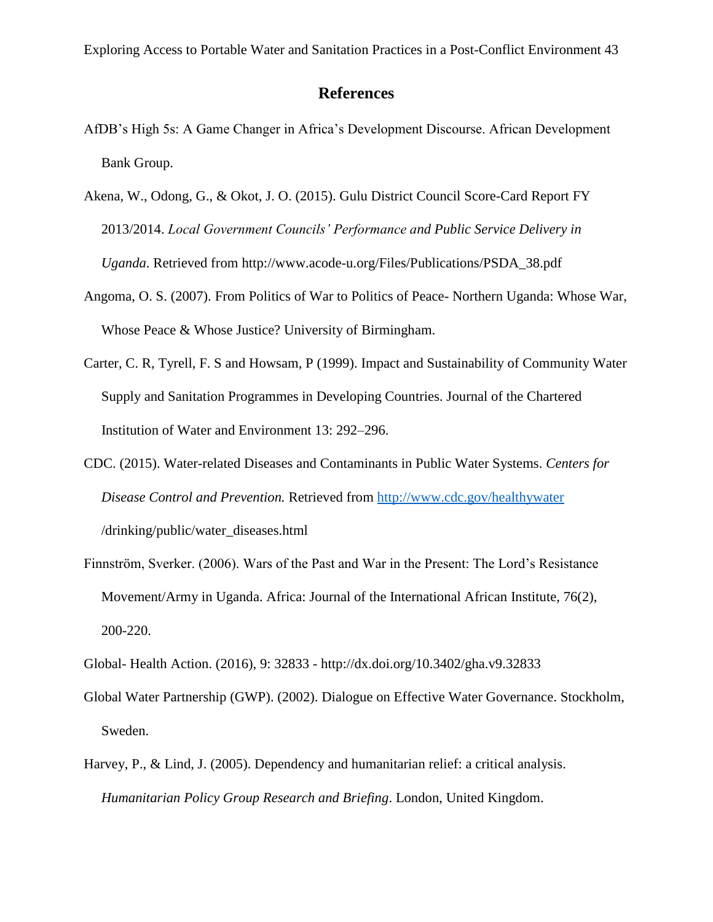## References

AfDB's High 5s: A Game Changer in Africa's Development Discourse. African Development Bank Group.

Akena, W., Odong, G., & Okot, J. O. (2015). Gulu District Council Score-Card Report FY 2013/2014. *Local Government Councils' Performance and Public Service Delivery in Uganda.* Retrieved from http://www.acode-u.org/Files/Publications/PSDA_38.pdf

Angoma, O. S. (2007). From Politics of War to Politics of Peace- Northern Uganda: Whose War, Whose Peace & Whose Justice? University of Birmingham.

Carter, C. R, Tyrell, F. S and Howsam, P (1999). Impact and Sustainability of Community Water Supply and Sanitation Programmes in Developing Countries. Journal of the Chartered Institution of Water and Environment 13: 292–296.

CDC. (2015). Water-related Diseases and Contaminants in Public Water Systems. *Centers for Disease Control and Prevention.* Retrieved from http://www.cdc.gov/healthywater /drinking/public/water_diseases.html

Finnström, Sverker. (2006). Wars of the Past and War in the Present: The Lord's Resistance Movement/Army in Uganda. Africa: Journal of the International African Institute, 76(2), 200-220.

Global- Health Action. (2016), 9: 32833 - http://dx.doi.org/10.3402/gha.v9.32833

Global Water Partnership (GWP). (2002). Dialogue on Effective Water Governance. Stockholm, Sweden.

Harvey, P., & Lind, J. (2005). Dependency and humanitarian relief: a critical analysis. *Humanitarian Policy Group Research and Briefing*. London, United Kingdom.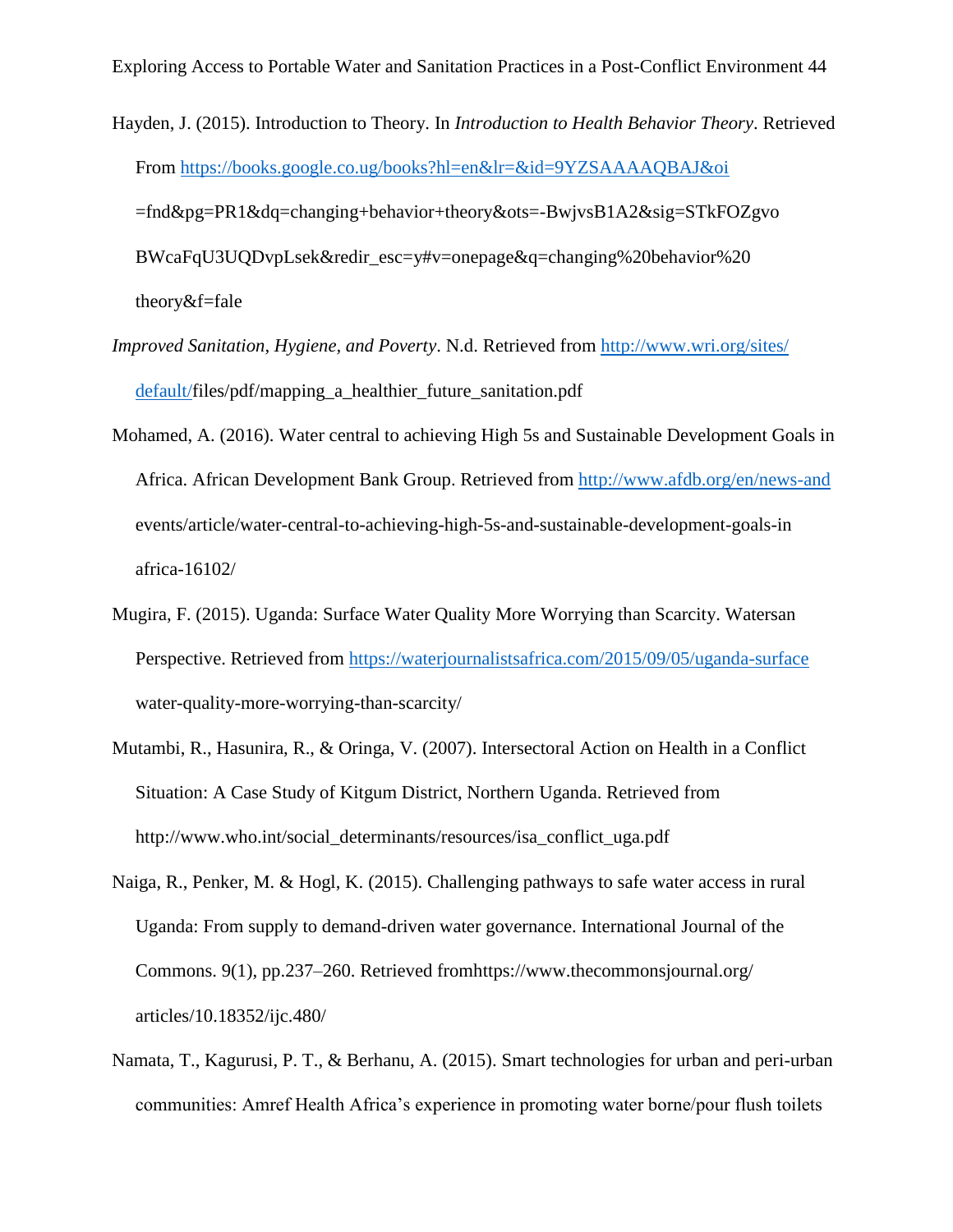Hayden, J. (2015). Introduction to Theory. In *Introduction to Health Behavior Theory*. Retrieved From https://books.google.co.ug/books?hl=en&lr=&id=9YZSAAAAQBAJ&oi =fnd&pg=PR1&dq=changing+behavior+theory&ots=-BwjvsB1A2&sig=STkFOZgvo BWcaFqU3UQDvpLsek&redir_esc=y#v=onepage&q=changing%20behavior%20 theory&f=fale

*Improved Sanitation, Hygiene, and Poverty*. N.d. Retrieved from http://www.wri.org/sites/ default/files/pdf/mapping_a_healthier_future_sanitation.pdf

Mohamed, A. (2016). Water central to achieving High 5s and Sustainable Development Goals in Africa. African Development Bank Group. Retrieved from http://www.afdb.org/en/news-and events/article/water-central-to-achieving-high-5s-and-sustainable-development-goals-in africa-16102/

Mugira, F. (2015). Uganda: Surface Water Quality More Worrying than Scarcity. Watersan Perspective. Retrieved from https://waterjournalistsafrica.com/2015/09/05/uganda-surface water-quality-more-worrying-than-scarcity/

Mutambi, R., Hasunira, R., & Oringa, V. (2007). Intersectoral Action on Health in a Conflict Situation: A Case Study of Kitgum District, Northern Uganda. Retrieved from http://www.who.int/social_determinants/resources/isa_conflict_uga.pdf

Naiga, R., Penker, M. & Hogl, K. (2015). Challenging pathways to safe water access in rural Uganda: From supply to demand-driven water governance. International Journal of the Commons. 9(1), pp.237–260. Retrieved fromhttps://www.thecommonsjournal.org/ articles/10.18352/ijc.480/

Namata, T., Kagurusi, P. T., & Berhanu, A. (2015). Smart technologies for urban and peri-urban communities: Amref Health Africa's experience in promoting water borne/pour flush toilets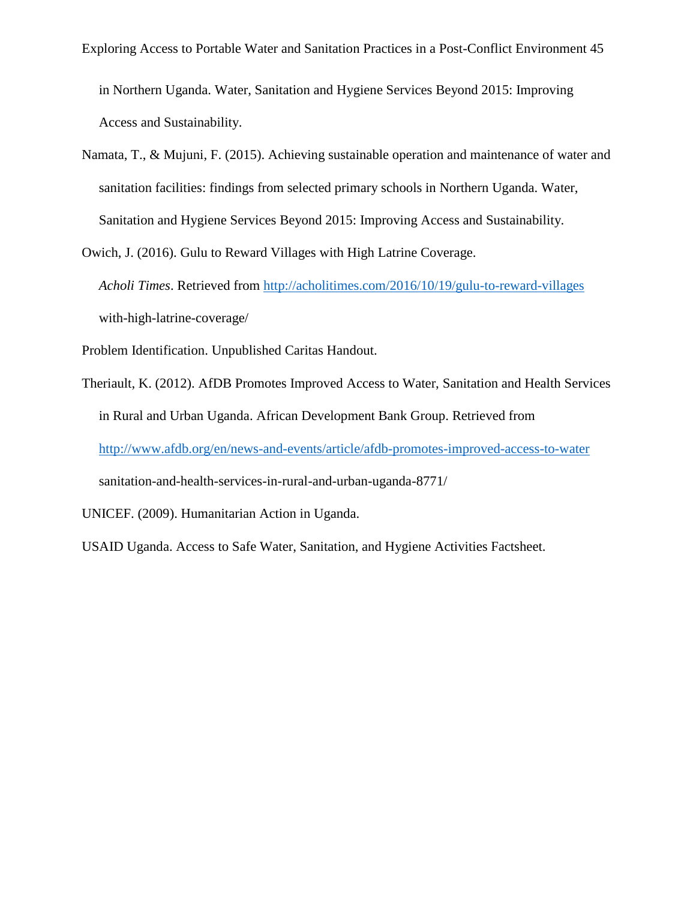in Northern Uganda. Water, Sanitation and Hygiene Services Beyond 2015: Improving Access and Sustainability.

Namata, T., & Mujuni, F. (2015). Achieving sustainable operation and maintenance of water and sanitation facilities: findings from selected primary schools in Northern Uganda. Water, Sanitation and Hygiene Services Beyond 2015: Improving Access and Sustainability.

Owich, J. (2016). Gulu to Reward Villages with High Latrine Coverage. *Acholi Times*. Retrieved from http://acholitimes.com/2016/10/19/gulu-to-reward-villages with-high-latrine-coverage/

Problem Identification. Unpublished Caritas Handout.

Theriault, K. (2012). AfDB Promotes Improved Access to Water, Sanitation and Health Services in Rural and Urban Uganda. African Development Bank Group. Retrieved from http://www.afdb.org/en/news-and-events/article/afdb-promotes-improved-access-to-water sanitation-and-health-services-in-rural-and-urban-uganda-8771/

UNICEF. (2009). Humanitarian Action in Uganda.

USAID Uganda. Access to Safe Water, Sanitation, and Hygiene Activities Factsheet.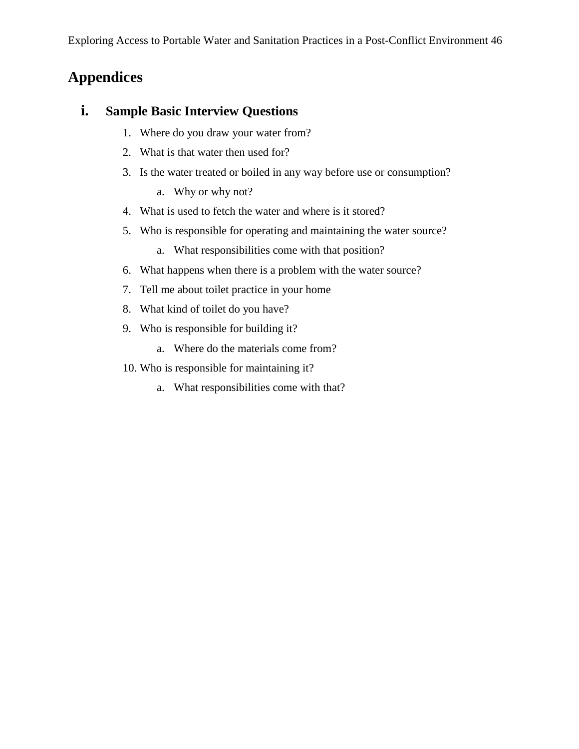# Appendices

## i. Sample Basic Interview Questions

1. Where do you draw your water from?
2. What is that water then used for?
3. Is the water treated or boiled in any way before use or consumption?
    a. Why or why not?
4. What is used to fetch the water and where is it stored?
5. Who is responsible for operating and maintaining the water source?
    a. What responsibilities come with that position?
6. What happens when there is a problem with the water source?
7. Tell me about toilet practice in your home
8. What kind of toilet do you have?
9. Who is responsible for building it?
    a. Where do the materials come from?
10. Who is responsible for maintaining it?
    a. What responsibilities come with that?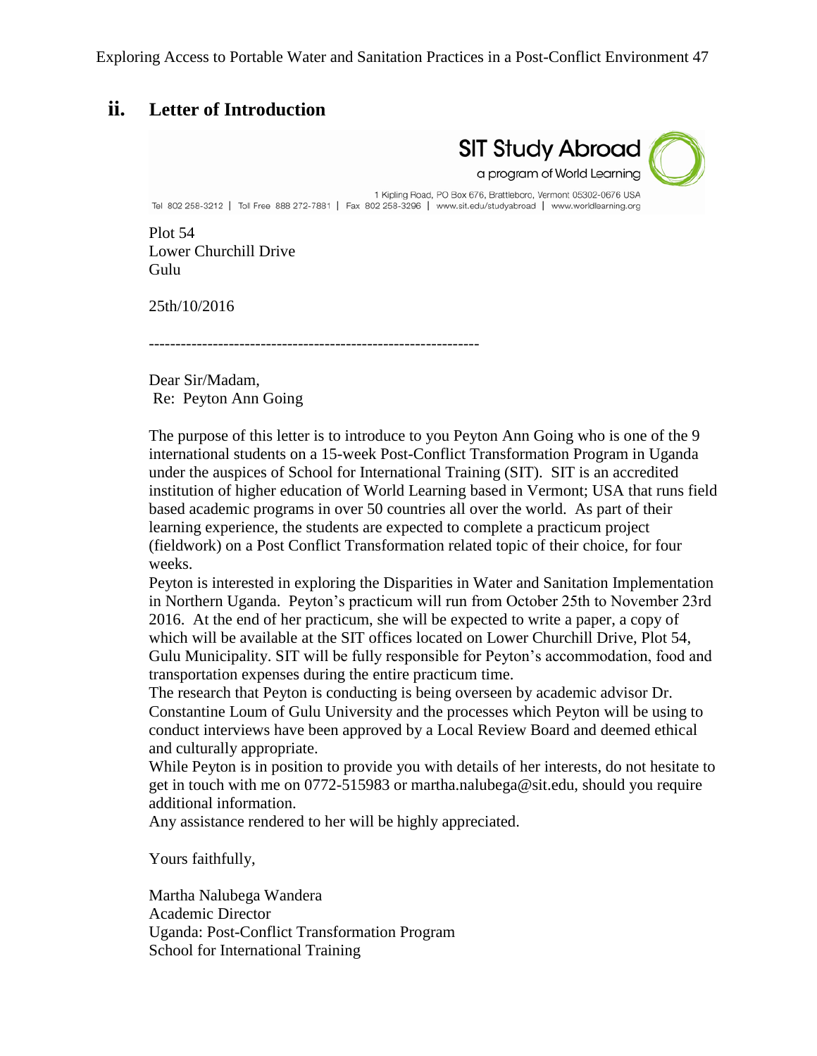## ii. Letter of Introduction

SIT Study Abroad
a program of World Learning

1 Kipling Road, PO Box 676, Brattleboro, Vermont 05302-0676 USA
Tel 802 258-3212 | Toll Free 888 272-7881 | Fax 802 258-3296 | www.sit.edu/studyabroad | www.worldlearning.org

Plot 54
Lower Churchill Drive
Gulu

25th/10/2016

--------------------------------------------------------------

Dear Sir/Madam,
Re: Peyton Ann Going

The purpose of this letter is to introduce to you Peyton Ann Going who is one of the 9 international students on a 15-week Post-Conflict Transformation Program in Uganda under the auspices of School for International Training (SIT). SIT is an accredited institution of higher education of World Learning based in Vermont; USA that runs field based academic programs in over 50 countries all over the world. As part of their learning experience, the students are expected to complete a practicum project (fieldwork) on a Post Conflict Transformation related topic of their choice, for four weeks.

Peyton is interested in exploring the Disparities in Water and Sanitation Implementation in Northern Uganda. Peyton's practicum will run from October 25th to November 23rd 2016. At the end of her practicum, she will be expected to write a paper, a copy of which will be available at the SIT offices located on Lower Churchill Drive, Plot 54, Gulu Municipality. SIT will be fully responsible for Peyton's accommodation, food and transportation expenses during the entire practicum time.

The research that Peyton is conducting is being overseen by academic advisor Dr. Constantine Loum of Gulu University and the processes which Peyton will be using to conduct interviews have been approved by a Local Review Board and deemed ethical and culturally appropriate.

While Peyton is in position to provide you with details of her interests, do not hesitate to get in touch with me on 0772-515983 or martha.nalubega@sit.edu, should you require additional information.

Any assistance rendered to her will be highly appreciated.

Yours faithfully,

Martha Nalubega Wandera
Academic Director
Uganda: Post-Conflict Transformation Program
School for International Training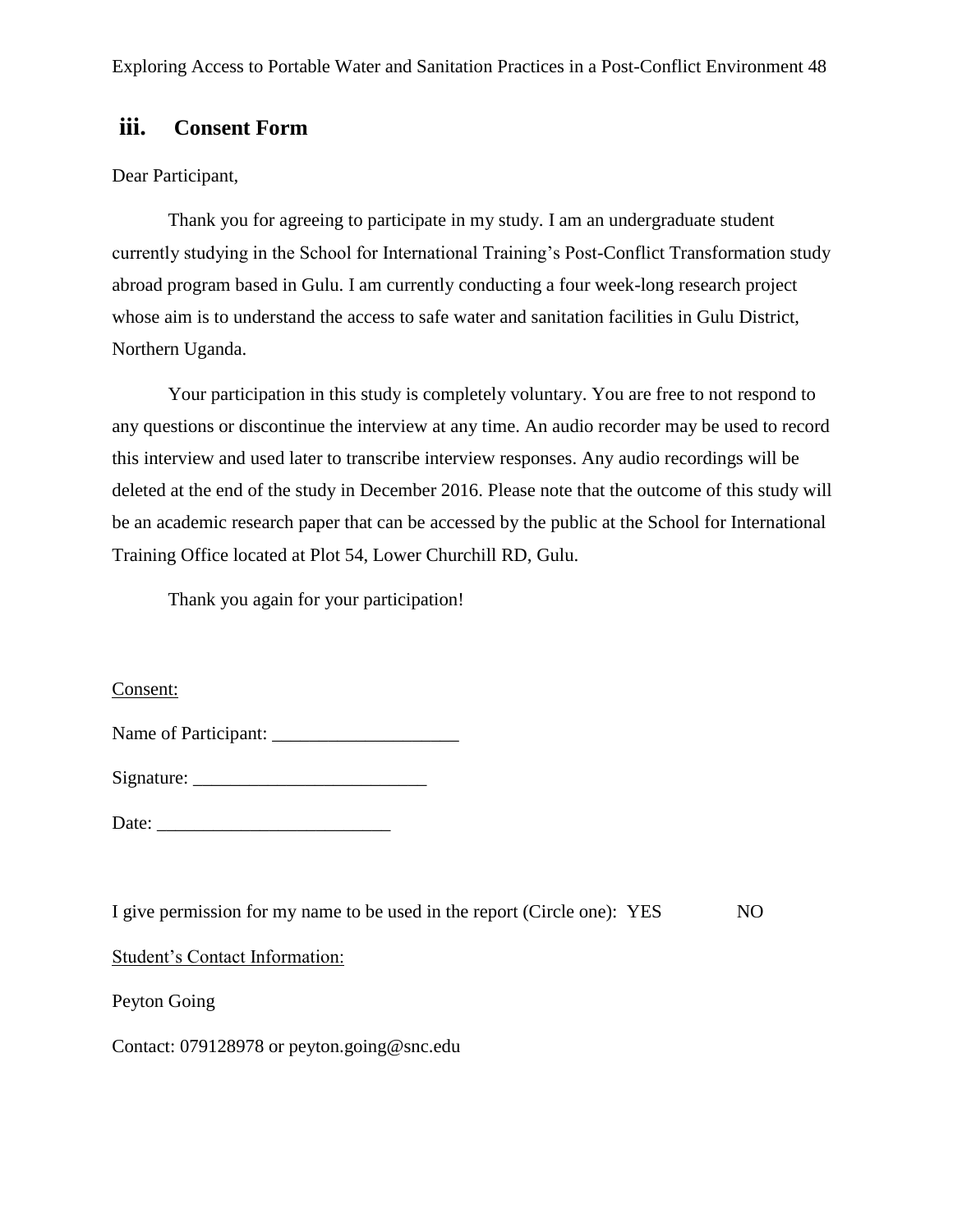## iii. Consent Form

Dear Participant,

Thank you for agreeing to participate in my study. I am an undergraduate student currently studying in the School for International Training's Post-Conflict Transformation study abroad program based in Gulu. I am currently conducting a four week-long research project whose aim is to understand the access to safe water and sanitation facilities in Gulu District, Northern Uganda.

Your participation in this study is completely voluntary. You are free to not respond to any questions or discontinue the interview at any time. An audio recorder may be used to record this interview and used later to transcribe interview responses. Any audio recordings will be deleted at the end of the study in December 2016. Please note that the outcome of this study will be an academic research paper that can be accessed by the public at the School for International Training Office located at Plot 54, Lower Churchill RD, Gulu.

Thank you again for your participation!

<u>Consent:</u>

Name of Participant: ____________________

Signature: _________________________

Date: _________________________

I give permission for my name to be used in the report (Circle one): YES NO

<u>Student's Contact Information:</u>

Peyton Going

Contact: 079128978 or peyton.going@snc.edu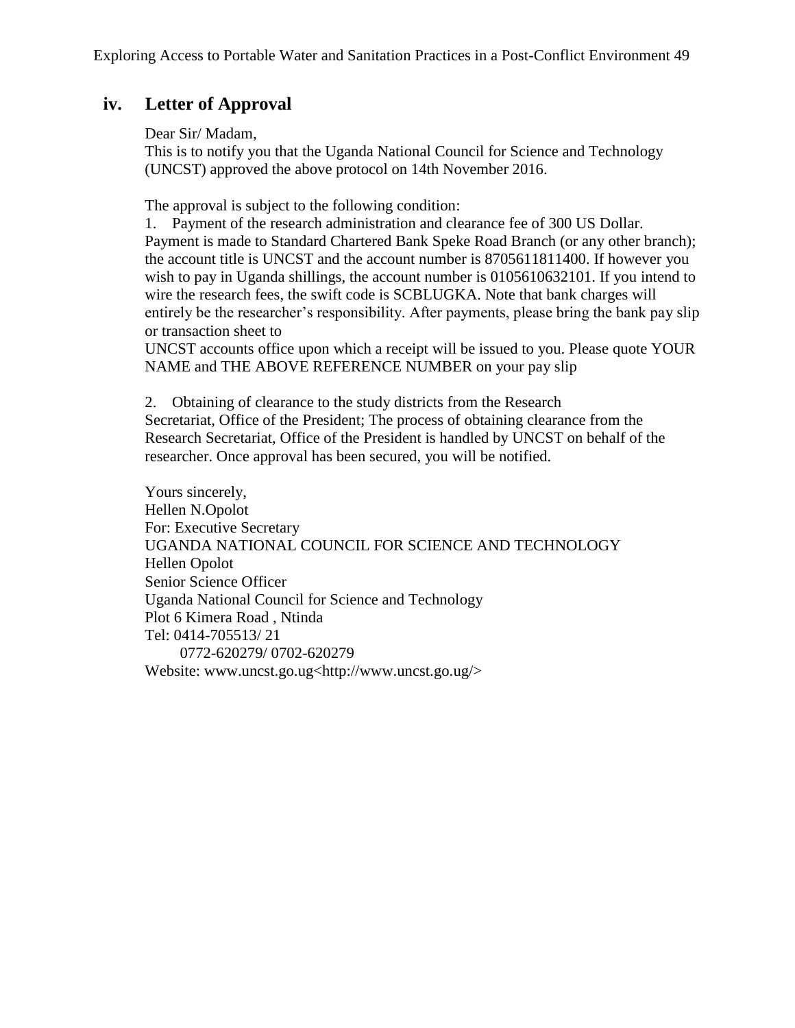## iv. Letter of Approval

Dear Sir/ Madam,
This is to notify you that the Uganda National Council for Science and Technology (UNCST) approved the above protocol on 14th November 2016.

The approval is subject to the following condition:
1. Payment of the research administration and clearance fee of 300 US Dollar. Payment is made to Standard Chartered Bank Speke Road Branch (or any other branch); the account title is UNCST and the account number is 8705611811400. If however you wish to pay in Uganda shillings, the account number is 0105610632101. If you intend to wire the research fees, the swift code is SCBLUGKA. Note that bank charges will entirely be the researcher's responsibility. After payments, please bring the bank pay slip or transaction sheet to
UNCST accounts office upon which a receipt will be issued to you. Please quote YOUR NAME and THE ABOVE REFERENCE NUMBER on your pay slip

2. Obtaining of clearance to the study districts from the Research Secretariat, Office of the President; The process of obtaining clearance from the Research Secretariat, Office of the President is handled by UNCST on behalf of the researcher. Once approval has been secured, you will be notified.

Yours sincerely,
Hellen N.Opolot
For: Executive Secretary
UGANDA NATIONAL COUNCIL FOR SCIENCE AND TECHNOLOGY
Hellen Opolot
Senior Science Officer
Uganda National Council for Science and Technology
Plot 6 Kimera Road , Ntinda
Tel: 0414-705513/ 21
0772-620279/ 0702-620279
Website: www.uncst.go.ug<http://www.uncst.go.ug/>